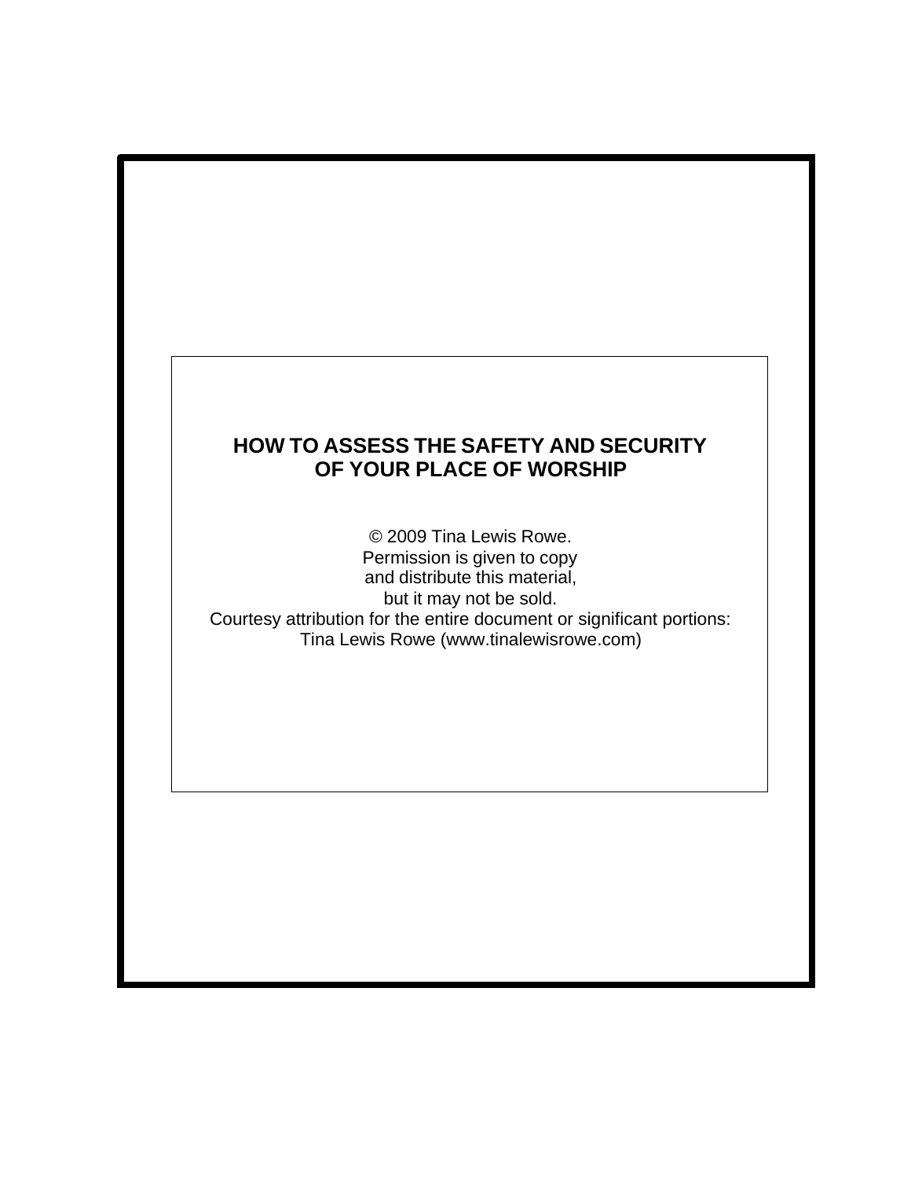# HOW TO ASSESS THE SAFETY AND SECURITY OF YOUR PLACE OF WORSHIP

© 2009 Tina Lewis Rowe.
Permission is given to copy
and distribute this material,
but it may not be sold.
Courtesy attribution for the entire document or significant portions:
Tina Lewis Rowe (www.tinalewisrowe.com)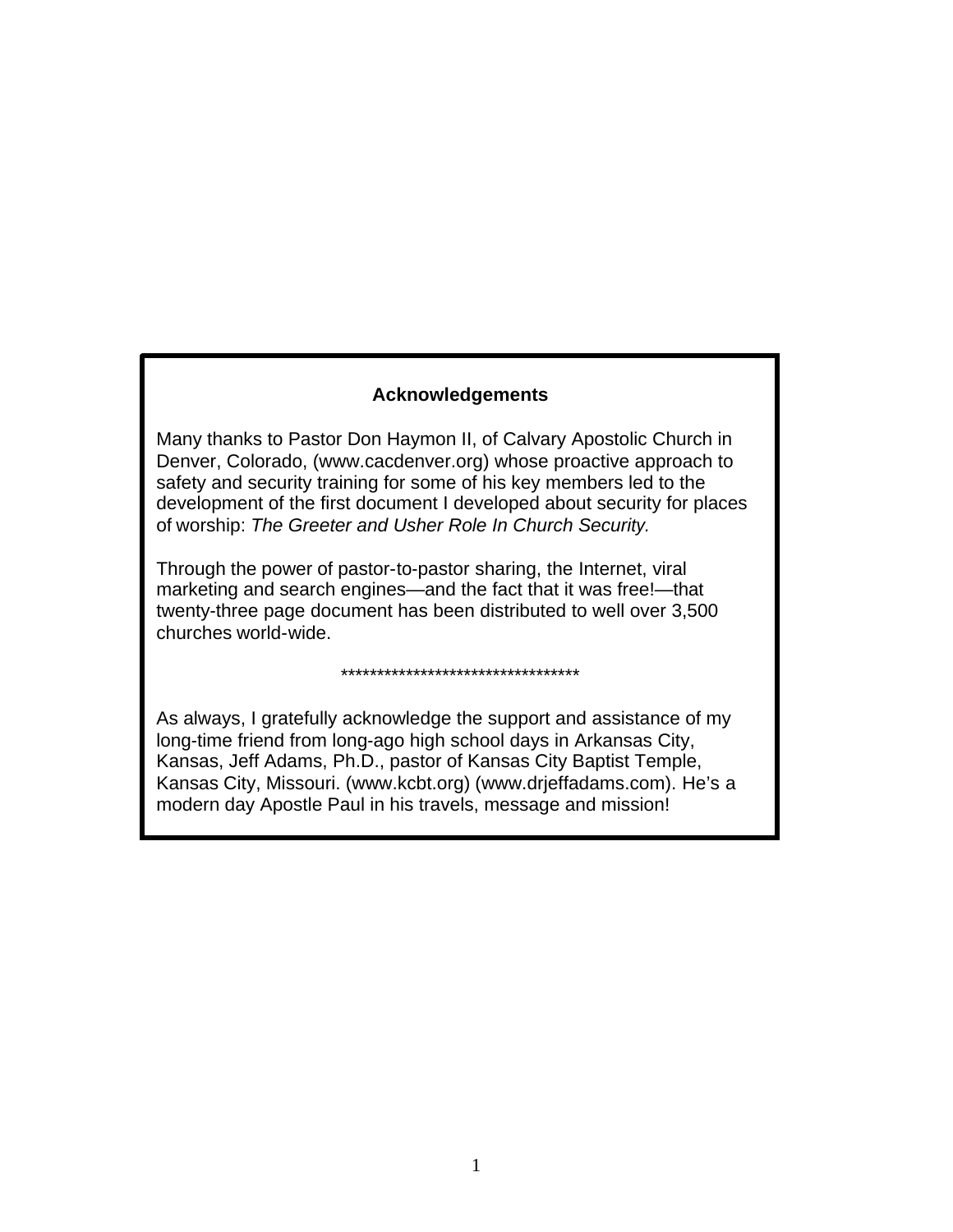## Acknowledgements

Many thanks to Pastor Don Haymon II, of Calvary Apostolic Church in Denver, Colorado, (www.cacdenver.org) whose proactive approach to safety and security training for some of his key members led to the development of the first document I developed about security for places of worship: *The Greeter and Usher Role In Church Security.*

Through the power of pastor-to-pastor sharing, the Internet, viral marketing and search engines—and the fact that it was free!—that twenty-three page document has been distributed to well over 3,500 churches world-wide.

**********************************

As always, I gratefully acknowledge the support and assistance of my long-time friend from long-ago high school days in Arkansas City, Kansas, Jeff Adams, Ph.D., pastor of Kansas City Baptist Temple, Kansas City, Missouri. (www.kcbt.org) (www.drjeffadams.com). He's a modern day Apostle Paul in his travels, message and mission!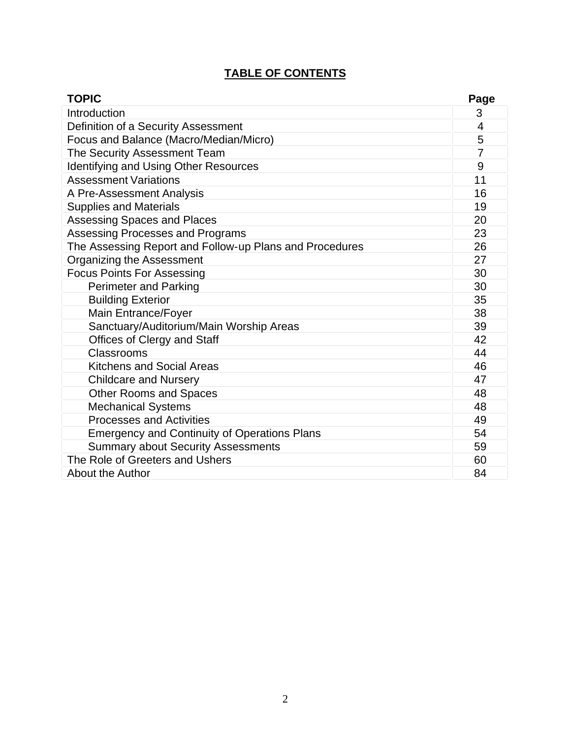# TABLE OF CONTENTS

| TOPIC | Page |
|---|---|
| Introduction | 3 |
| Definition of a Security Assessment | 4 |
| Focus and Balance (Macro/Median/Micro) | 5 |
| The Security Assessment Team | 7 |
| Identifying and Using Other Resources | 9 |
| Assessment Variations | 11 |
| A Pre-Assessment Analysis | 16 |
| Supplies and Materials | 19 |
| Assessing Spaces and Places | 20 |
| Assessing Processes and Programs | 23 |
| The Assessing Report and Follow-up Plans and Procedures | 26 |
| Organizing the Assessment | 27 |
| Focus Points For Assessing | 30 |
| Perimeter and Parking | 30 |
| Building Exterior | 35 |
| Main Entrance/Foyer | 38 |
| Sanctuary/Auditorium/Main Worship Areas | 39 |
| Offices of Clergy and Staff | 42 |
| Classrooms | 44 |
| Kitchens and Social Areas | 46 |
| Childcare and Nursery | 47 |
| Other Rooms and Spaces | 48 |
| Mechanical Systems | 48 |
| Processes and Activities | 49 |
| Emergency and Continuity of Operations Plans | 54 |
| Summary about Security Assessments | 59 |
| The Role of Greeters and Ushers | 60 |
| About the Author | 84 |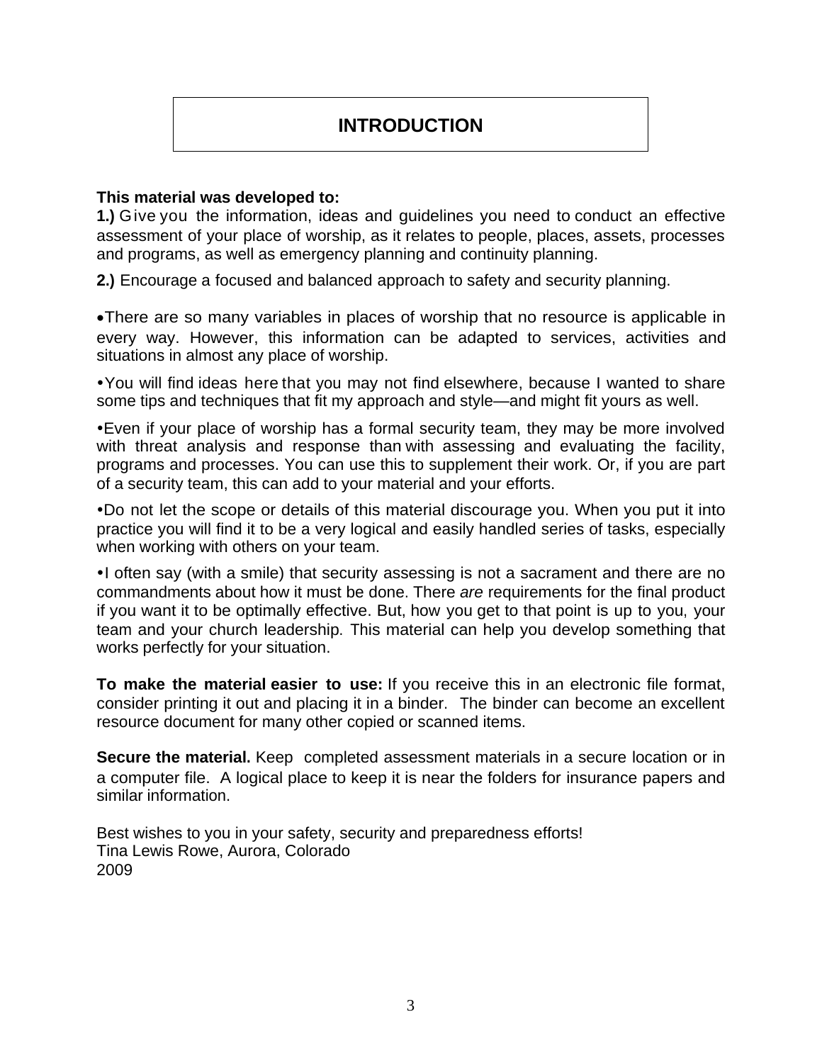# INTRODUCTION

**This material was developed to:**

**1.)** Give you the information, ideas and guidelines you need to conduct an effective assessment of your place of worship, as it relates to people, places, assets, processes and programs, as well as emergency planning and continuity planning.

**2.)** Encourage a focused and balanced approach to safety and security planning.

- There are so many variables in places of worship that no resource is applicable in every way. However, this information can be adapted to services, activities and situations in almost any place of worship.
- You will find ideas here that you may not find elsewhere, because I wanted to share some tips and techniques that fit my approach and style—and might fit yours as well.
- Even if your place of worship has a formal security team, they may be more involved with threat analysis and response than with assessing and evaluating the facility, programs and processes. You can use this to supplement their work. Or, if you are part of a security team, this can add to your material and your efforts.
- Do not let the scope or details of this material discourage you. When you put it into practice you will find it to be a very logical and easily handled series of tasks, especially when working with others on your team.
- I often say (with a smile) that security assessing is not a sacrament and there are no commandments about how it must be done. There *are* requirements for the final product if you want it to be optimally effective. But, how you get to that point is up to you, your team and your church leadership. This material can help you develop something that works perfectly for your situation.

**To make the material easier to use:** If you receive this in an electronic file format, consider printing it out and placing it in a binder. The binder can become an excellent resource document for many other copied or scanned items.

**Secure the material.** Keep completed assessment materials in a secure location or in a computer file. A logical place to keep it is near the folders for insurance papers and similar information.

Best wishes to you in your safety, security and preparedness efforts!
Tina Lewis Rowe, Aurora, Colorado
2009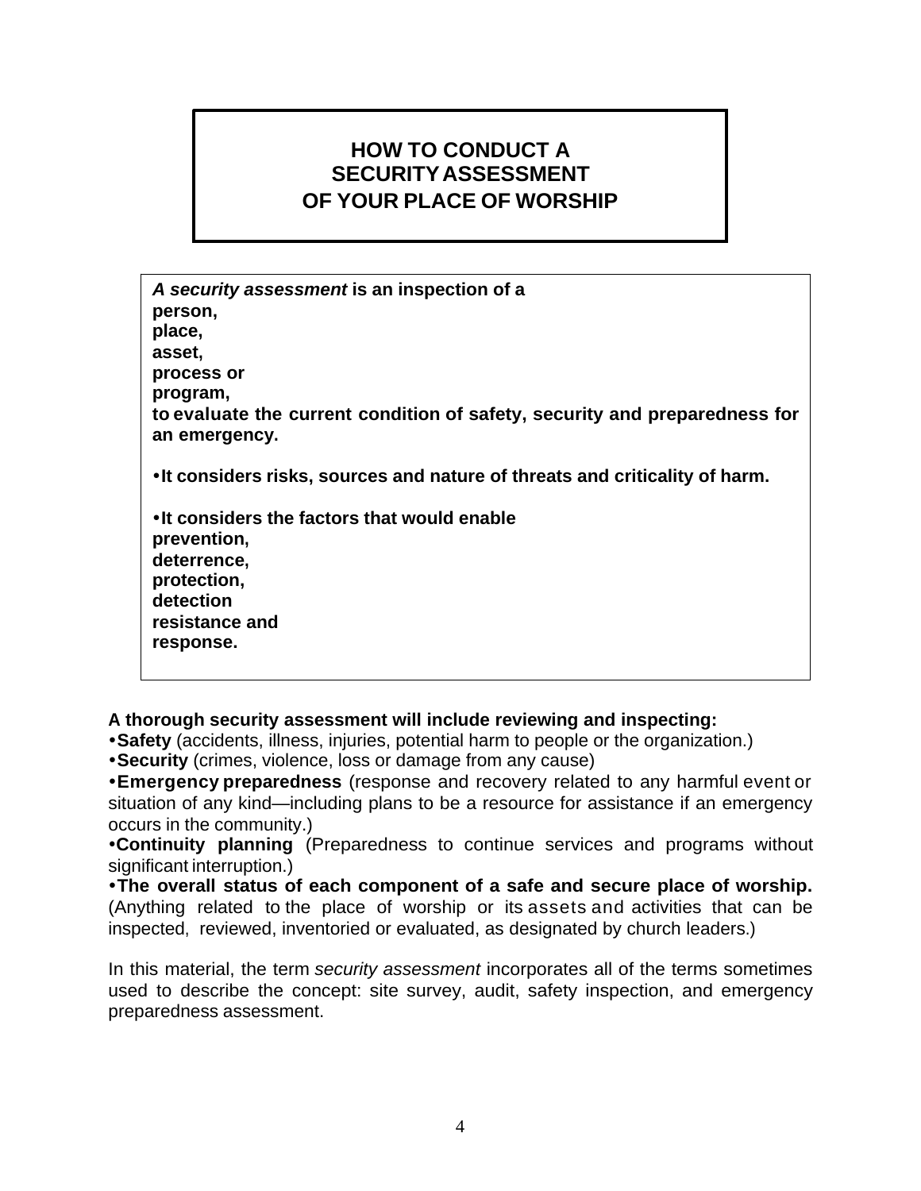# HOW TO CONDUCT A SECURITY ASSESSMENT OF YOUR PLACE OF WORSHIP

***A security assessment*** **is an inspection of a**
**person,**
**place,**
**asset,**
**process or**
**program,**
**to evaluate the current condition of safety, security and preparedness for an emergency.**

**•It considers risks, sources and nature of threats and criticality of harm.**

**•It considers the factors that would enable**
**prevention,**
**deterrence,**
**protection,**
**detection**
**resistance and**
**response.**

**A thorough security assessment will include reviewing and inspecting:**

•**Safety** (accidents, illness, injuries, potential harm to people or the organization.)
•**Security** (crimes, violence, loss or damage from any cause)
•**Emergency preparedness** (response and recovery related to any harmful event or situation of any kind—including plans to be a resource for assistance if an emergency occurs in the community.)
•**Continuity planning** (Preparedness to continue services and programs without significant interruption.)
•**The overall status of each component of a safe and secure place of worship.** (Anything related to the place of worship or its assets and activities that can be inspected, reviewed, inventoried or evaluated, as designated by church leaders.)

In this material, the term *security assessment* incorporates all of the terms sometimes used to describe the concept: site survey, audit, safety inspection, and emergency preparedness assessment.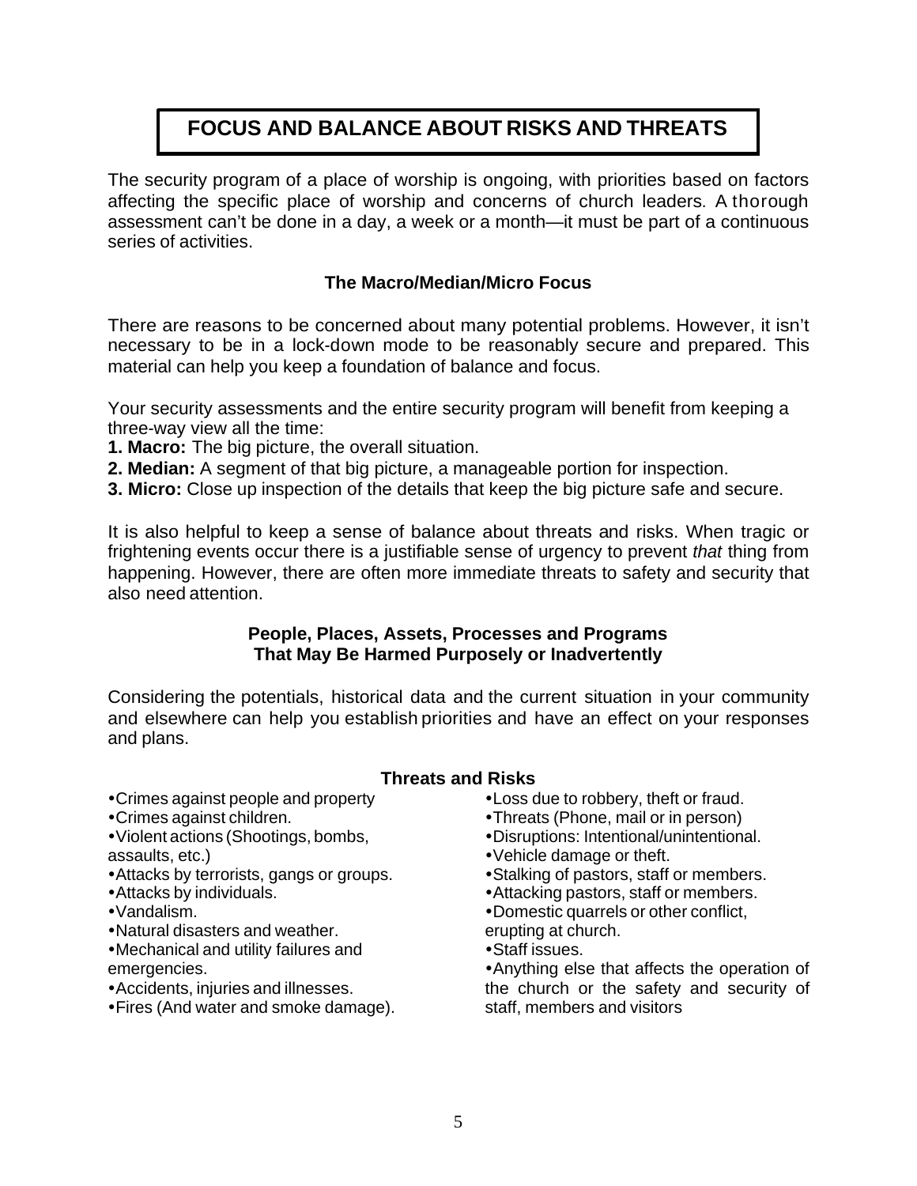# FOCUS AND BALANCE ABOUT RISKS AND THREATS

The security program of a place of worship is ongoing, with priorities based on factors affecting the specific place of worship and concerns of church leaders. A thorough assessment can't be done in a day, a week or a month—it must be part of a continuous series of activities.

### The Macro/Median/Micro Focus

There are reasons to be concerned about many potential problems. However, it isn't necessary to be in a lock-down mode to be reasonably secure and prepared. This material can help you keep a foundation of balance and focus.

Your security assessments and the entire security program will benefit from keeping a three-way view all the time:

**1. Macro:** The big picture, the overall situation.
**2. Median:** A segment of that big picture, a manageable portion for inspection.
**3. Micro:** Close up inspection of the details that keep the big picture safe and secure.

It is also helpful to keep a sense of balance about threats and risks. When tragic or frightening events occur there is a justifiable sense of urgency to prevent *that* thing from happening. However, there are often more immediate threats to safety and security that also need attention.

### People, Places, Assets, Processes and Programs That May Be Harmed Purposely or Inadvertently

Considering the potentials, historical data and the current situation in your community and elsewhere can help you establish priorities and have an effect on your responses and plans.

### Threats and Risks

- Crimes against people and property
- Crimes against children.
- Violent actions (Shootings, bombs, assaults, etc.)
- Attacks by terrorists, gangs or groups.
- Attacks by individuals.
- Vandalism.
- Natural disasters and weather.
- Mechanical and utility failures and emergencies.
- Accidents, injuries and illnesses.
- Fires (And water and smoke damage).
- Loss due to robbery, theft or fraud.
- Threats (Phone, mail or in person)
- Disruptions: Intentional/unintentional.
- Vehicle damage or theft.
- Stalking of pastors, staff or members.
- Attacking pastors, staff or members.
- Domestic quarrels or other conflict, erupting at church.
- Staff issues.
- Anything else that affects the operation of the church or the safety and security of staff, members and visitors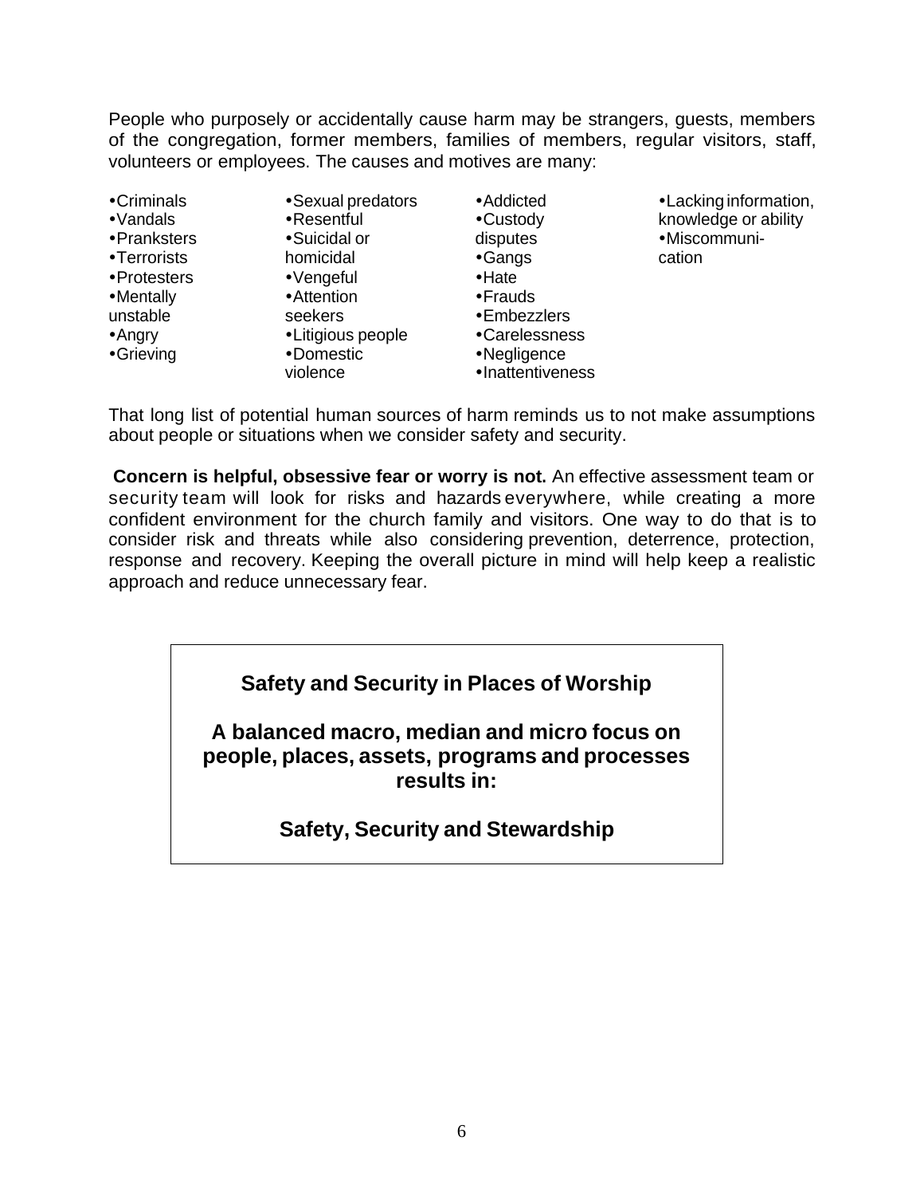People who purposely or accidentally cause harm may be strangers, guests, members of the congregation, former members, families of members, regular visitors, staff, volunteers or employees. The causes and motives are many:

- Criminals
- Vandals
- Pranksters
- Terrorists
- Protesters
- Mentally unstable
- Angry
- Grieving
- Sexual predators
- Resentful
- Suicidal or homicidal
- Vengeful
- Attention seekers
- Litigious people
- Domestic violence
- Addicted
- Custody disputes
- Gangs
- Hate
- Frauds
- Embezzlers
- Carelessness
- Negligence
- Inattentiveness
- Lacking information, knowledge or ability
- Miscommunication

That long list of potential human sources of harm reminds us to not make assumptions about people or situations when we consider safety and security.

**Concern is helpful, obsessive fear or worry is not.** An effective assessment team or security team will look for risks and hazards everywhere, while creating a more confident environment for the church family and visitors. One way to do that is to consider risk and threats while also considering prevention, deterrence, protection, response and recovery. Keeping the overall picture in mind will help keep a realistic approach and reduce unnecessary fear.

**Safety and Security in Places of Worship**

**A balanced macro, median and micro focus on people, places, assets, programs and processes results in:**

**Safety, Security and Stewardship**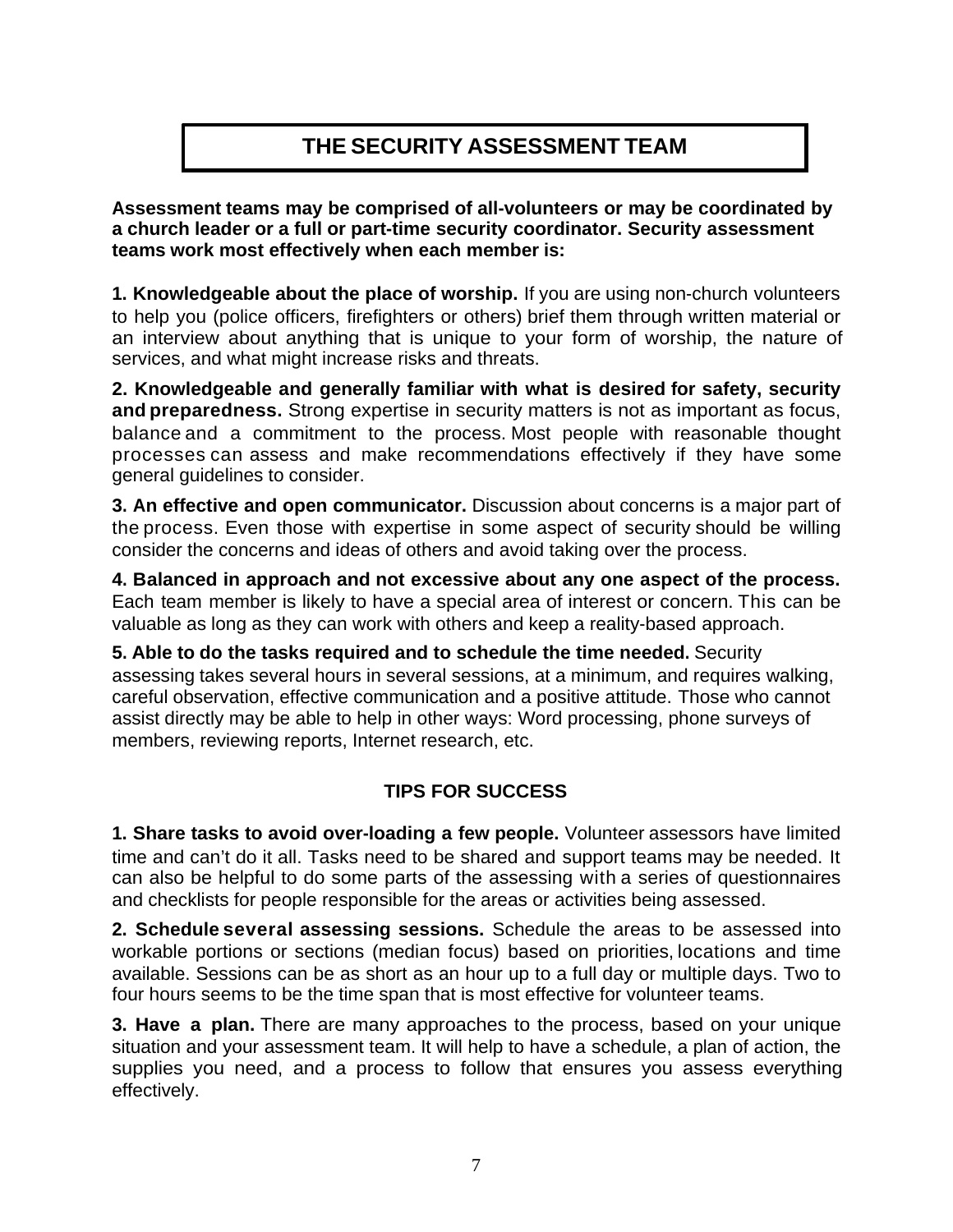# THE SECURITY ASSESSMENT TEAM

**Assessment teams may be comprised of all-volunteers or may be coordinated by a church leader or a full or part-time security coordinator. Security assessment teams work most effectively when each member is:**

**1. Knowledgeable about the place of worship.** If you are using non-church volunteers to help you (police officers, firefighters or others) brief them through written material or an interview about anything that is unique to your form of worship, the nature of services, and what might increase risks and threats.

**2. Knowledgeable and generally familiar with what is desired for safety, security and preparedness.** Strong expertise in security matters is not as important as focus, balance and a commitment to the process. Most people with reasonable thought processes can assess and make recommendations effectively if they have some general guidelines to consider.

**3. An effective and open communicator.** Discussion about concerns is a major part of the process. Even those with expertise in some aspect of security should be willing consider the concerns and ideas of others and avoid taking over the process.

**4. Balanced in approach and not excessive about any one aspect of the process.** Each team member is likely to have a special area of interest or concern. This can be valuable as long as they can work with others and keep a reality-based approach.

**5. Able to do the tasks required and to schedule the time needed.** Security assessing takes several hours in several sessions, at a minimum, and requires walking, careful observation, effective communication and a positive attitude. Those who cannot assist directly may be able to help in other ways: Word processing, phone surveys of members, reviewing reports, Internet research, etc.

## TIPS FOR SUCCESS

**1. Share tasks to avoid over-loading a few people.** Volunteer assessors have limited time and can't do it all. Tasks need to be shared and support teams may be needed. It can also be helpful to do some parts of the assessing with a series of questionnaires and checklists for people responsible for the areas or activities being assessed.

**2. Schedule several assessing sessions.** Schedule the areas to be assessed into workable portions or sections (median focus) based on priorities, locations and time available. Sessions can be as short as an hour up to a full day or multiple days. Two to four hours seems to be the time span that is most effective for volunteer teams.

**3. Have a plan.** There are many approaches to the process, based on your unique situation and your assessment team. It will help to have a schedule, a plan of action, the supplies you need, and a process to follow that ensures you assess everything effectively.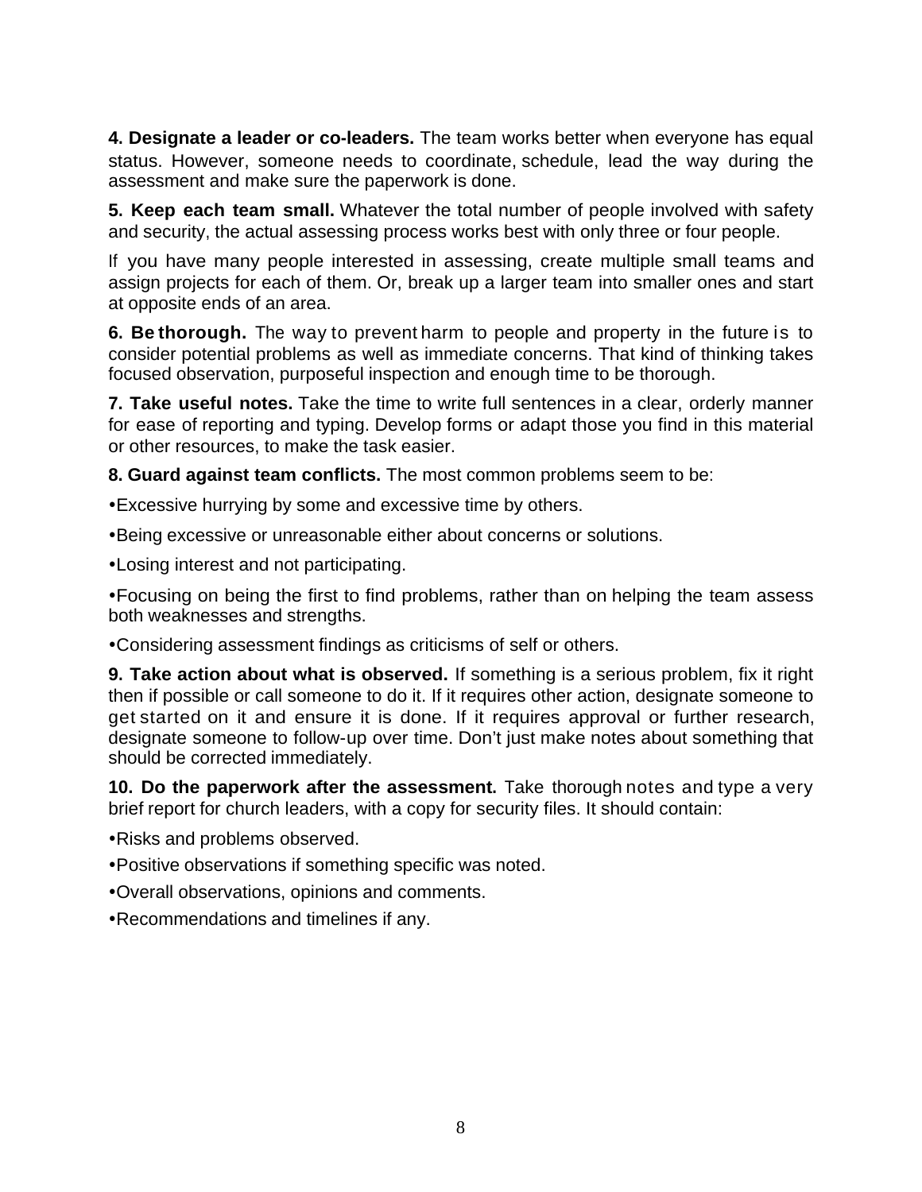**4. Designate a leader or co-leaders.** The team works better when everyone has equal status. However, someone needs to coordinate, schedule, lead the way during the assessment and make sure the paperwork is done.

**5. Keep each team small.** Whatever the total number of people involved with safety and security, the actual assessing process works best with only three or four people.

If you have many people interested in assessing, create multiple small teams and assign projects for each of them. Or, break up a larger team into smaller ones and start at opposite ends of an area.

**6. Be thorough.** The way to prevent harm to people and property in the future is to consider potential problems as well as immediate concerns. That kind of thinking takes focused observation, purposeful inspection and enough time to be thorough.

**7. Take useful notes.** Take the time to write full sentences in a clear, orderly manner for ease of reporting and typing. Develop forms or adapt those you find in this material or other resources, to make the task easier.

**8. Guard against team conflicts.** The most common problems seem to be:

- Excessive hurrying by some and excessive time by others.
- Being excessive or unreasonable either about concerns or solutions.
- Losing interest and not participating.
- Focusing on being the first to find problems, rather than on helping the team assess both weaknesses and strengths.
- Considering assessment findings as criticisms of self or others.

**9. Take action about what is observed.** If something is a serious problem, fix it right then if possible or call someone to do it. If it requires other action, designate someone to get started on it and ensure it is done. If it requires approval or further research, designate someone to follow-up over time. Don't just make notes about something that should be corrected immediately.

**10. Do the paperwork after the assessment.** Take thorough notes and type a very brief report for church leaders, with a copy for security files. It should contain:

- Risks and problems observed.
- Positive observations if something specific was noted.
- Overall observations, opinions and comments.
- Recommendations and timelines if any.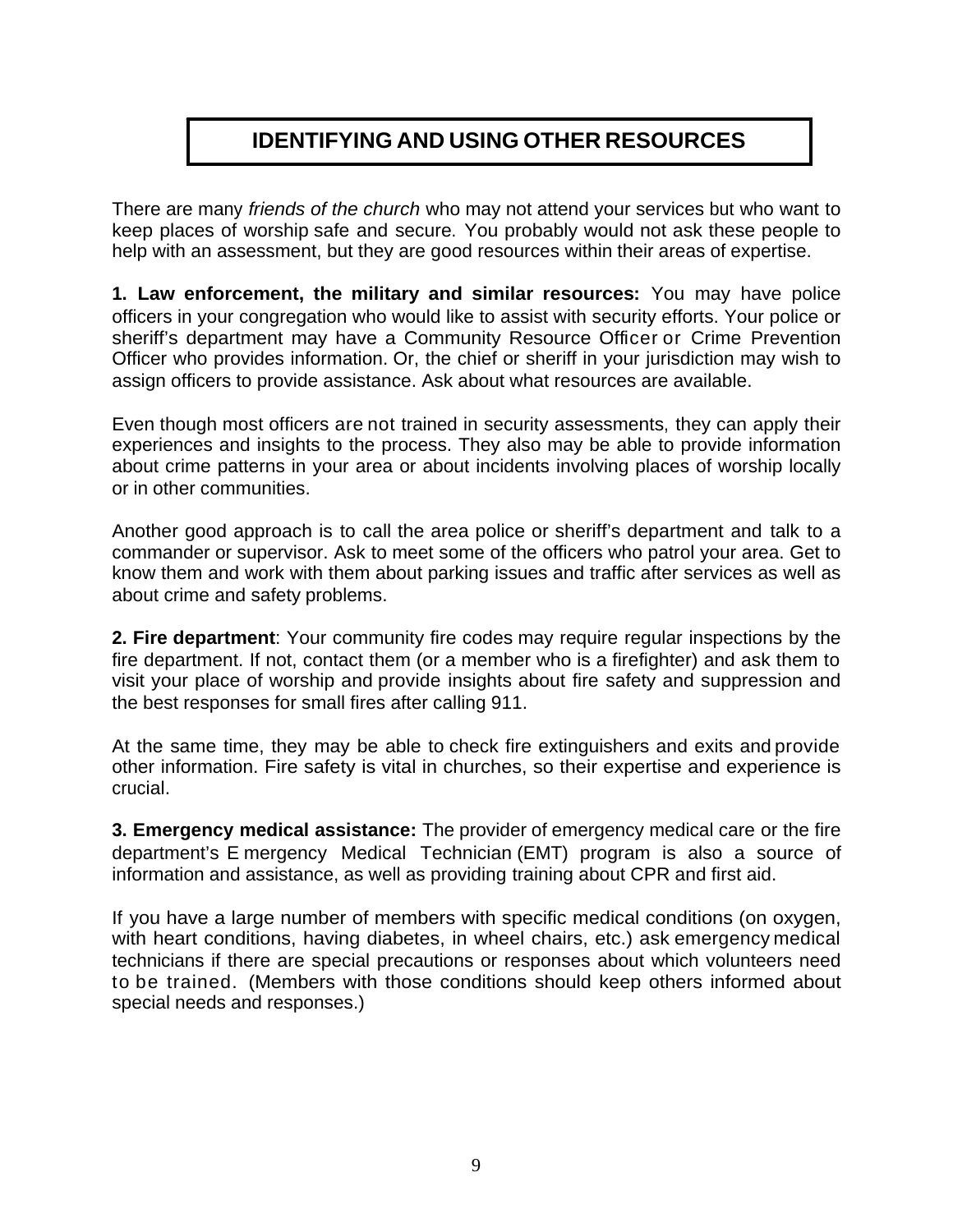# IDENTIFYING AND USING OTHER RESOURCES

There are many *friends of the church* who may not attend your services but who want to keep places of worship safe and secure. You probably would not ask these people to help with an assessment, but they are good resources within their areas of expertise.

**1. Law enforcement, the military and similar resources:** You may have police officers in your congregation who would like to assist with security efforts. Your police or sheriff's department may have a Community Resource Officer or Crime Prevention Officer who provides information. Or, the chief or sheriff in your jurisdiction may wish to assign officers to provide assistance. Ask about what resources are available.

Even though most officers are not trained in security assessments, they can apply their experiences and insights to the process. They also may be able to provide information about crime patterns in your area or about incidents involving places of worship locally or in other communities.

Another good approach is to call the area police or sheriff's department and talk to a commander or supervisor. Ask to meet some of the officers who patrol your area. Get to know them and work with them about parking issues and traffic after services as well as about crime and safety problems.

**2. Fire department**: Your community fire codes may require regular inspections by the fire department. If not, contact them (or a member who is a firefighter) and ask them to visit your place of worship and provide insights about fire safety and suppression and the best responses for small fires after calling 911.

At the same time, they may be able to check fire extinguishers and exits and provide other information. Fire safety is vital in churches, so their expertise and experience is crucial.

**3. Emergency medical assistance:** The provider of emergency medical care or the fire department's Emergency Medical Technician (EMT) program is also a source of information and assistance, as well as providing training about CPR and first aid.

If you have a large number of members with specific medical conditions (on oxygen, with heart conditions, having diabetes, in wheel chairs, etc.) ask emergency medical technicians if there are special precautions or responses about which volunteers need to be trained. (Members with those conditions should keep others informed about special needs and responses.)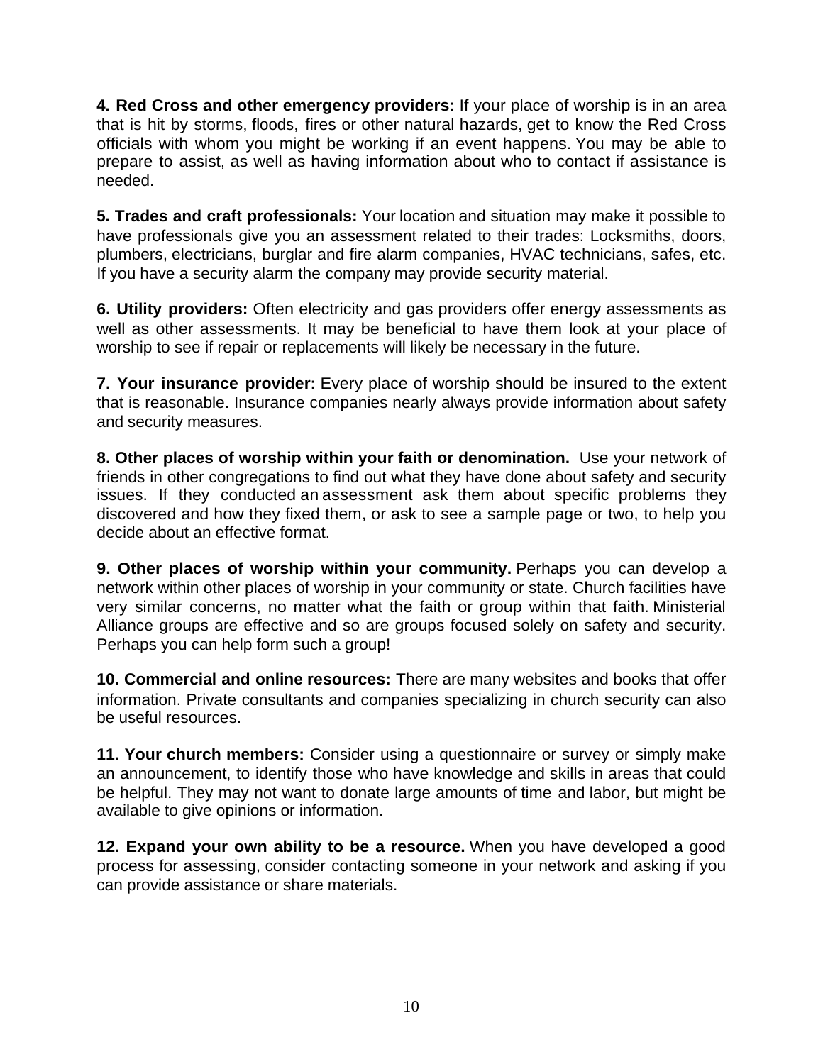**4. Red Cross and other emergency providers:** If your place of worship is in an area that is hit by storms, floods, fires or other natural hazards, get to know the Red Cross officials with whom you might be working if an event happens. You may be able to prepare to assist, as well as having information about who to contact if assistance is needed.

**5. Trades and craft professionals:** Your location and situation may make it possible to have professionals give you an assessment related to their trades: Locksmiths, doors, plumbers, electricians, burglar and fire alarm companies, HVAC technicians, safes, etc. If you have a security alarm the company may provide security material.

**6. Utility providers:** Often electricity and gas providers offer energy assessments as well as other assessments. It may be beneficial to have them look at your place of worship to see if repair or replacements will likely be necessary in the future.

**7. Your insurance provider:** Every place of worship should be insured to the extent that is reasonable. Insurance companies nearly always provide information about safety and security measures.

**8. Other places of worship within your faith or denomination.** Use your network of friends in other congregations to find out what they have done about safety and security issues. If they conducted an assessment ask them about specific problems they discovered and how they fixed them, or ask to see a sample page or two, to help you decide about an effective format.

**9. Other places of worship within your community.** Perhaps you can develop a network within other places of worship in your community or state. Church facilities have very similar concerns, no matter what the faith or group within that faith. Ministerial Alliance groups are effective and so are groups focused solely on safety and security. Perhaps you can help form such a group!

**10. Commercial and online resources:** There are many websites and books that offer information. Private consultants and companies specializing in church security can also be useful resources.

**11. Your church members:** Consider using a questionnaire or survey or simply make an announcement, to identify those who have knowledge and skills in areas that could be helpful. They may not want to donate large amounts of time and labor, but might be available to give opinions or information.

**12. Expand your own ability to be a resource.** When you have developed a good process for assessing, consider contacting someone in your network and asking if you can provide assistance or share materials.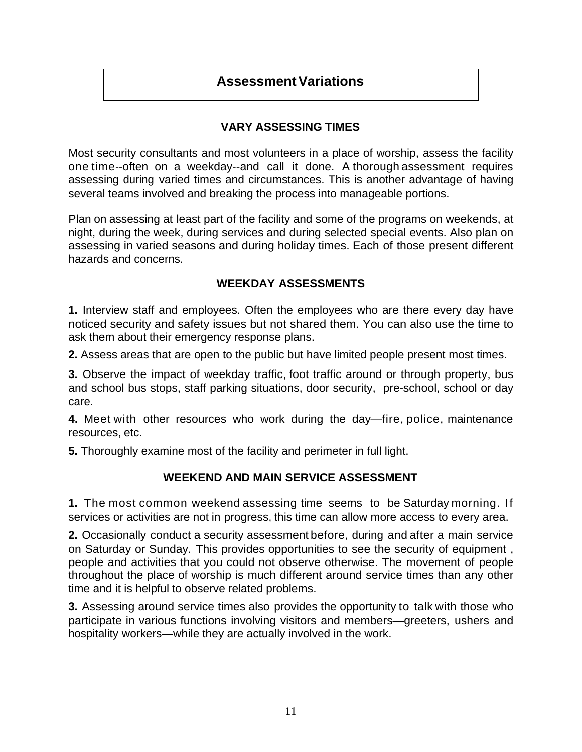## Assessment Variations

### VARY ASSESSING TIMES

Most security consultants and most volunteers in a place of worship, assess the facility one time--often on a weekday--and call it done. A thorough assessment requires assessing during varied times and circumstances. This is another advantage of having several teams involved and breaking the process into manageable portions.

Plan on assessing at least part of the facility and some of the programs on weekends, at night, during the week, during services and during selected special events. Also plan on assessing in varied seasons and during holiday times. Each of those present different hazards and concerns.

### WEEKDAY ASSESSMENTS

**1.** Interview staff and employees. Often the employees who are there every day have noticed security and safety issues but not shared them. You can also use the time to ask them about their emergency response plans.

**2.** Assess areas that are open to the public but have limited people present most times.

**3.** Observe the impact of weekday traffic, foot traffic around or through property, bus and school bus stops, staff parking situations, door security, pre-school, school or day care.

**4.** Meet with other resources who work during the day—fire, police, maintenance resources, etc.

**5.** Thoroughly examine most of the facility and perimeter in full light.

### WEEKEND AND MAIN SERVICE ASSESSMENT

**1.** The most common weekend assessing time seems to be Saturday morning. If services or activities are not in progress, this time can allow more access to every area.

**2.** Occasionally conduct a security assessment before, during and after a main service on Saturday or Sunday. This provides opportunities to see the security of equipment , people and activities that you could not observe otherwise. The movement of people throughout the place of worship is much different around service times than any other time and it is helpful to observe related problems.

**3.** Assessing around service times also provides the opportunity to talk with those who participate in various functions involving visitors and members—greeters, ushers and hospitality workers—while they are actually involved in the work.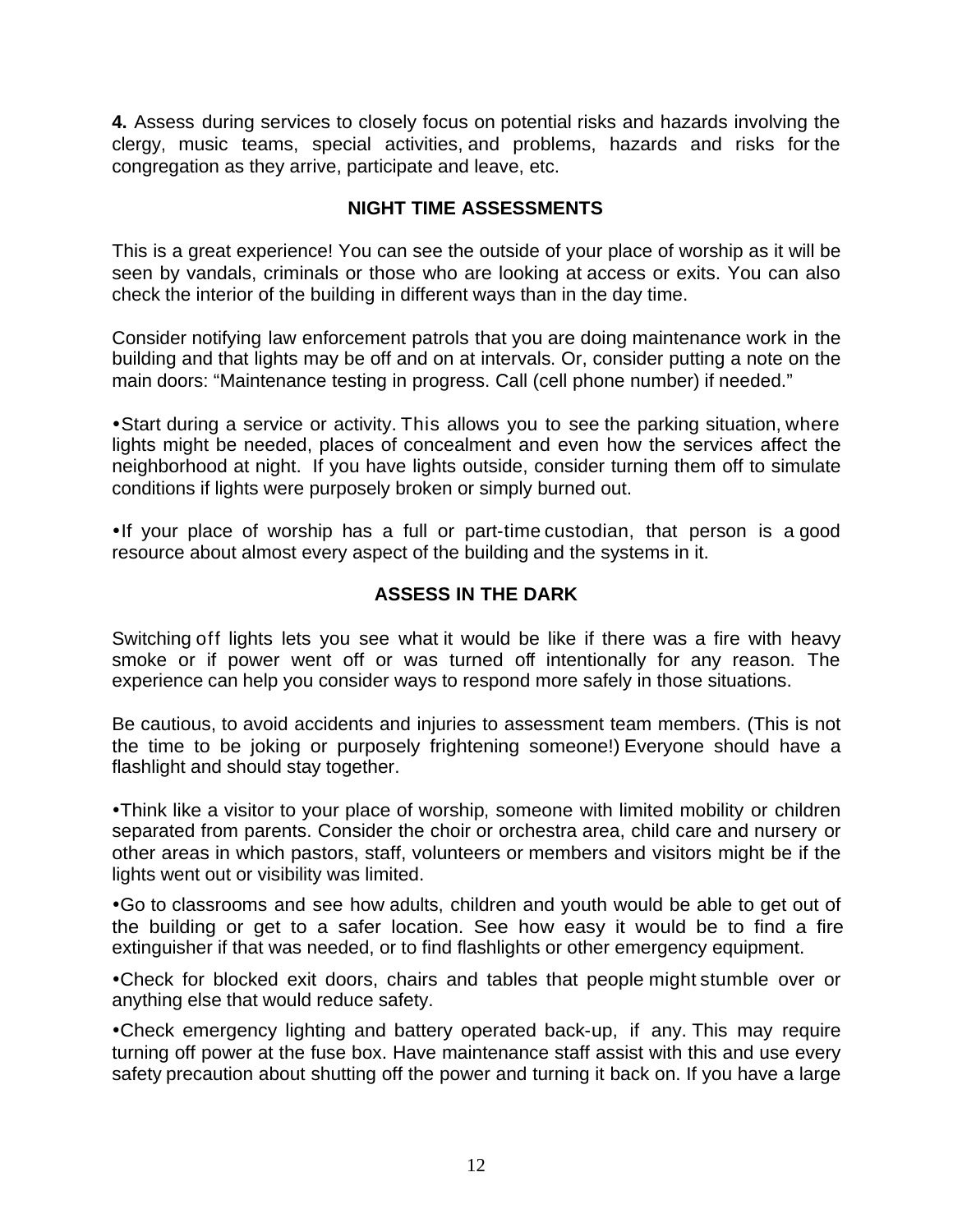**4.** Assess during services to closely focus on potential risks and hazards involving the clergy, music teams, special activities, and problems, hazards and risks for the congregation as they arrive, participate and leave, etc.

## NIGHT TIME ASSESSMENTS

This is a great experience! You can see the outside of your place of worship as it will be seen by vandals, criminals or those who are looking at access or exits. You can also check the interior of the building in different ways than in the day time.

Consider notifying law enforcement patrols that you are doing maintenance work in the building and that lights may be off and on at intervals. Or, consider putting a note on the main doors: "Maintenance testing in progress. Call (cell phone number) if needed."

- Start during a service or activity. This allows you to see the parking situation, where lights might be needed, places of concealment and even how the services affect the neighborhood at night. If you have lights outside, consider turning them off to simulate conditions if lights were purposely broken or simply burned out.

- If your place of worship has a full or part-time custodian, that person is a good resource about almost every aspect of the building and the systems in it.

## ASSESS IN THE DARK

Switching off lights lets you see what it would be like if there was a fire with heavy smoke or if power went off or was turned off intentionally for any reason. The experience can help you consider ways to respond more safely in those situations.

Be cautious, to avoid accidents and injuries to assessment team members. (This is not the time to be joking or purposely frightening someone!) Everyone should have a flashlight and should stay together.

- Think like a visitor to your place of worship, someone with limited mobility or children separated from parents. Consider the choir or orchestra area, child care and nursery or other areas in which pastors, staff, volunteers or members and visitors might be if the lights went out or visibility was limited.
- Go to classrooms and see how adults, children and youth would be able to get out of the building or get to a safer location. See how easy it would be to find a fire extinguisher if that was needed, or to find flashlights or other emergency equipment.
- Check for blocked exit doors, chairs and tables that people might stumble over or anything else that would reduce safety.
- Check emergency lighting and battery operated back-up, if any. This may require turning off power at the fuse box. Have maintenance staff assist with this and use every safety precaution about shutting off the power and turning it back on. If you have a large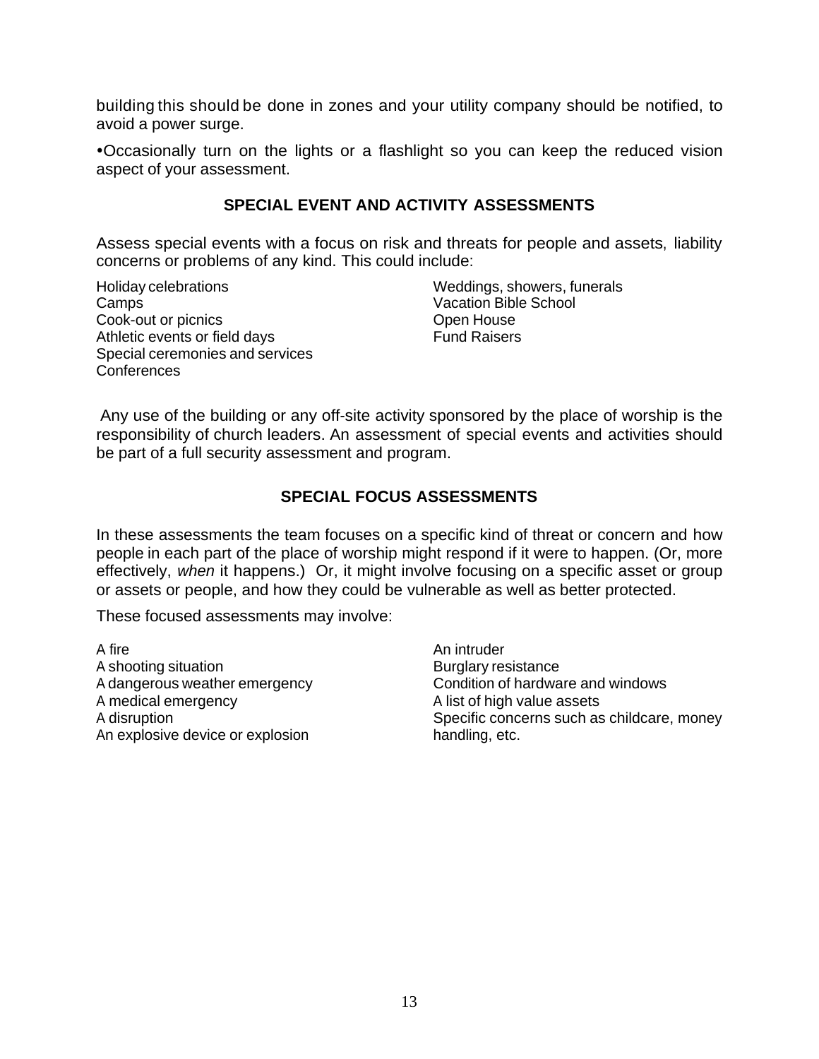building this should be done in zones and your utility company should be notified, to avoid a power surge.

•Occasionally turn on the lights or a flashlight so you can keep the reduced vision aspect of your assessment.

## SPECIAL EVENT AND ACTIVITY ASSESSMENTS

Assess special events with a focus on risk and threats for people and assets, liability concerns or problems of any kind. This could include:

Holiday celebrations
Camps
Cook-out or picnics
Athletic events or field days
Special ceremonies and services
Conferences
Weddings, showers, funerals
Vacation Bible School
Open House
Fund Raisers

Any use of the building or any off-site activity sponsored by the place of worship is the responsibility of church leaders. An assessment of special events and activities should be part of a full security assessment and program.

## SPECIAL FOCUS ASSESSMENTS

In these assessments the team focuses on a specific kind of threat or concern and how people in each part of the place of worship might respond if it were to happen. (Or, more effectively, *when* it happens.) Or, it might involve focusing on a specific asset or group or assets or people, and how they could be vulnerable as well as better protected.

These focused assessments may involve:

A fire
A shooting situation
A dangerous weather emergency
A medical emergency
A disruption
An explosive device or explosion
An intruder
Burglary resistance
Condition of hardware and windows
A list of high value assets
Specific concerns such as childcare, money handling, etc.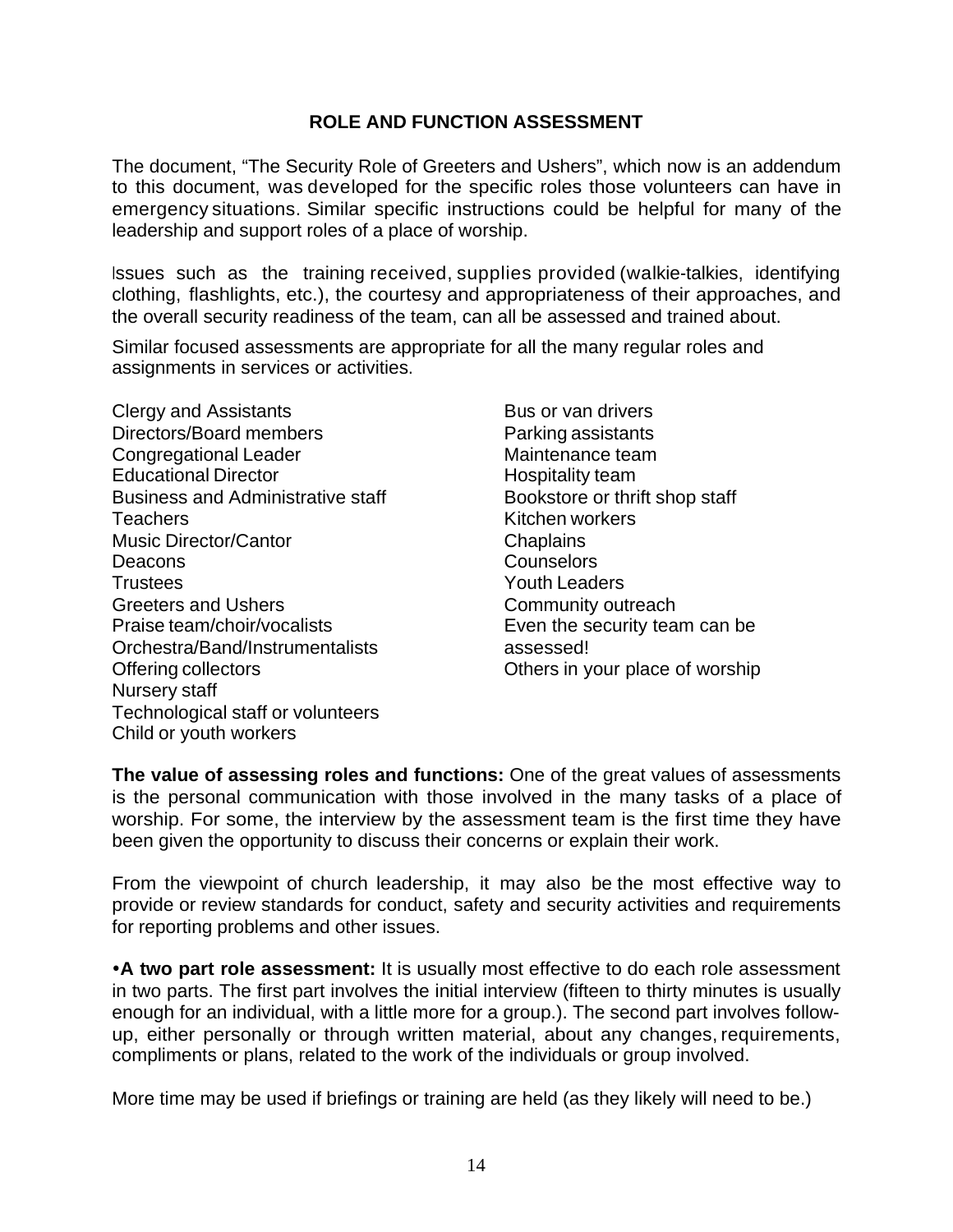## ROLE AND FUNCTION ASSESSMENT

The document, "The Security Role of Greeters and Ushers", which now is an addendum to this document, was developed for the specific roles those volunteers can have in emergency situations. Similar specific instructions could be helpful for many of the leadership and support roles of a place of worship.

Issues such as the training received, supplies provided (walkie-talkies, identifying clothing, flashlights, etc.), the courtesy and appropriateness of their approaches, and the overall security readiness of the team, can all be assessed and trained about.

Similar focused assessments are appropriate for all the many regular roles and assignments in services or activities.

- Clergy and Assistants
- Directors/Board members
- Congregational Leader
- Educational Director
- Business and Administrative staff
- Teachers
- Music Director/Cantor
- Deacons
- Trustees
- Greeters and Ushers
- Praise team/choir/vocalists
- Orchestra/Band/Instrumentalists
- Offering collectors
- Nursery staff
- Technological staff or volunteers
- Child or youth workers
- Bus or van drivers
- Parking assistants
- Maintenance team
- Hospitality team
- Bookstore or thrift shop staff
- Kitchen workers
- Chaplains
- Counselors
- Youth Leaders
- Community outreach
- Even the security team can be assessed!
- Others in your place of worship

**The value of assessing roles and functions:** One of the great values of assessments is the personal communication with those involved in the many tasks of a place of worship. For some, the interview by the assessment team is the first time they have been given the opportunity to discuss their concerns or explain their work.

From the viewpoint of church leadership, it may also be the most effective way to provide or review standards for conduct, safety and security activities and requirements for reporting problems and other issues.

•**A two part role assessment:** It is usually most effective to do each role assessment in two parts. The first part involves the initial interview (fifteen to thirty minutes is usually enough for an individual, with a little more for a group.). The second part involves follow-up, either personally or through written material, about any changes, requirements, compliments or plans, related to the work of the individuals or group involved.

More time may be used if briefings or training are held (as they likely will need to be.)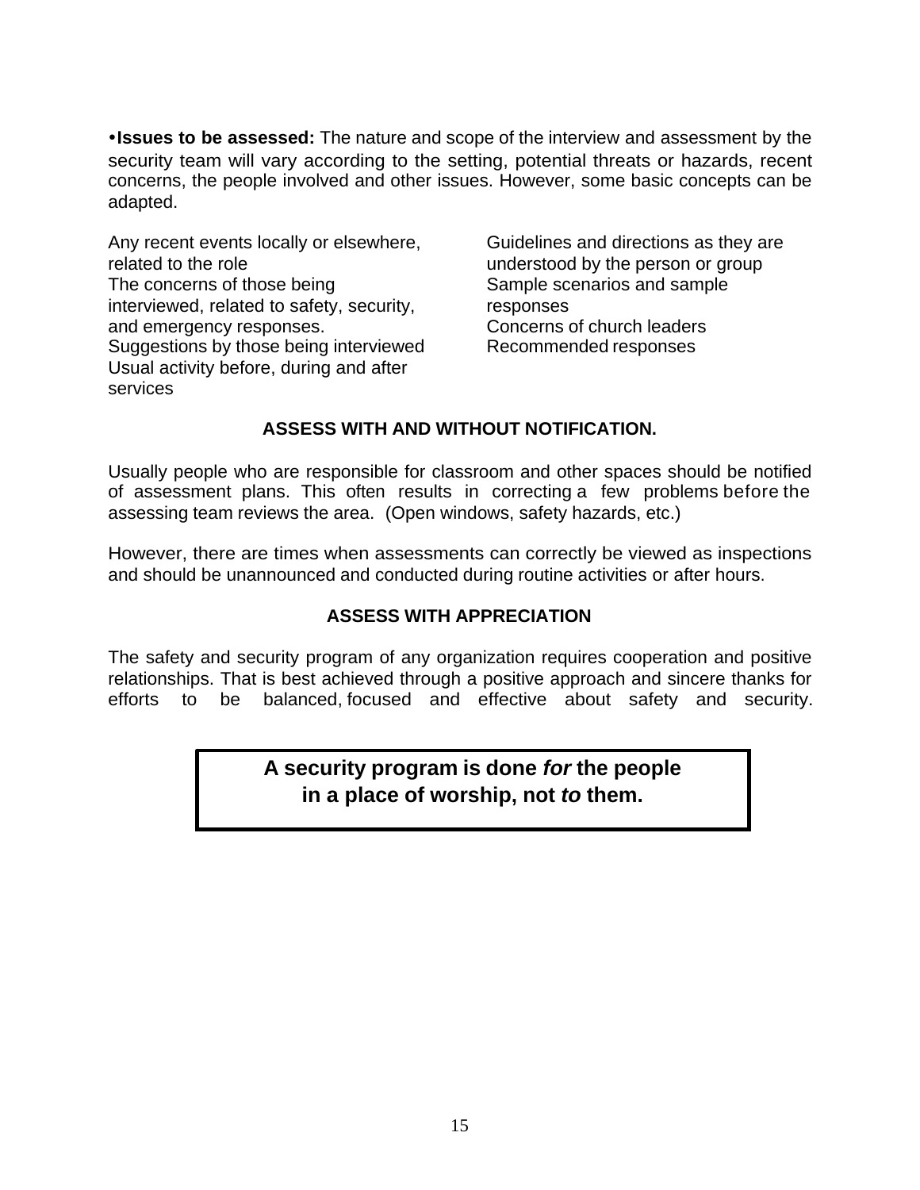•**Issues to be assessed:** The nature and scope of the interview and assessment by the security team will vary according to the setting, potential threats or hazards, recent concerns, the people involved and other issues. However, some basic concepts can be adapted.

Any recent events locally or elsewhere, related to the role
The concerns of those being interviewed, related to safety, security, and emergency responses.
Suggestions by those being interviewed
Usual activity before, during and after services
Guidelines and directions as they are understood by the person or group
Sample scenarios and sample responses
Concerns of church leaders
Recommended responses

**ASSESS WITH AND WITHOUT NOTIFICATION.**

Usually people who are responsible for classroom and other spaces should be notified of assessment plans. This often results in correcting a few problems before the assessing team reviews the area. (Open windows, safety hazards, etc.)

However, there are times when assessments can correctly be viewed as inspections and should be unannounced and conducted during routine activities or after hours.

**ASSESS WITH APPRECIATION**

The safety and security program of any organization requires cooperation and positive relationships. That is best achieved through a positive approach and sincere thanks for efforts to be balanced, focused and effective about safety and security.

**A security program is done *for* the people in a place of worship, not *to* them.**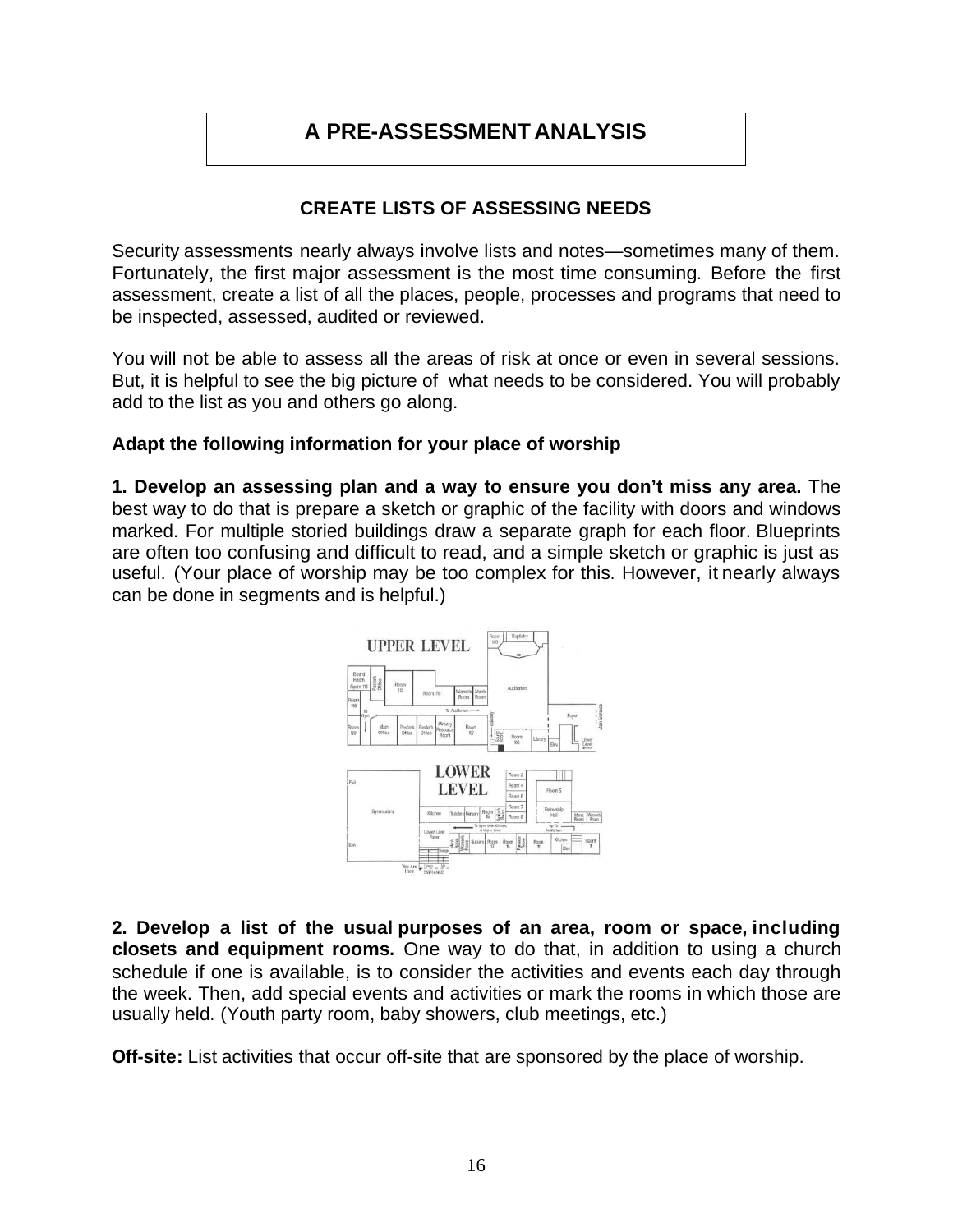# A PRE-ASSESSMENT ANALYSIS

## CREATE LISTS OF ASSESSING NEEDS

Security assessments nearly always involve lists and notes—sometimes many of them. Fortunately, the first major assessment is the most time consuming. Before the first assessment, create a list of all the places, people, processes and programs that need to be inspected, assessed, audited or reviewed.

You will not be able to assess all the areas of risk at once or even in several sessions. But, it is helpful to see the big picture of what needs to be considered. You will probably add to the list as you and others go along.

**Adapt the following information for your place of worship**

**1. Develop an assessing plan and a way to ensure you don't miss any area.** The best way to do that is prepare a sketch or graphic of the facility with doors and windows marked. For multiple storied buildings draw a separate graph for each floor. Blueprints are often too confusing and difficult to read, and a simple sketch or graphic is just as useful. (Your place of worship may be too complex for this. However, it nearly always can be done in segments and is helpful.)

**2. Develop a list of the usual purposes of an area, room or space, including closets and equipment rooms.** One way to do that, in addition to using a church schedule if one is available, is to consider the activities and events each day through the week. Then, add special events and activities or mark the rooms in which those are usually held. (Youth party room, baby showers, club meetings, etc.)

**Off-site:** List activities that occur off-site that are sponsored by the place of worship.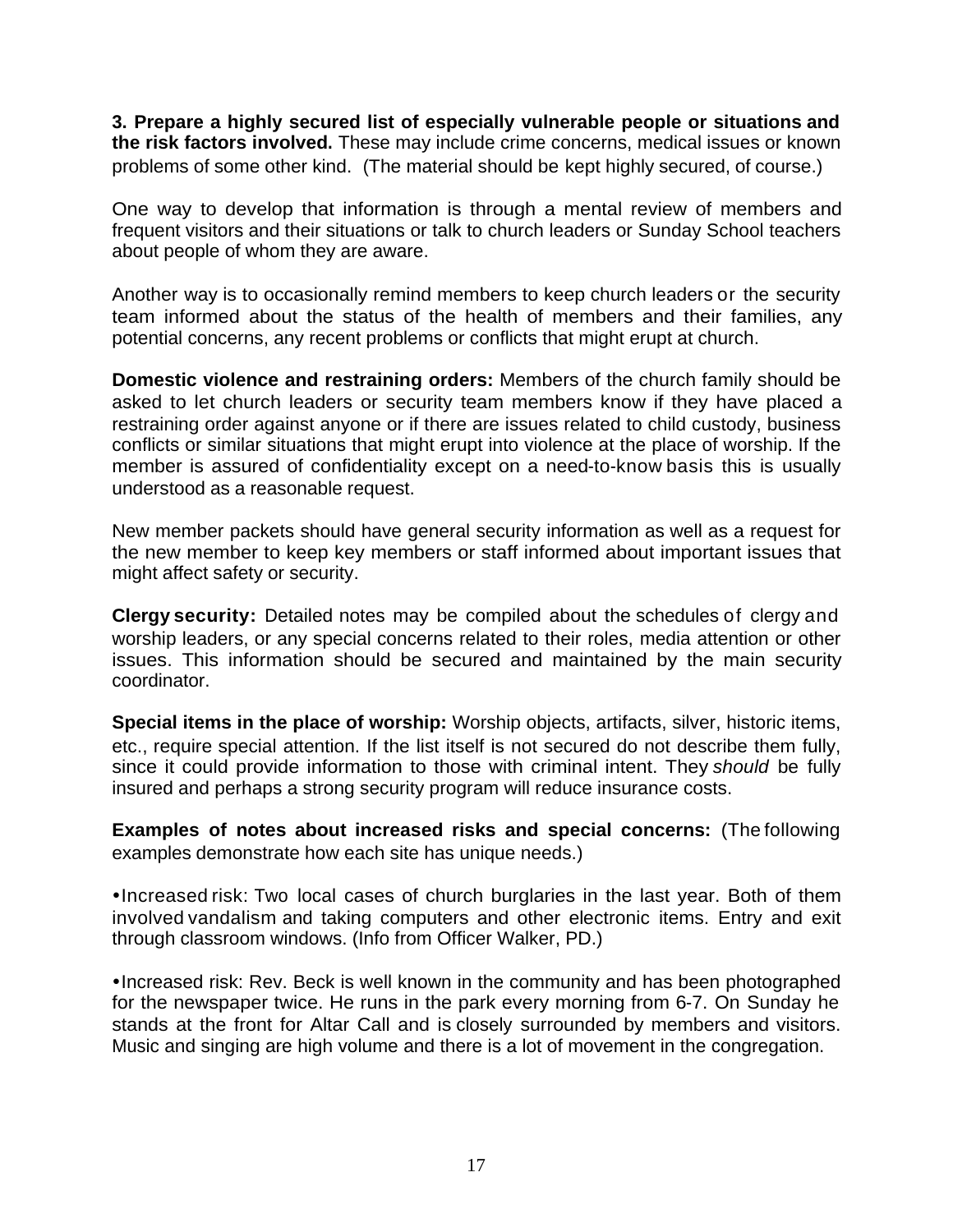**3. Prepare a highly secured list of especially vulnerable people or situations and the risk factors involved.** These may include crime concerns, medical issues or known problems of some other kind. (The material should be kept highly secured, of course.)

One way to develop that information is through a mental review of members and frequent visitors and their situations or talk to church leaders or Sunday School teachers about people of whom they are aware.

Another way is to occasionally remind members to keep church leaders or the security team informed about the status of the health of members and their families, any potential concerns, any recent problems or conflicts that might erupt at church.

**Domestic violence and restraining orders:** Members of the church family should be asked to let church leaders or security team members know if they have placed a restraining order against anyone or if there are issues related to child custody, business conflicts or similar situations that might erupt into violence at the place of worship. If the member is assured of confidentiality except on a need-to-know basis this is usually understood as a reasonable request.

New member packets should have general security information as well as a request for the new member to keep key members or staff informed about important issues that might affect safety or security.

**Clergy security:** Detailed notes may be compiled about the schedules of clergy and worship leaders, or any special concerns related to their roles, media attention or other issues. This information should be secured and maintained by the main security coordinator.

**Special items in the place of worship:** Worship objects, artifacts, silver, historic items, etc., require special attention. If the list itself is not secured do not describe them fully, since it could provide information to those with criminal intent. They *should* be fully insured and perhaps a strong security program will reduce insurance costs.

**Examples of notes about increased risks and special concerns:** (The following examples demonstrate how each site has unique needs.)

- Increased risk: Two local cases of church burglaries in the last year. Both of them involved vandalism and taking computers and other electronic items. Entry and exit through classroom windows. (Info from Officer Walker, PD.)

- Increased risk: Rev. Beck is well known in the community and has been photographed for the newspaper twice. He runs in the park every morning from 6-7. On Sunday he stands at the front for Altar Call and is closely surrounded by members and visitors. Music and singing are high volume and there is a lot of movement in the congregation.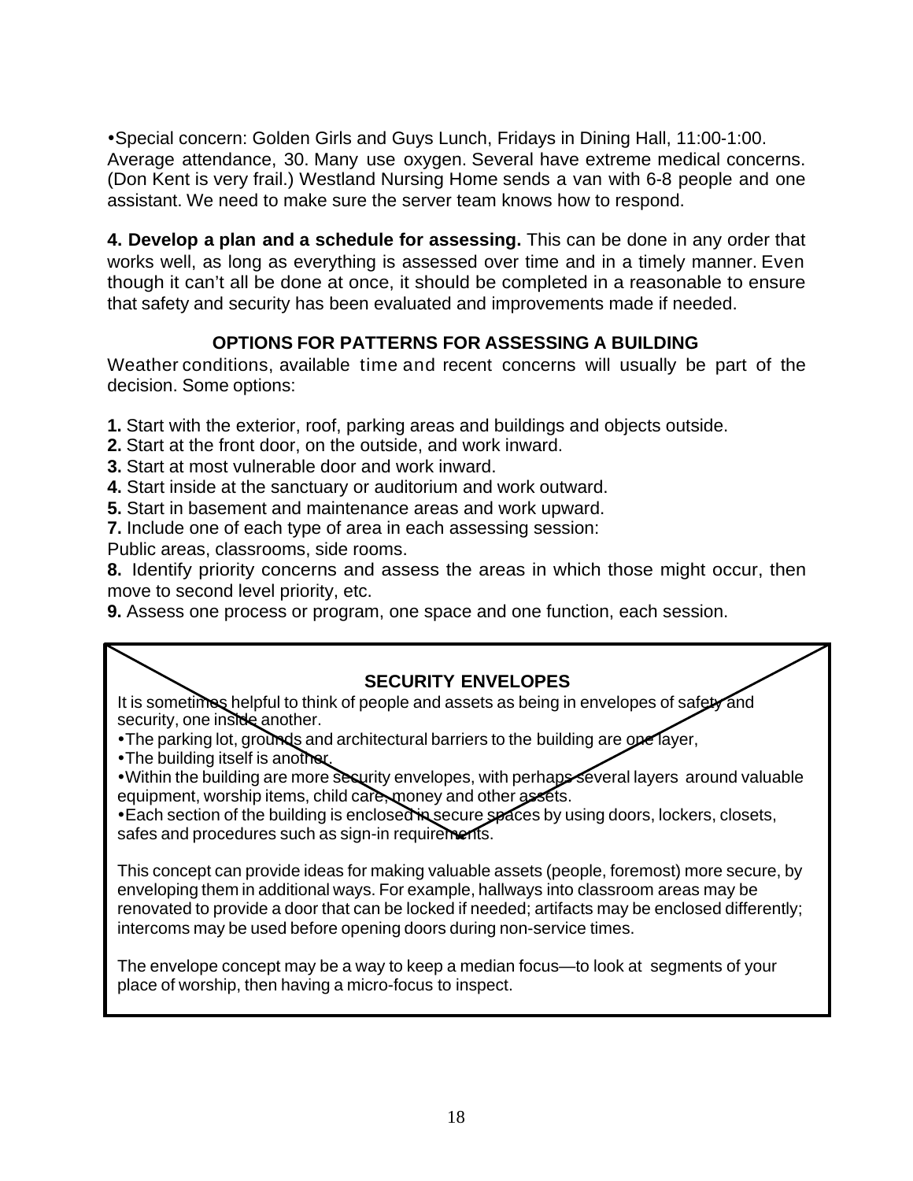•Special concern: Golden Girls and Guys Lunch, Fridays in Dining Hall, 11:00-1:00. Average attendance, 30. Many use oxygen. Several have extreme medical concerns. (Don Kent is very frail.) Westland Nursing Home sends a van with 6-8 people and one assistant. We need to make sure the server team knows how to respond.

**4. Develop a plan and a schedule for assessing.** This can be done in any order that works well, as long as everything is assessed over time and in a timely manner. Even though it can't all be done at once, it should be completed in a reasonable to ensure that safety and security has been evaluated and improvements made if needed.

### OPTIONS FOR PATTERNS FOR ASSESSING A BUILDING

Weather conditions, available time and recent concerns will usually be part of the decision. Some options:

**1.** Start with the exterior, roof, parking areas and buildings and objects outside.
**2.** Start at the front door, on the outside, and work inward.
**3.** Start at most vulnerable door and work inward.
**4.** Start inside at the sanctuary or auditorium and work outward.
**5.** Start in basement and maintenance areas and work upward.
**7.** Include one of each type of area in each assessing session:
Public areas, classrooms, side rooms.
**8.** Identify priority concerns and assess the areas in which those might occur, then move to second level priority, etc.
**9.** Assess one process or program, one space and one function, each session.

### SECURITY ENVELOPES

It is sometimes helpful to think of people and assets as being in envelopes of safety and security, one inside another.

- The parking lot, grounds and architectural barriers to the building are one layer,
- The building itself is another.
- Within the building are more security envelopes, with perhaps several layers around valuable equipment, worship items, child care, money and other assets.
- Each section of the building is enclosed in secure spaces by using doors, lockers, closets, safes and procedures such as sign-in requirements.

This concept can provide ideas for making valuable assets (people, foremost) more secure, by enveloping them in additional ways. For example, hallways into classroom areas may be renovated to provide a door that can be locked if needed; artifacts may be enclosed differently; intercoms may be used before opening doors during non-service times.

The envelope concept may be a way to keep a median focus—to look at segments of your place of worship, then having a micro-focus to inspect.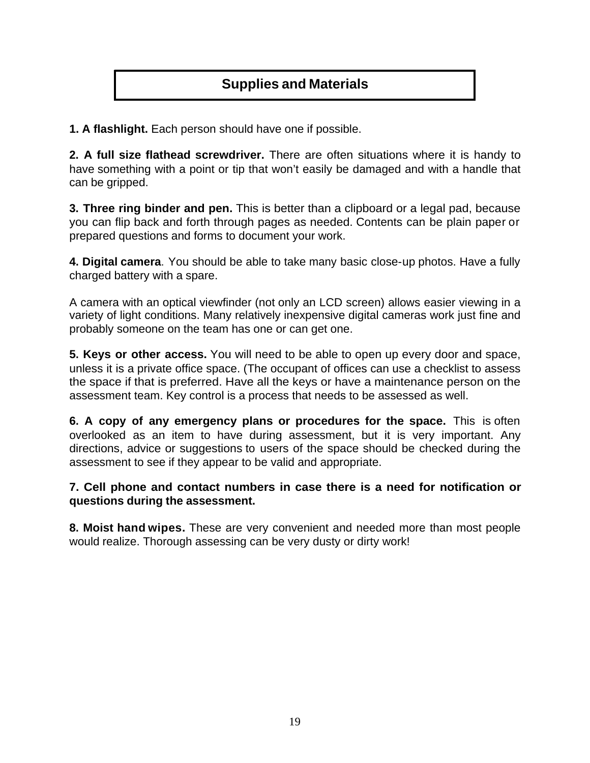## Supplies and Materials

**1. A flashlight.** Each person should have one if possible.

**2. A full size flathead screwdriver.** There are often situations where it is handy to have something with a point or tip that won't easily be damaged and with a handle that can be gripped.

**3. Three ring binder and pen.** This is better than a clipboard or a legal pad, because you can flip back and forth through pages as needed. Contents can be plain paper or prepared questions and forms to document your work.

**4. Digital camera**. You should be able to take many basic close-up photos. Have a fully charged battery with a spare.

A camera with an optical viewfinder (not only an LCD screen) allows easier viewing in a variety of light conditions. Many relatively inexpensive digital cameras work just fine and probably someone on the team has one or can get one.

**5. Keys or other access.** You will need to be able to open up every door and space, unless it is a private office space. (The occupant of offices can use a checklist to assess the space if that is preferred. Have all the keys or have a maintenance person on the assessment team. Key control is a process that needs to be assessed as well.

**6. A copy of any emergency plans or procedures for the space.** This is often overlooked as an item to have during assessment, but it is very important. Any directions, advice or suggestions to users of the space should be checked during the assessment to see if they appear to be valid and appropriate.

**7. Cell phone and contact numbers in case there is a need for notification or questions during the assessment.**

**8. Moist hand wipes.** These are very convenient and needed more than most people would realize. Thorough assessing can be very dusty or dirty work!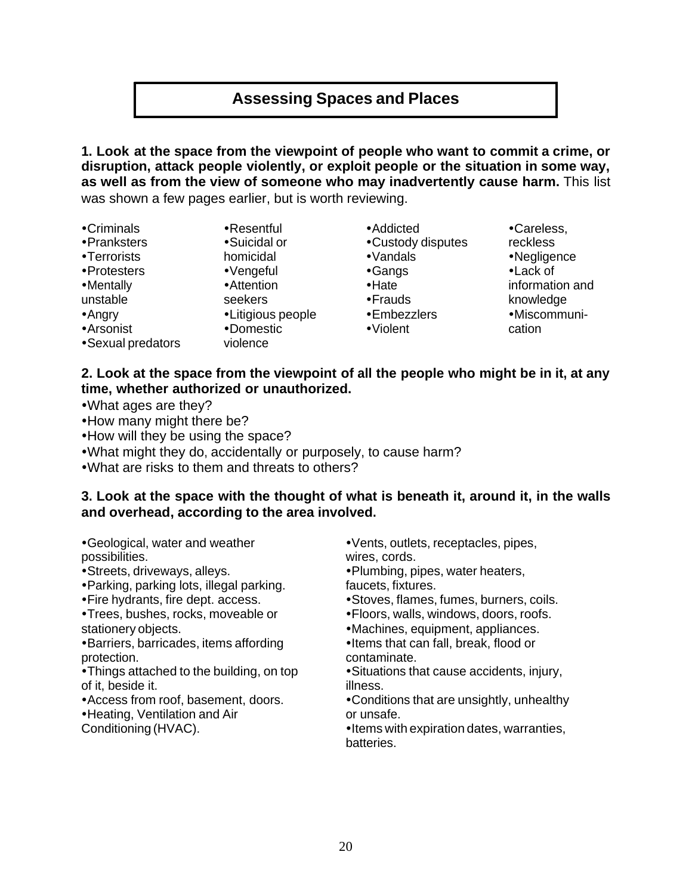## Assessing Spaces and Places

**1. Look at the space from the viewpoint of people who want to commit a crime, or disruption, attack people violently, or exploit people or the situation in some way, as well as from the view of someone who may inadvertently cause harm.** This list was shown a few pages earlier, but is worth reviewing.

- Criminals
- Pranksters
- Terrorists
- Protesters
- Mentally unstable
- Angry
- Arsonist
- Sexual predators
- Resentful
- Suicidal or homicidal
- Vengeful
- Attention seekers
- Litigious people
- Domestic violence
- Addicted
- Custody disputes
- Vandals
- Gangs
- Hate
- Frauds
- Embezzlers
- Violent
- Careless, reckless
- Negligence
- Lack of information and knowledge
- Miscommunication

**2. Look at the space from the viewpoint of all the people who might be in it, at any time, whether authorized or unauthorized.**

- What ages are they?
- How many might there be?
- How will they be using the space?
- What might they do, accidentally or purposely, to cause harm?
- What are risks to them and threats to others?

**3. Look at the space with the thought of what is beneath it, around it, in the walls and overhead, according to the area involved.**

- Geological, water and weather possibilities.
- Streets, driveways, alleys.
- Parking, parking lots, illegal parking.
- Fire hydrants, fire dept. access.
- Trees, bushes, rocks, moveable or stationery objects.
- Barriers, barricades, items affording protection.
- Things attached to the building, on top of it, beside it.
- Access from roof, basement, doors.
- Heating, Ventilation and Air Conditioning (HVAC).
- Vents, outlets, receptacles, pipes, wires, cords.
- Plumbing, pipes, water heaters, faucets, fixtures.
- Stoves, flames, fumes, burners, coils.
- Floors, walls, windows, doors, roofs.
- Machines, equipment, appliances.
- Items that can fall, break, flood or contaminate.
- Situations that cause accidents, injury, illness.
- Conditions that are unsightly, unhealthy or unsafe.
- Items with expiration dates, warranties, batteries.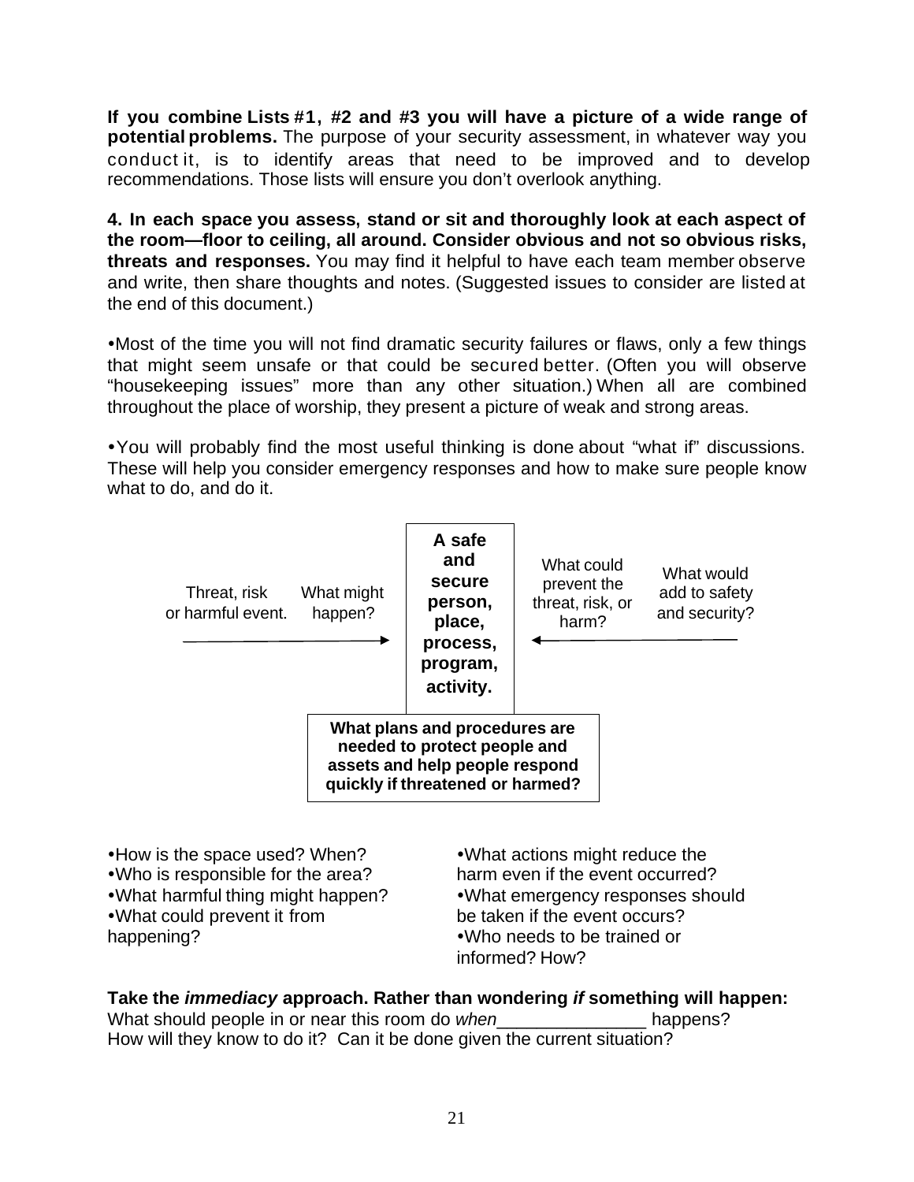**If you combine Lists #1, #2 and #3 you will have a picture of a wide range of potential problems.** The purpose of your security assessment, in whatever way you conduct it, is to identify areas that need to be improved and to develop recommendations. Those lists will ensure you don't overlook anything.

**4. In each space you assess, stand or sit and thoroughly look at each aspect of the room—floor to ceiling, all around. Consider obvious and not so obvious risks, threats and responses.** You may find it helpful to have each team member observe and write, then share thoughts and notes. (Suggested issues to consider are listed at the end of this document.)

- Most of the time you will not find dramatic security failures or flaws, only a few things that might seem unsafe or that could be secured better. (Often you will observe "housekeeping issues" more than any other situation.) When all are combined throughout the place of worship, they present a picture of weak and strong areas.

- You will probably find the most useful thinking is done about "what if" discussions. These will help you consider emergency responses and how to make sure people know what to do, and do it.

Threat, risk or harmful event. → What might happen? → **A safe and secure person, place, process, program, activity.** ← What could prevent the threat, risk, or harm? ← What would add to safety and security?

**What plans and procedures are needed to protect people and assets and help people respond quickly if threatened or harmed?**

- How is the space used? When?
- Who is responsible for the area?
- What harmful thing might happen?
- What could prevent it from happening?
- What actions might reduce the harm even if the event occurred?
- What emergency responses should be taken if the event occurs?
- Who needs to be trained or informed? How?

**Take the *immediacy* approach. Rather than wondering *if* something will happen:**
What should people in or near this room do *when*_______________ happens?
How will they know to do it? Can it be done given the current situation?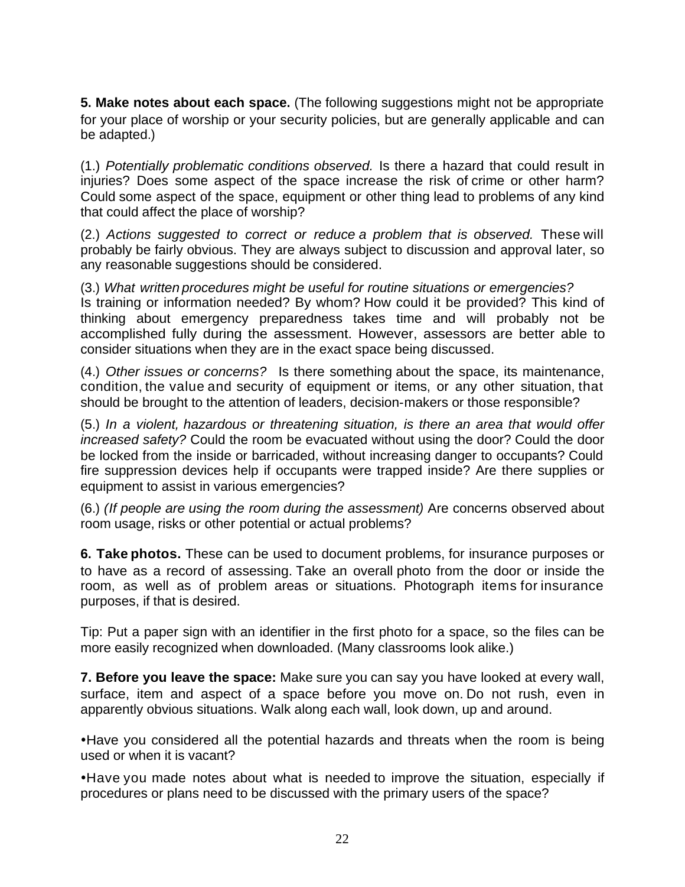**5. Make notes about each space.** (The following suggestions might not be appropriate for your place of worship or your security policies, but are generally applicable and can be adapted.)

(1.) *Potentially problematic conditions observed.* Is there a hazard that could result in injuries? Does some aspect of the space increase the risk of crime or other harm? Could some aspect of the space, equipment or other thing lead to problems of any kind that could affect the place of worship?

(2.) *Actions suggested to correct or reduce a problem that is observed.* These will probably be fairly obvious. They are always subject to discussion and approval later, so any reasonable suggestions should be considered.

(3.) *What written procedures might be useful for routine situations or emergencies?* Is training or information needed? By whom? How could it be provided? This kind of thinking about emergency preparedness takes time and will probably not be accomplished fully during the assessment. However, assessors are better able to consider situations when they are in the exact space being discussed.

(4.) *Other issues or concerns?* Is there something about the space, its maintenance, condition, the value and security of equipment or items, or any other situation, that should be brought to the attention of leaders, decision-makers or those responsible?

(5.) *In a violent, hazardous or threatening situation, is there an area that would offer increased safety?* Could the room be evacuated without using the door? Could the door be locked from the inside or barricaded, without increasing danger to occupants? Could fire suppression devices help if occupants were trapped inside? Are there supplies or equipment to assist in various emergencies?

(6.) *(If people are using the room during the assessment)* Are concerns observed about room usage, risks or other potential or actual problems?

**6. Take photos.** These can be used to document problems, for insurance purposes or to have as a record of assessing. Take an overall photo from the door or inside the room, as well as of problem areas or situations. Photograph items for insurance purposes, if that is desired.

Tip: Put a paper sign with an identifier in the first photo for a space, so the files can be more easily recognized when downloaded. (Many classrooms look alike.)

**7. Before you leave the space:** Make sure you can say you have looked at every wall, surface, item and aspect of a space before you move on. Do not rush, even in apparently obvious situations. Walk along each wall, look down, up and around.

- Have you considered all the potential hazards and threats when the room is being used or when it is vacant?
- Have you made notes about what is needed to improve the situation, especially if procedures or plans need to be discussed with the primary users of the space?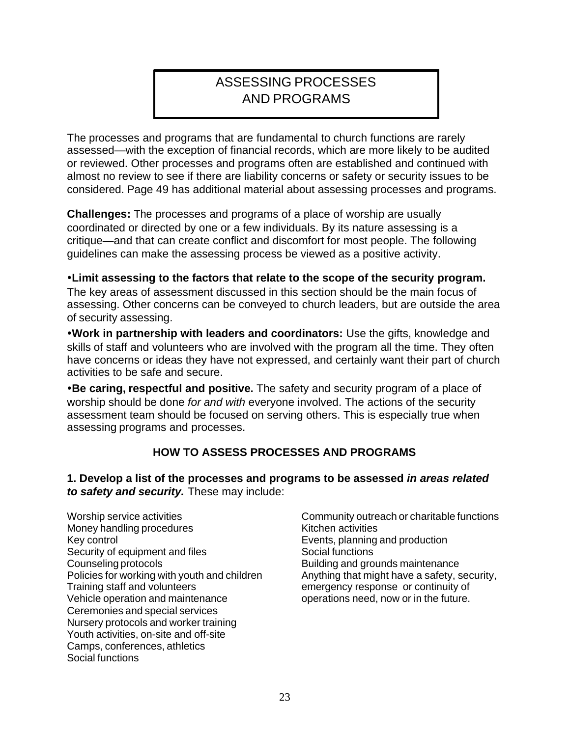# ASSESSING PROCESSES AND PROGRAMS

The processes and programs that are fundamental to church functions are rarely assessed—with the exception of financial records, which are more likely to be audited or reviewed. Other processes and programs often are established and continued with almost no review to see if there are liability concerns or safety or security issues to be considered. Page 49 has additional material about assessing processes and programs.

**Challenges:** The processes and programs of a place of worship are usually coordinated or directed by one or a few individuals. By its nature assessing is a critique—and that can create conflict and discomfort for most people. The following guidelines can make the assessing process be viewed as a positive activity.

- **Limit assessing to the factors that relate to the scope of the security program.** The key areas of assessment discussed in this section should be the main focus of assessing. Other concerns can be conveyed to church leaders, but are outside the area of security assessing.
- **Work in partnership with leaders and coordinators:** Use the gifts, knowledge and skills of staff and volunteers who are involved with the program all the time. They often have concerns or ideas they have not expressed, and certainly want their part of church activities to be safe and secure.
- **Be caring, respectful and positive.** The safety and security program of a place of worship should be done *for and with* everyone involved. The actions of the security assessment team should be focused on serving others. This is especially true when assessing programs and processes.

## HOW TO ASSESS PROCESSES AND PROGRAMS

**1. Develop a list of the processes and programs to be assessed *in areas related to safety and security.*** These may include:

Worship service activities
Money handling procedures
Key control
Security of equipment and files
Counseling protocols
Policies for working with youth and children
Training staff and volunteers
Vehicle operation and maintenance
Ceremonies and special services
Nursery protocols and worker training
Youth activities, on-site and off-site
Camps, conferences, athletics
Social functions
Community outreach or charitable functions
Kitchen activities
Events, planning and production
Social functions
Building and grounds maintenance
Anything that might have a safety, security, emergency response or continuity of operations need, now or in the future.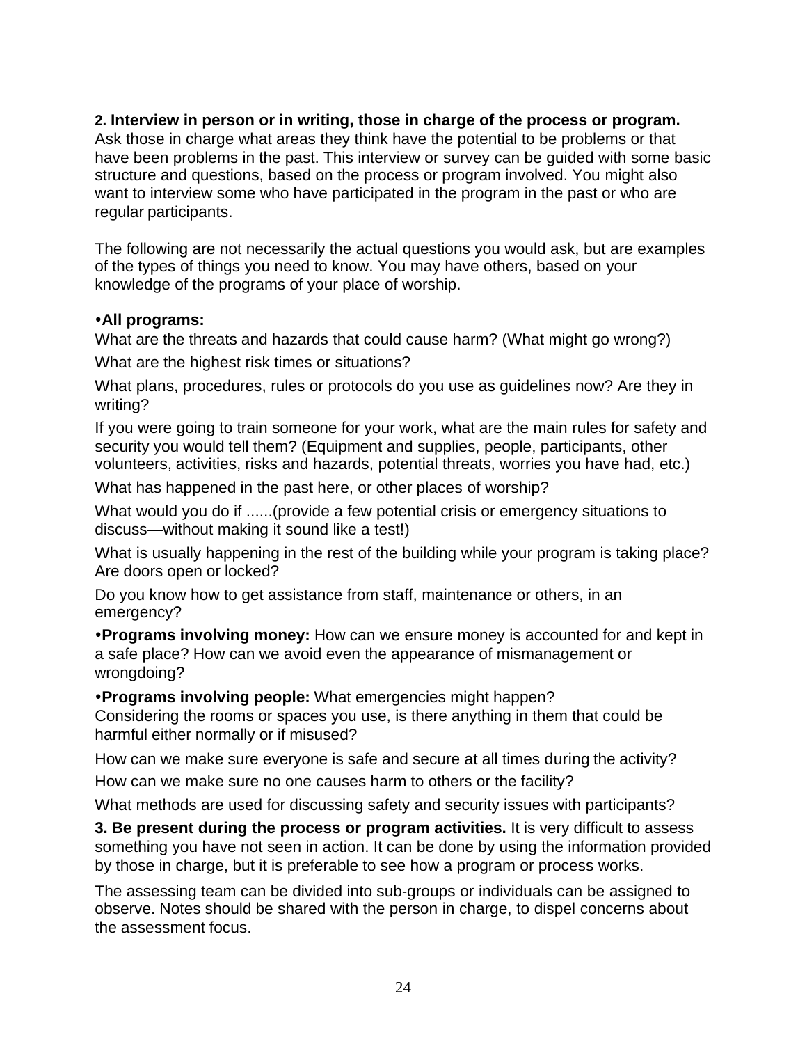**2. Interview in person or in writing, those in charge of the process or program.** Ask those in charge what areas they think have the potential to be problems or that have been problems in the past. This interview or survey can be guided with some basic structure and questions, based on the process or program involved. You might also want to interview some who have participated in the program in the past or who are regular participants.

The following are not necessarily the actual questions you would ask, but are examples of the types of things you need to know. You may have others, based on your knowledge of the programs of your place of worship.

•**All programs:**

What are the threats and hazards that could cause harm? (What might go wrong?)

What are the highest risk times or situations?

What plans, procedures, rules or protocols do you use as guidelines now? Are they in writing?

If you were going to train someone for your work, what are the main rules for safety and security you would tell them? (Equipment and supplies, people, participants, other volunteers, activities, risks and hazards, potential threats, worries you have had, etc.)

What has happened in the past here, or other places of worship?

What would you do if ......(provide a few potential crisis or emergency situations to discuss—without making it sound like a test!)

What is usually happening in the rest of the building while your program is taking place? Are doors open or locked?

Do you know how to get assistance from staff, maintenance or others, in an emergency?

•**Programs involving money:** How can we ensure money is accounted for and kept in a safe place? How can we avoid even the appearance of mismanagement or wrongdoing?

•**Programs involving people:** What emergencies might happen?

Considering the rooms or spaces you use, is there anything in them that could be harmful either normally or if misused?

How can we make sure everyone is safe and secure at all times during the activity?

How can we make sure no one causes harm to others or the facility?

What methods are used for discussing safety and security issues with participants?

**3. Be present during the process or program activities.** It is very difficult to assess something you have not seen in action. It can be done by using the information provided by those in charge, but it is preferable to see how a program or process works.

The assessing team can be divided into sub-groups or individuals can be assigned to observe. Notes should be shared with the person in charge, to dispel concerns about the assessment focus.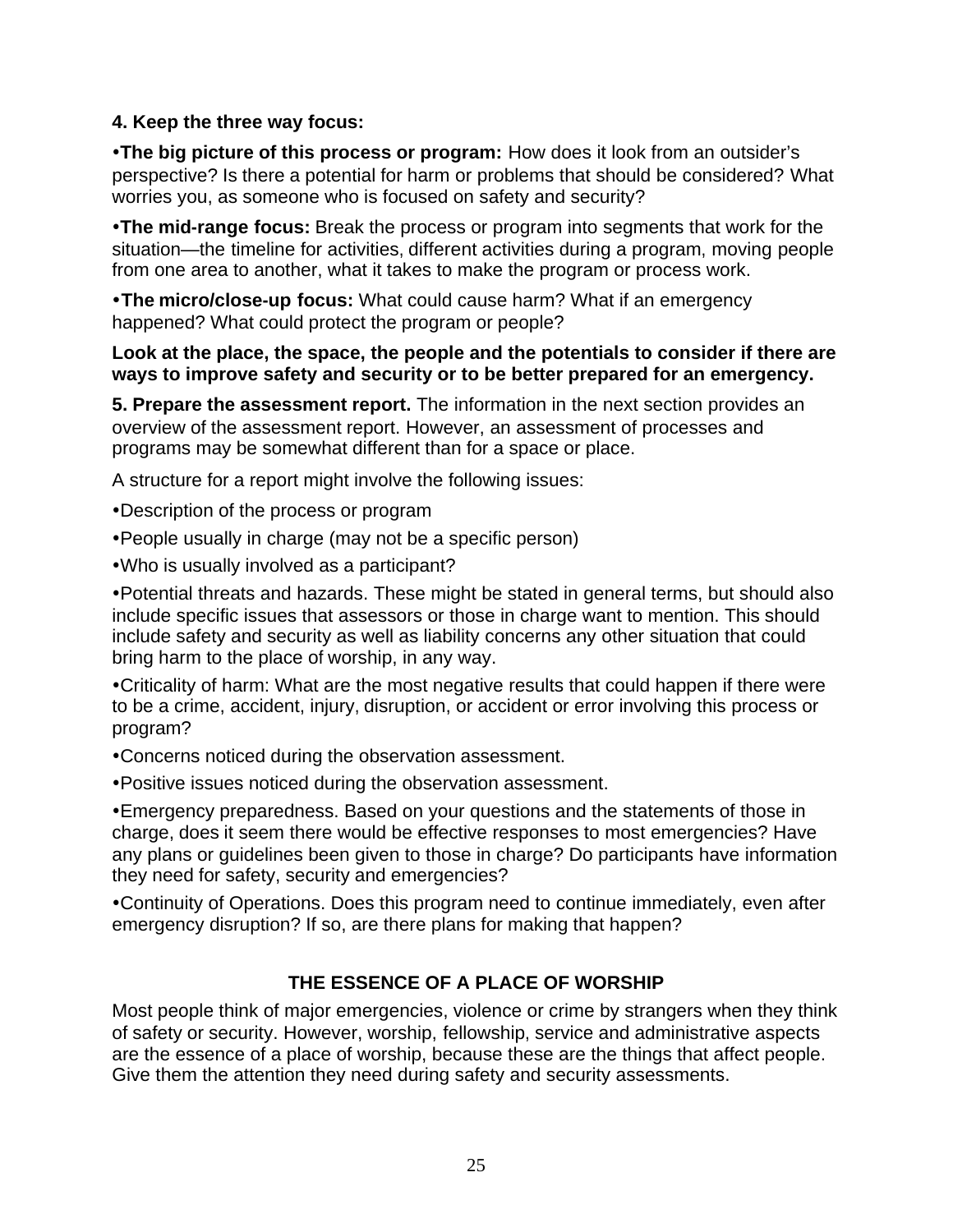**4. Keep the three way focus:**

- **The big picture of this process or program:** How does it look from an outsider's perspective? Is there a potential for harm or problems that should be considered? What worries you, as someone who is focused on safety and security?
- **The mid-range focus:** Break the process or program into segments that work for the situation—the timeline for activities, different activities during a program, moving people from one area to another, what it takes to make the program or process work.
- **The micro/close-up focus:** What could cause harm? What if an emergency happened? What could protect the program or people?

**Look at the place, the space, the people and the potentials to consider if there are ways to improve safety and security or to be better prepared for an emergency.**

**5. Prepare the assessment report.** The information in the next section provides an overview of the assessment report. However, an assessment of processes and programs may be somewhat different than for a space or place.

A structure for a report might involve the following issues:

- Description of the process or program
- People usually in charge (may not be a specific person)
- Who is usually involved as a participant?
- Potential threats and hazards. These might be stated in general terms, but should also include specific issues that assessors or those in charge want to mention. This should include safety and security as well as liability concerns any other situation that could bring harm to the place of worship, in any way.
- Criticality of harm: What are the most negative results that could happen if there were to be a crime, accident, injury, disruption, or accident or error involving this process or program?
- Concerns noticed during the observation assessment.
- Positive issues noticed during the observation assessment.
- Emergency preparedness. Based on your questions and the statements of those in charge, does it seem there would be effective responses to most emergencies? Have any plans or guidelines been given to those in charge? Do participants have information they need for safety, security and emergencies?
- Continuity of Operations. Does this program need to continue immediately, even after emergency disruption? If so, are there plans for making that happen?

## THE ESSENCE OF A PLACE OF WORSHIP

Most people think of major emergencies, violence or crime by strangers when they think of safety or security. However, worship, fellowship, service and administrative aspects are the essence of a place of worship, because these are the things that affect people. Give them the attention they need during safety and security assessments.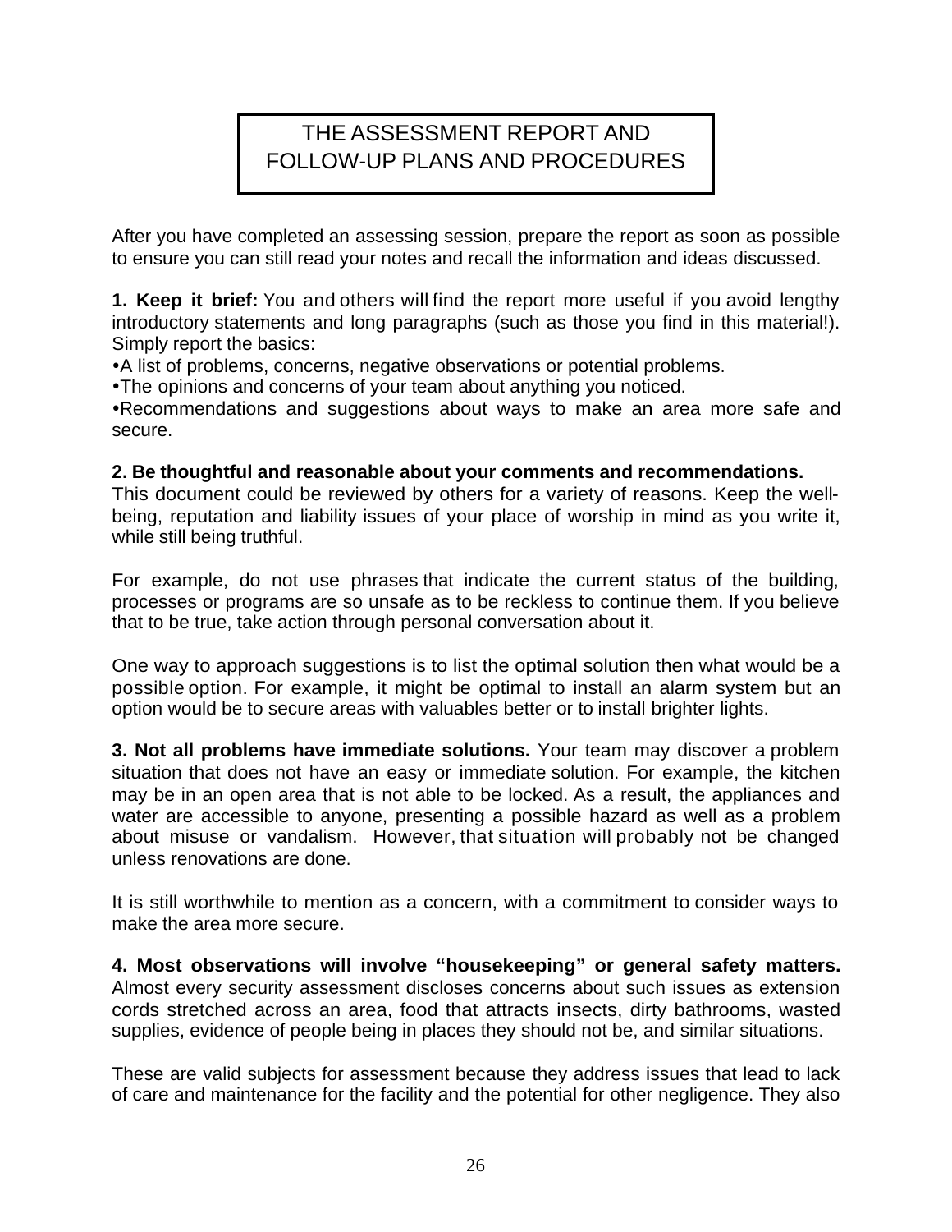# THE ASSESSMENT REPORT AND FOLLOW-UP PLANS AND PROCEDURES

After you have completed an assessing session, prepare the report as soon as possible to ensure you can still read your notes and recall the information and ideas discussed.

**1. Keep it brief:** You and others will find the report more useful if you avoid lengthy introductory statements and long paragraphs (such as those you find in this material!). Simply report the basics:

- A list of problems, concerns, negative observations or potential problems.
- The opinions and concerns of your team about anything you noticed.
- Recommendations and suggestions about ways to make an area more safe and secure.

**2. Be thoughtful and reasonable about your comments and recommendations.** This document could be reviewed by others for a variety of reasons. Keep the well-being, reputation and liability issues of your place of worship in mind as you write it, while still being truthful.

For example, do not use phrases that indicate the current status of the building, processes or programs are so unsafe as to be reckless to continue them. If you believe that to be true, take action through personal conversation about it.

One way to approach suggestions is to list the optimal solution then what would be a possible option. For example, it might be optimal to install an alarm system but an option would be to secure areas with valuables better or to install brighter lights.

**3. Not all problems have immediate solutions.** Your team may discover a problem situation that does not have an easy or immediate solution. For example, the kitchen may be in an open area that is not able to be locked. As a result, the appliances and water are accessible to anyone, presenting a possible hazard as well as a problem about misuse or vandalism. However, that situation will probably not be changed unless renovations are done.

It is still worthwhile to mention as a concern, with a commitment to consider ways to make the area more secure.

**4. Most observations will involve "housekeeping" or general safety matters.** Almost every security assessment discloses concerns about such issues as extension cords stretched across an area, food that attracts insects, dirty bathrooms, wasted supplies, evidence of people being in places they should not be, and similar situations.

These are valid subjects for assessment because they address issues that lead to lack of care and maintenance for the facility and the potential for other negligence. They also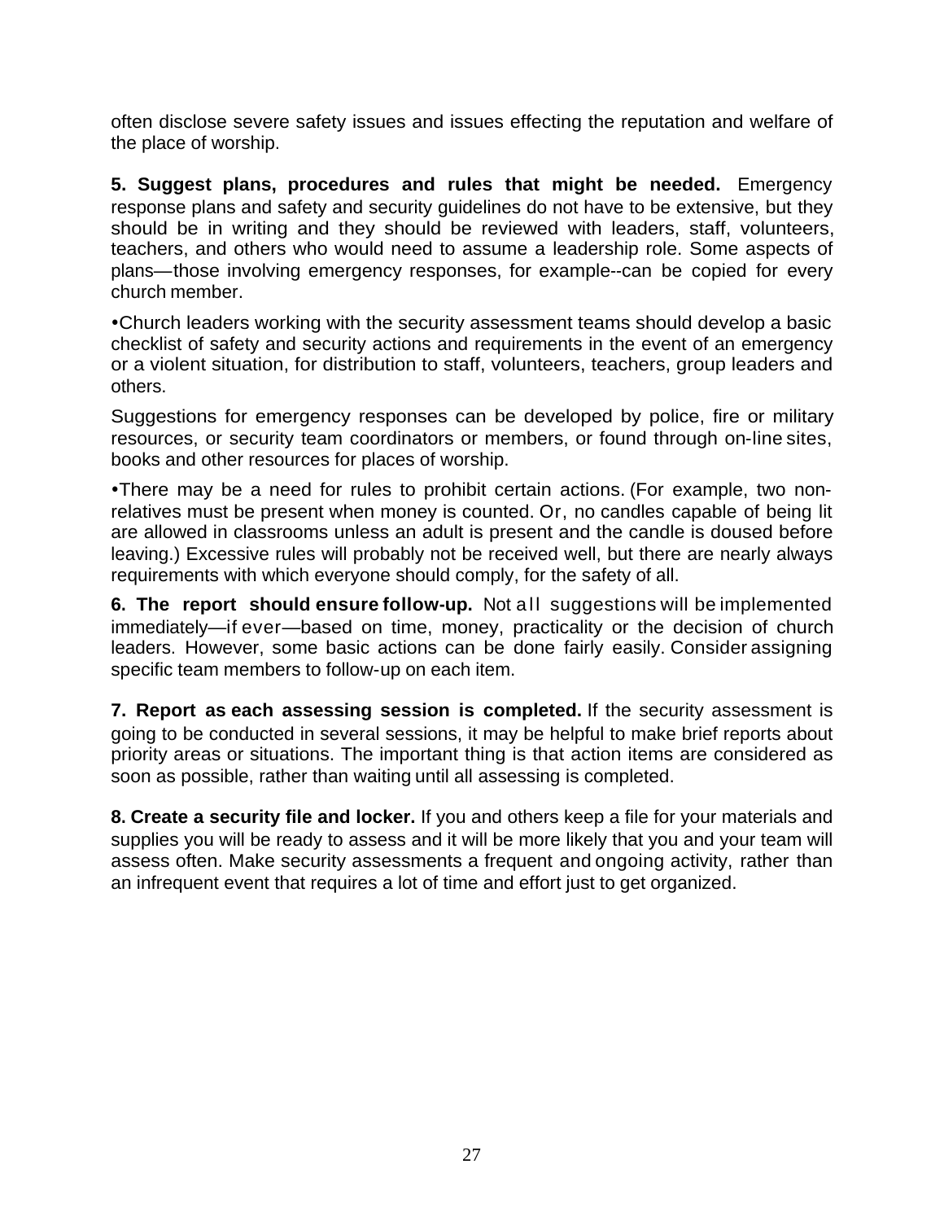often disclose severe safety issues and issues effecting the reputation and welfare of the place of worship.

**5. Suggest plans, procedures and rules that might be needed.** Emergency response plans and safety and security guidelines do not have to be extensive, but they should be in writing and they should be reviewed with leaders, staff, volunteers, teachers, and others who would need to assume a leadership role. Some aspects of plans—those involving emergency responses, for example--can be copied for every church member.

•Church leaders working with the security assessment teams should develop a basic checklist of safety and security actions and requirements in the event of an emergency or a violent situation, for distribution to staff, volunteers, teachers, group leaders and others.

Suggestions for emergency responses can be developed by police, fire or military resources, or security team coordinators or members, or found through on-line sites, books and other resources for places of worship.

•There may be a need for rules to prohibit certain actions. (For example, two non-relatives must be present when money is counted. Or, no candles capable of being lit are allowed in classrooms unless an adult is present and the candle is doused before leaving.) Excessive rules will probably not be received well, but there are nearly always requirements with which everyone should comply, for the safety of all.

**6. The report should ensure follow-up.** Not all suggestions will be implemented immediately—if ever—based on time, money, practicality or the decision of church leaders. However, some basic actions can be done fairly easily. Consider assigning specific team members to follow-up on each item.

**7. Report as each assessing session is completed.** If the security assessment is going to be conducted in several sessions, it may be helpful to make brief reports about priority areas or situations. The important thing is that action items are considered as soon as possible, rather than waiting until all assessing is completed.

**8. Create a security file and locker.** If you and others keep a file for your materials and supplies you will be ready to assess and it will be more likely that you and your team will assess often. Make security assessments a frequent and ongoing activity, rather than an infrequent event that requires a lot of time and effort just to get organized.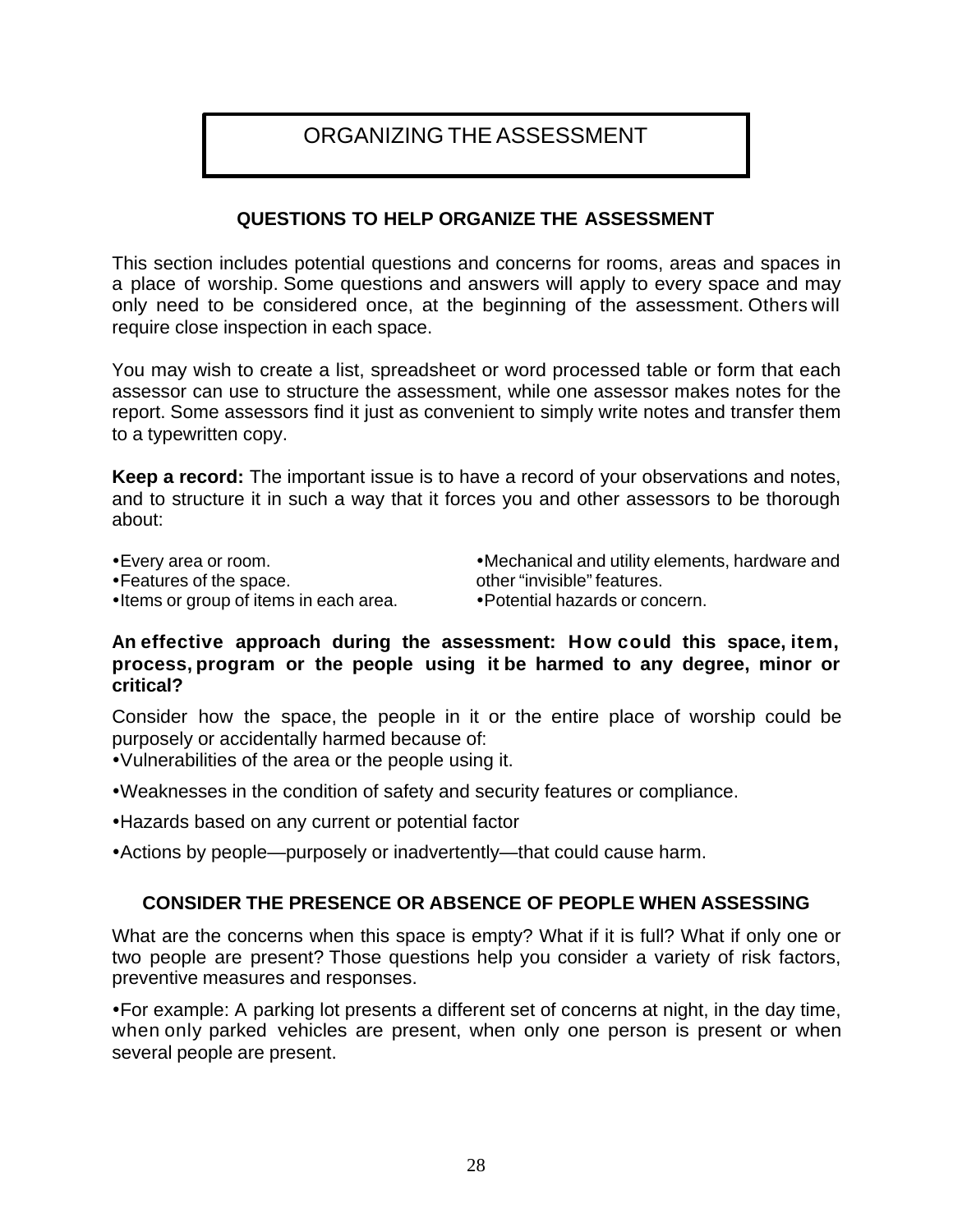# ORGANIZING THE ASSESSMENT

## QUESTIONS TO HELP ORGANIZE THE ASSESSMENT

This section includes potential questions and concerns for rooms, areas and spaces in a place of worship. Some questions and answers will apply to every space and may only need to be considered once, at the beginning of the assessment. Others will require close inspection in each space.

You may wish to create a list, spreadsheet or word processed table or form that each assessor can use to structure the assessment, while one assessor makes notes for the report. Some assessors find it just as convenient to simply write notes and transfer them to a typewritten copy.

**Keep a record:** The important issue is to have a record of your observations and notes, and to structure it in such a way that it forces you and other assessors to be thorough about:

- Every area or room.
- Features of the space.
- Items or group of items in each area.
- Mechanical and utility elements, hardware and other "invisible" features.
- Potential hazards or concern.

**An effective approach during the assessment: How could this space, item, process, program or the people using it be harmed to any degree, minor or critical?**

Consider how the space, the people in it or the entire place of worship could be purposely or accidentally harmed because of:

- Vulnerabilities of the area or the people using it.
- Weaknesses in the condition of safety and security features or compliance.
- Hazards based on any current or potential factor
- Actions by people—purposely or inadvertently—that could cause harm.

## CONSIDER THE PRESENCE OR ABSENCE OF PEOPLE WHEN ASSESSING

What are the concerns when this space is empty? What if it is full? What if only one or two people are present? Those questions help you consider a variety of risk factors, preventive measures and responses.

- For example: A parking lot presents a different set of concerns at night, in the day time, when only parked vehicles are present, when only one person is present or when several people are present.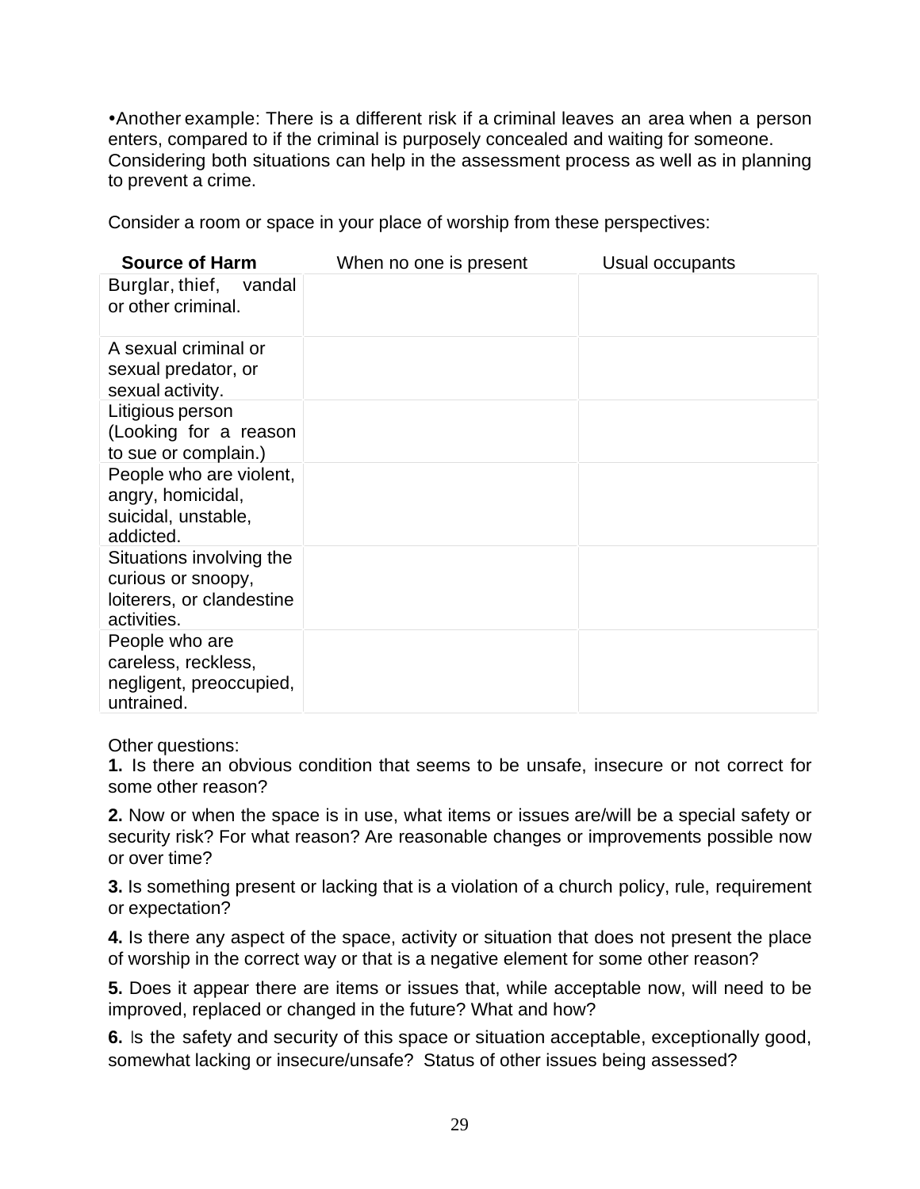•Another example: There is a different risk if a criminal leaves an area when a person enters, compared to if the criminal is purposely concealed and waiting for someone. Considering both situations can help in the assessment process as well as in planning to prevent a crime.

Consider a room or space in your place of worship from these perspectives:

| **Source of Harm** | When no one is present | Usual occupants |
|---|---|---|
| Burglar, thief, vandal or other criminal. | | |
| A sexual criminal or sexual predator, or sexual activity. | | |
| Litigious person (Looking for a reason to sue or complain.) | | |
| People who are violent, angry, homicidal, suicidal, unstable, addicted. | | |
| Situations involving the curious or snoopy, loiterers, or clandestine activities. | | |
| People who are careless, reckless, negligent, preoccupied, untrained. | | |

Other questions:

**1.** Is there an obvious condition that seems to be unsafe, insecure or not correct for some other reason?

**2.** Now or when the space is in use, what items or issues are/will be a special safety or security risk? For what reason? Are reasonable changes or improvements possible now or over time?

**3.** Is something present or lacking that is a violation of a church policy, rule, requirement or expectation?

**4.** Is there any aspect of the space, activity or situation that does not present the place of worship in the correct way or that is a negative element for some other reason?

**5.** Does it appear there are items or issues that, while acceptable now, will need to be improved, replaced or changed in the future? What and how?

**6.** Is the safety and security of this space or situation acceptable, exceptionally good, somewhat lacking or insecure/unsafe? Status of other issues being assessed?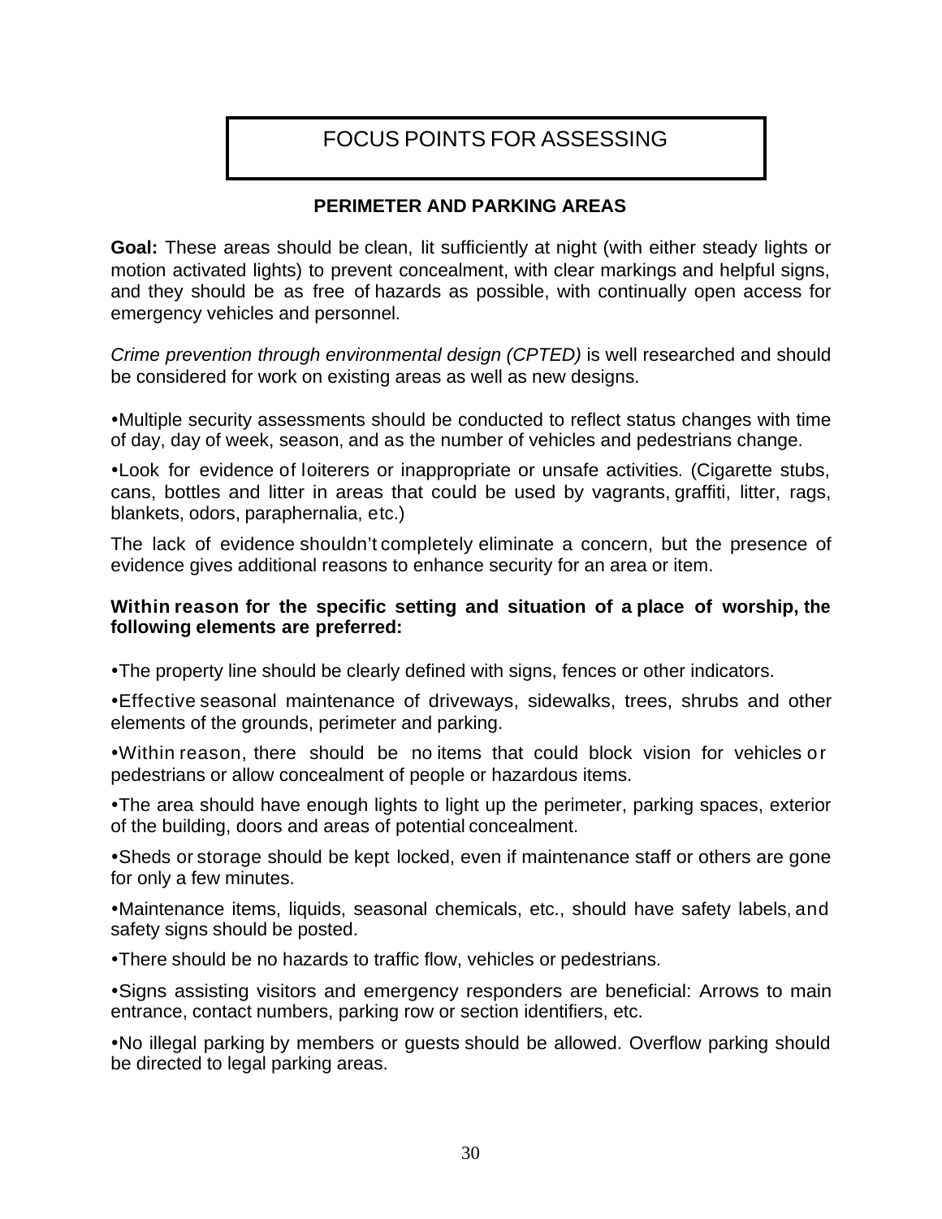# FOCUS POINTS FOR ASSESSING

## PERIMETER AND PARKING AREAS

**Goal:** These areas should be clean, lit sufficiently at night (with either steady lights or motion activated lights) to prevent concealment, with clear markings and helpful signs, and they should be as free of hazards as possible, with continually open access for emergency vehicles and personnel.

*Crime prevention through environmental design (CPTED)* is well researched and should be considered for work on existing areas as well as new designs.

•Multiple security assessments should be conducted to reflect status changes with time of day, day of week, season, and as the number of vehicles and pedestrians change.

•Look for evidence of loiterers or inappropriate or unsafe activities. (Cigarette stubs, cans, bottles and litter in areas that could be used by vagrants, graffiti, litter, rags, blankets, odors, paraphernalia, etc.)

The lack of evidence shouldn't completely eliminate a concern, but the presence of evidence gives additional reasons to enhance security for an area or item.

**Within reason for the specific setting and situation of a place of worship, the following elements are preferred:**

•The property line should be clearly defined with signs, fences or other indicators.

•Effective seasonal maintenance of driveways, sidewalks, trees, shrubs and other elements of the grounds, perimeter and parking.

•Within reason, there should be no items that could block vision for vehicles or pedestrians or allow concealment of people or hazardous items.

•The area should have enough lights to light up the perimeter, parking spaces, exterior of the building, doors and areas of potential concealment.

•Sheds or storage should be kept locked, even if maintenance staff or others are gone for only a few minutes.

•Maintenance items, liquids, seasonal chemicals, etc., should have safety labels, and safety signs should be posted.

•There should be no hazards to traffic flow, vehicles or pedestrians.

•Signs assisting visitors and emergency responders are beneficial: Arrows to main entrance, contact numbers, parking row or section identifiers, etc.

•No illegal parking by members or guests should be allowed. Overflow parking should be directed to legal parking areas.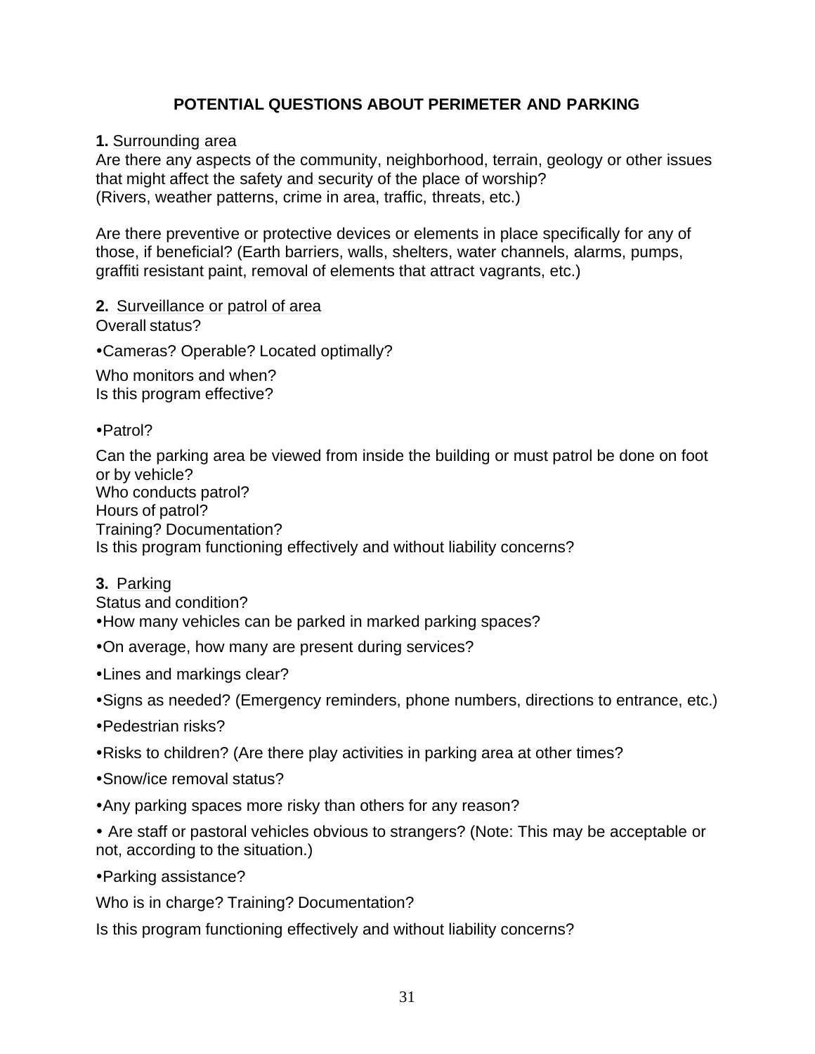## POTENTIAL QUESTIONS ABOUT PERIMETER AND PARKING

**1.** Surrounding area

Are there any aspects of the community, neighborhood, terrain, geology or other issues that might affect the safety and security of the place of worship? (Rivers, weather patterns, crime in area, traffic, threats, etc.)

Are there preventive or protective devices or elements in place specifically for any of those, if beneficial? (Earth barriers, walls, shelters, water channels, alarms, pumps, graffiti resistant paint, removal of elements that attract vagrants, etc.)

**2.** Surveillance or patrol of area

Overall status?

- Cameras? Operable? Located optimally?

Who monitors and when?
Is this program effective?

- Patrol?

Can the parking area be viewed from inside the building or must patrol be done on foot or by vehicle?
Who conducts patrol?
Hours of patrol?
Training? Documentation?
Is this program functioning effectively and without liability concerns?

**3.** Parking

Status and condition?

- How many vehicles can be parked in marked parking spaces?
- On average, how many are present during services?
- Lines and markings clear?
- Signs as needed? (Emergency reminders, phone numbers, directions to entrance, etc.)
- Pedestrian risks?
- Risks to children? (Are there play activities in parking area at other times?
- Snow/ice removal status?
- Any parking spaces more risky than others for any reason?
- Are staff or pastoral vehicles obvious to strangers? (Note: This may be acceptable or not, according to the situation.)
- Parking assistance?

Who is in charge? Training? Documentation?

Is this program functioning effectively and without liability concerns?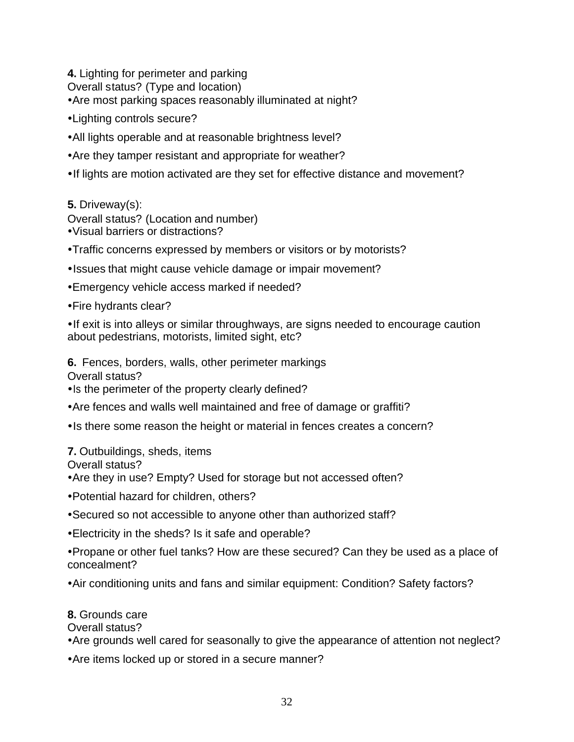**4.** Lighting for perimeter and parking

Overall status? (Type and location)

- Are most parking spaces reasonably illuminated at night?
- Lighting controls secure?
- All lights operable and at reasonable brightness level?
- Are they tamper resistant and appropriate for weather?
- If lights are motion activated are they set for effective distance and movement?

**5.** Driveway(s):

Overall status? (Location and number)

- Visual barriers or distractions?
- Traffic concerns expressed by members or visitors or by motorists?
- Issues that might cause vehicle damage or impair movement?
- Emergency vehicle access marked if needed?
- Fire hydrants clear?
- If exit is into alleys or similar throughways, are signs needed to encourage caution about pedestrians, motorists, limited sight, etc?

**6.** Fences, borders, walls, other perimeter markings

Overall status?

- Is the perimeter of the property clearly defined?
- Are fences and walls well maintained and free of damage or graffiti?
- Is there some reason the height or material in fences creates a concern?

**7.** Outbuildings, sheds, items

Overall status?

- Are they in use? Empty? Used for storage but not accessed often?
- Potential hazard for children, others?
- Secured so not accessible to anyone other than authorized staff?
- Electricity in the sheds? Is it safe and operable?
- Propane or other fuel tanks? How are these secured? Can they be used as a place of concealment?
- Air conditioning units and fans and similar equipment: Condition? Safety factors?

**8.** Grounds care

Overall status?

- Are grounds well cared for seasonally to give the appearance of attention not neglect?
- Are items locked up or stored in a secure manner?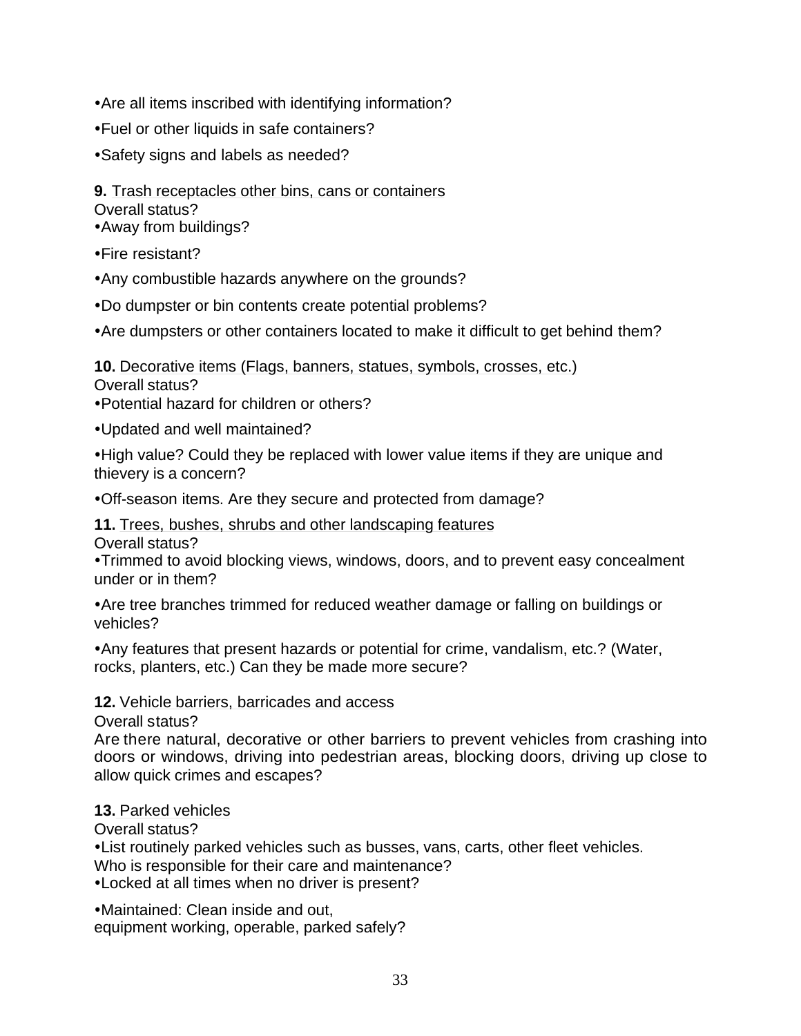- Are all items inscribed with identifying information?
- Fuel or other liquids in safe containers?
- Safety signs and labels as needed?

**9.** Trash receptacles other bins, cans or containers
Overall status?

- Away from buildings?
- Fire resistant?
- Any combustible hazards anywhere on the grounds?
- Do dumpster or bin contents create potential problems?
- Are dumpsters or other containers located to make it difficult to get behind them?

**10.** Decorative items (Flags, banners, statues, symbols, crosses, etc.)
Overall status?

- Potential hazard for children or others?
- Updated and well maintained?
- High value? Could they be replaced with lower value items if they are unique and thievery is a concern?
- Off-season items. Are they secure and protected from damage?

**11.** Trees, bushes, shrubs and other landscaping features
Overall status?

- Trimmed to avoid blocking views, windows, doors, and to prevent easy concealment under or in them?
- Are tree branches trimmed for reduced weather damage or falling on buildings or vehicles?
- Any features that present hazards or potential for crime, vandalism, etc.? (Water, rocks, planters, etc.) Can they be made more secure?

**12.** Vehicle barriers, barricades and access
Overall status?
Are there natural, decorative or other barriers to prevent vehicles from crashing into doors or windows, driving into pedestrian areas, blocking doors, driving up close to allow quick crimes and escapes?

**13.** Parked vehicles
Overall status?

- List routinely parked vehicles such as busses, vans, carts, other fleet vehicles. Who is responsible for their care and maintenance?
- Locked at all times when no driver is present?
- Maintained: Clean inside and out, equipment working, operable, parked safely?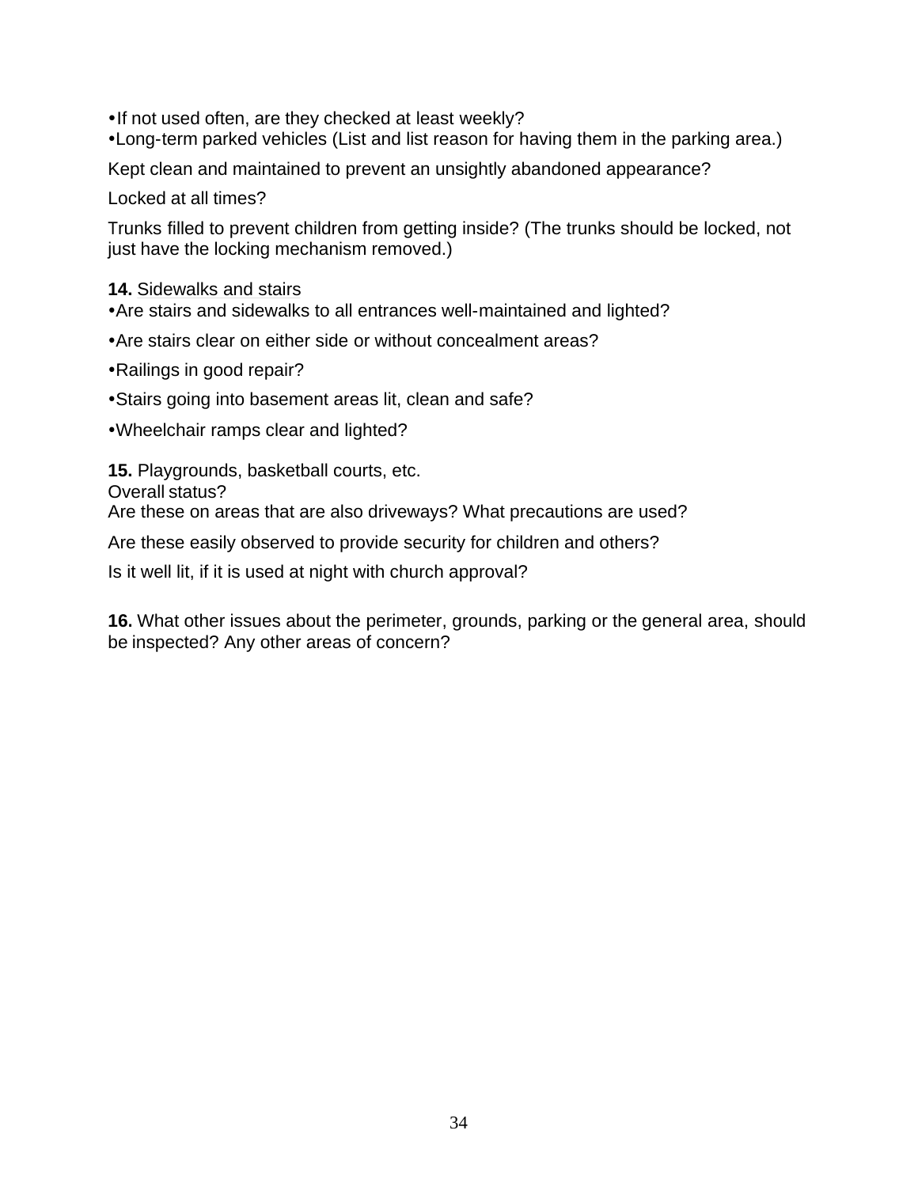- If not used often, are they checked at least weekly?
- Long-term parked vehicles (List and list reason for having them in the parking area.)

Kept clean and maintained to prevent an unsightly abandoned appearance?

Locked at all times?

Trunks filled to prevent children from getting inside? (The trunks should be locked, not just have the locking mechanism removed.)

**14.** Sidewalks and stairs

- Are stairs and sidewalks to all entrances well-maintained and lighted?
- Are stairs clear on either side or without concealment areas?
- Railings in good repair?
- Stairs going into basement areas lit, clean and safe?
- Wheelchair ramps clear and lighted?

**15.** Playgrounds, basketball courts, etc.

Overall status?

Are these on areas that are also driveways? What precautions are used?

Are these easily observed to provide security for children and others?

Is it well lit, if it is used at night with church approval?

**16.** What other issues about the perimeter, grounds, parking or the general area, should be inspected? Any other areas of concern?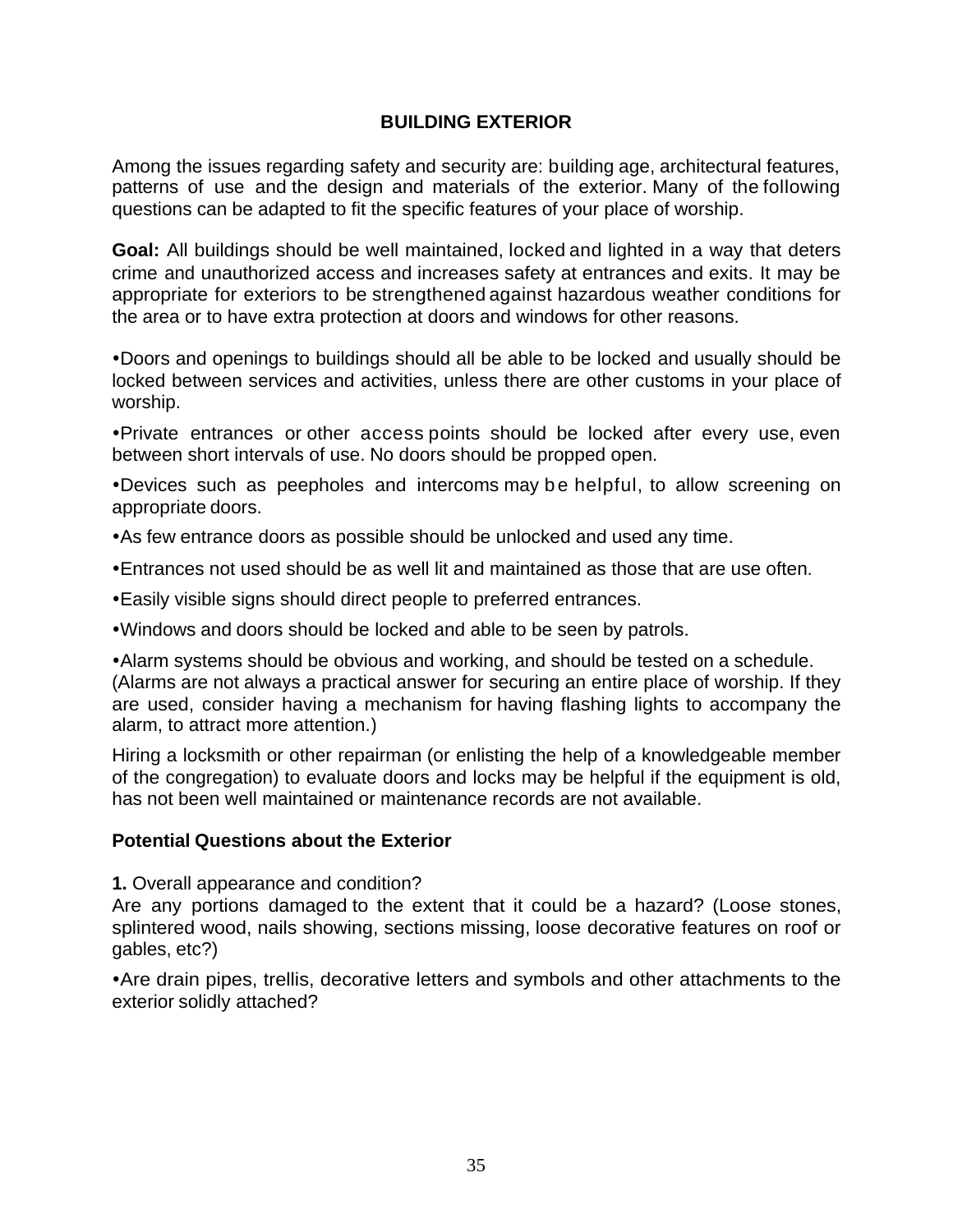## BUILDING EXTERIOR

Among the issues regarding safety and security are: building age, architectural features, patterns of use and the design and materials of the exterior. Many of the following questions can be adapted to fit the specific features of your place of worship.

**Goal:** All buildings should be well maintained, locked and lighted in a way that deters crime and unauthorized access and increases safety at entrances and exits. It may be appropriate for exteriors to be strengthened against hazardous weather conditions for the area or to have extra protection at doors and windows for other reasons.

- Doors and openings to buildings should all be able to be locked and usually should be locked between services and activities, unless there are other customs in your place of worship.
- Private entrances or other access points should be locked after every use, even between short intervals of use. No doors should be propped open.
- Devices such as peepholes and intercoms may be helpful, to allow screening on appropriate doors.
- As few entrance doors as possible should be unlocked and used any time.
- Entrances not used should be as well lit and maintained as those that are use often.
- Easily visible signs should direct people to preferred entrances.
- Windows and doors should be locked and able to be seen by patrols.
- Alarm systems should be obvious and working, and should be tested on a schedule. (Alarms are not always a practical answer for securing an entire place of worship. If they are used, consider having a mechanism for having flashing lights to accompany the alarm, to attract more attention.)

Hiring a locksmith or other repairman (or enlisting the help of a knowledgeable member of the congregation) to evaluate doors and locks may be helpful if the equipment is old, has not been well maintained or maintenance records are not available.

### Potential Questions about the Exterior

**1.** Overall appearance and condition?
Are any portions damaged to the extent that it could be a hazard? (Loose stones, splintered wood, nails showing, sections missing, loose decorative features on roof or gables, etc?)

- Are drain pipes, trellis, decorative letters and symbols and other attachments to the exterior solidly attached?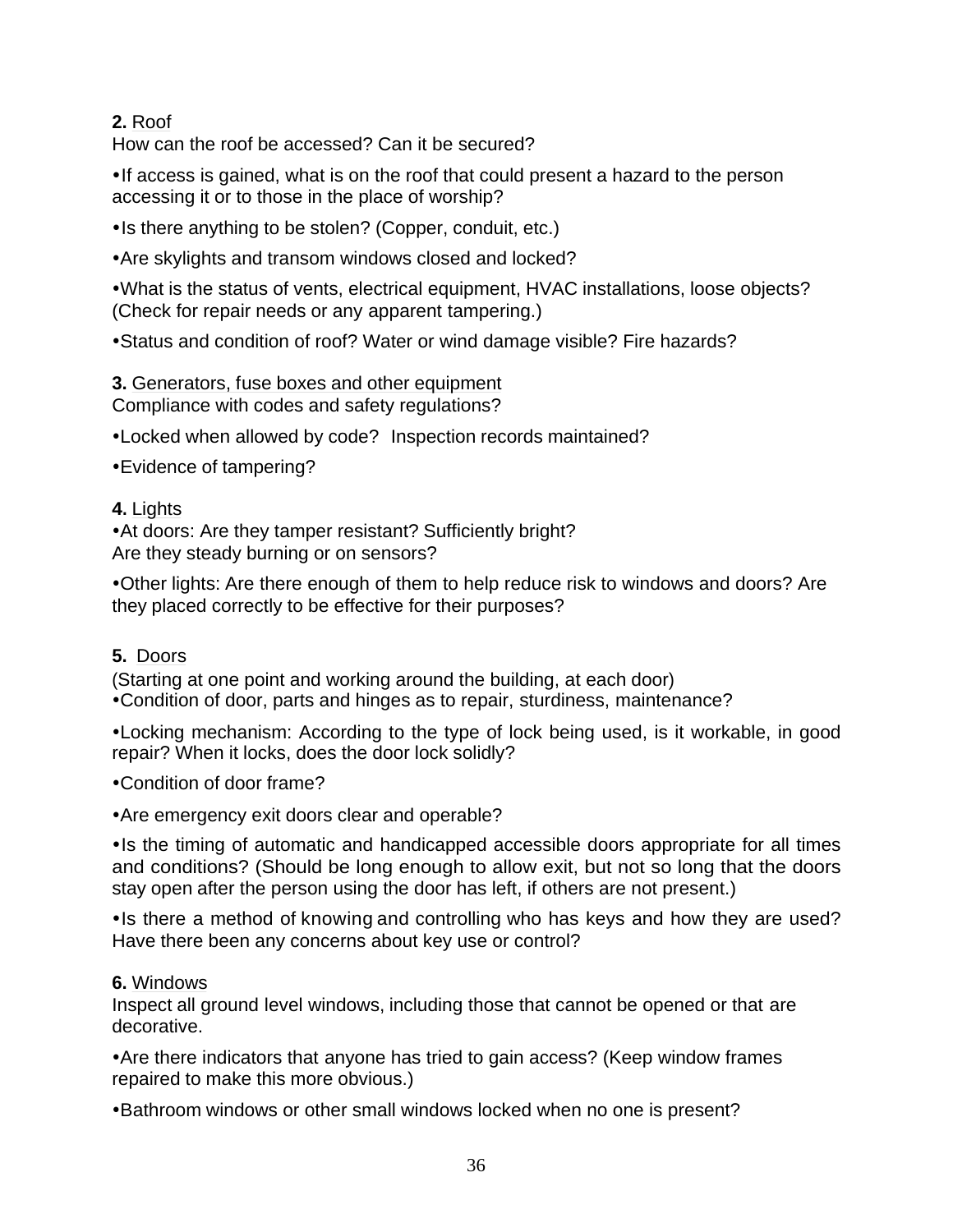**2.** Roof

How can the roof be accessed? Can it be secured?

- If access is gained, what is on the roof that could present a hazard to the person accessing it or to those in the place of worship?
- Is there anything to be stolen? (Copper, conduit, etc.)
- Are skylights and transom windows closed and locked?
- What is the status of vents, electrical equipment, HVAC installations, loose objects? (Check for repair needs or any apparent tampering.)
- Status and condition of roof? Water or wind damage visible? Fire hazards?

**3.** Generators, fuse boxes and other equipment

Compliance with codes and safety regulations?

- Locked when allowed by code? Inspection records maintained?
- Evidence of tampering?

**4.** Lights

- At doors: Are they tamper resistant? Sufficiently bright? Are they steady burning or on sensors?
- Other lights: Are there enough of them to help reduce risk to windows and doors? Are they placed correctly to be effective for their purposes?

**5.** Doors

(Starting at one point and working around the building, at each door)

- Condition of door, parts and hinges as to repair, sturdiness, maintenance?
- Locking mechanism: According to the type of lock being used, is it workable, in good repair? When it locks, does the door lock solidly?
- Condition of door frame?
- Are emergency exit doors clear and operable?
- Is the timing of automatic and handicapped accessible doors appropriate for all times and conditions? (Should be long enough to allow exit, but not so long that the doors stay open after the person using the door has left, if others are not present.)
- Is there a method of knowing and controlling who has keys and how they are used? Have there been any concerns about key use or control?

**6.** Windows

Inspect all ground level windows, including those that cannot be opened or that are decorative.

- Are there indicators that anyone has tried to gain access? (Keep window frames repaired to make this more obvious.)
- Bathroom windows or other small windows locked when no one is present?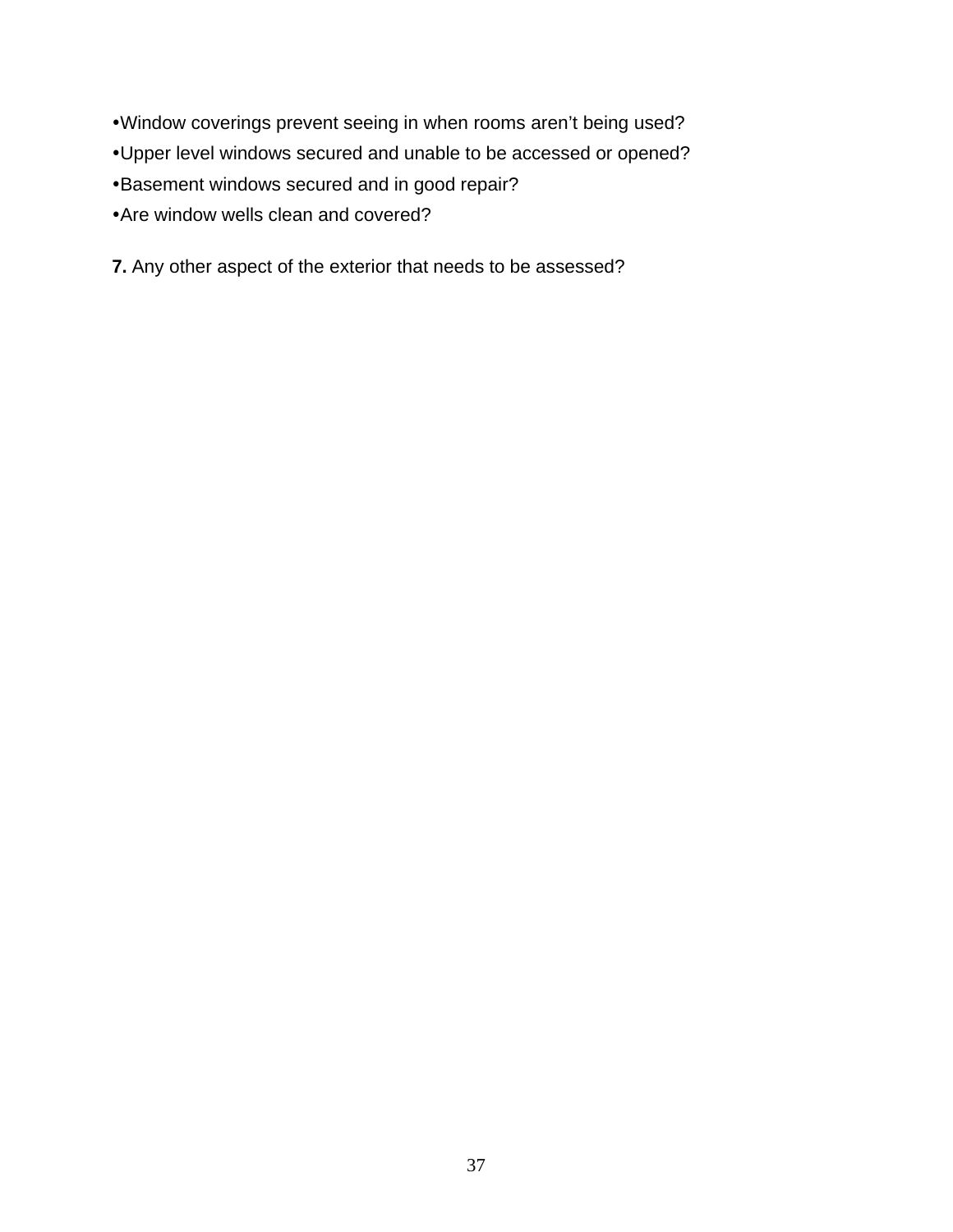- Window coverings prevent seeing in when rooms aren't being used?
- Upper level windows secured and unable to be accessed or opened?
- Basement windows secured and in good repair?
- Are window wells clean and covered?

**7.** Any other aspect of the exterior that needs to be assessed?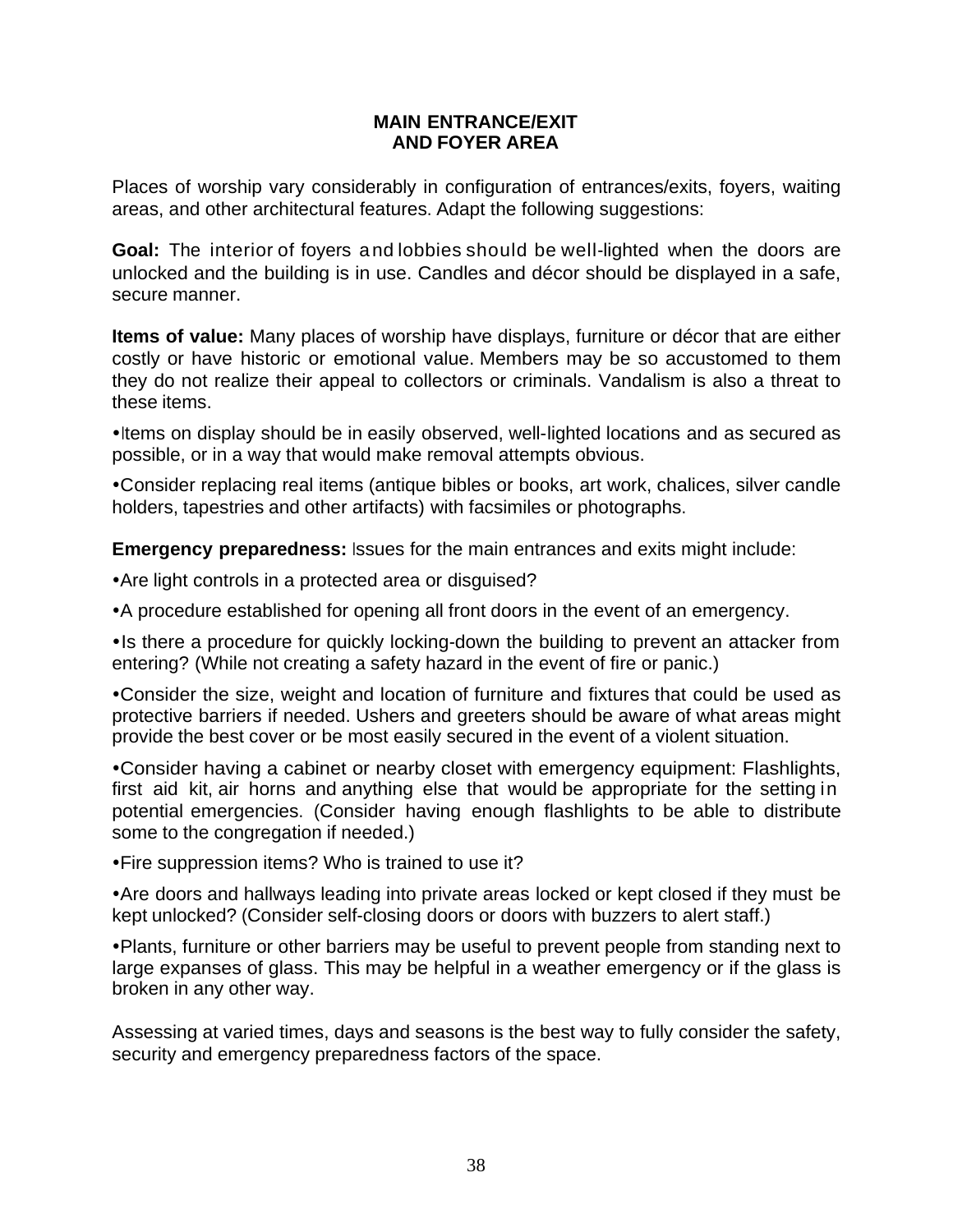## MAIN ENTRANCE/EXIT AND FOYER AREA

Places of worship vary considerably in configuration of entrances/exits, foyers, waiting areas, and other architectural features. Adapt the following suggestions:

**Goal:** The interior of foyers and lobbies should be well-lighted when the doors are unlocked and the building is in use. Candles and décor should be displayed in a safe, secure manner.

**Items of value:** Many places of worship have displays, furniture or décor that are either costly or have historic or emotional value. Members may be so accustomed to them they do not realize their appeal to collectors or criminals. Vandalism is also a threat to these items.

- Items on display should be in easily observed, well-lighted locations and as secured as possible, or in a way that would make removal attempts obvious.
- Consider replacing real items (antique bibles or books, art work, chalices, silver candle holders, tapestries and other artifacts) with facsimiles or photographs.

**Emergency preparedness:** Issues for the main entrances and exits might include:

- Are light controls in a protected area or disguised?
- A procedure established for opening all front doors in the event of an emergency.
- Is there a procedure for quickly locking-down the building to prevent an attacker from entering? (While not creating a safety hazard in the event of fire or panic.)
- Consider the size, weight and location of furniture and fixtures that could be used as protective barriers if needed. Ushers and greeters should be aware of what areas might provide the best cover or be most easily secured in the event of a violent situation.
- Consider having a cabinet or nearby closet with emergency equipment: Flashlights, first aid kit, air horns and anything else that would be appropriate for the setting in potential emergencies. (Consider having enough flashlights to be able to distribute some to the congregation if needed.)
- Fire suppression items? Who is trained to use it?
- Are doors and hallways leading into private areas locked or kept closed if they must be kept unlocked? (Consider self-closing doors or doors with buzzers to alert staff.)
- Plants, furniture or other barriers may be useful to prevent people from standing next to large expanses of glass. This may be helpful in a weather emergency or if the glass is broken in any other way.

Assessing at varied times, days and seasons is the best way to fully consider the safety, security and emergency preparedness factors of the space.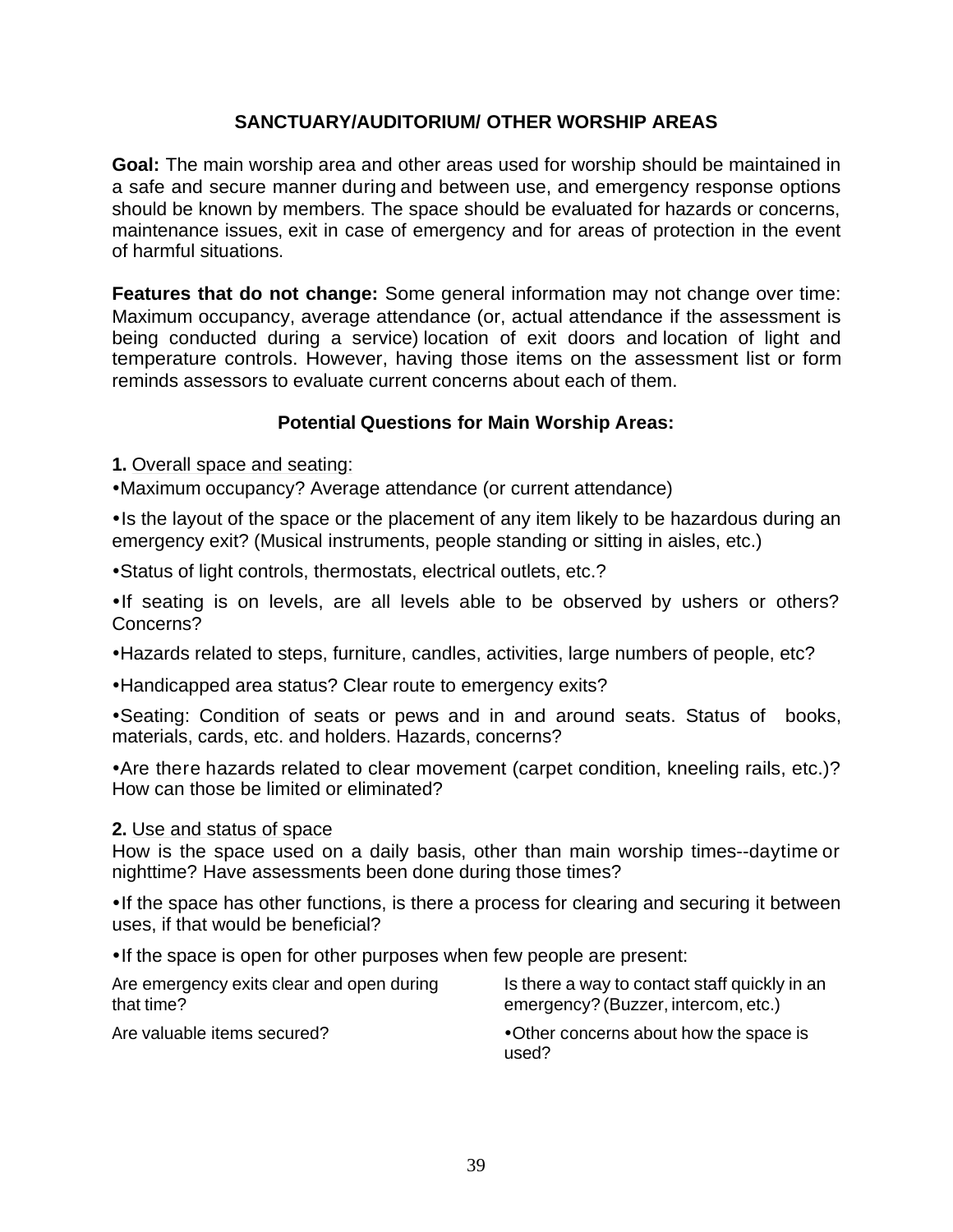## SANCTUARY/AUDITORIUM/ OTHER WORSHIP AREAS

**Goal:** The main worship area and other areas used for worship should be maintained in a safe and secure manner during and between use, and emergency response options should be known by members. The space should be evaluated for hazards or concerns, maintenance issues, exit in case of emergency and for areas of protection in the event of harmful situations.

**Features that do not change:** Some general information may not change over time: Maximum occupancy, average attendance (or, actual attendance if the assessment is being conducted during a service) location of exit doors and location of light and temperature controls. However, having those items on the assessment list or form reminds assessors to evaluate current concerns about each of them.

### Potential Questions for Main Worship Areas:

**1.** Overall space and seating:

- Maximum occupancy? Average attendance (or current attendance)
- Is the layout of the space or the placement of any item likely to be hazardous during an emergency exit? (Musical instruments, people standing or sitting in aisles, etc.)
- Status of light controls, thermostats, electrical outlets, etc.?
- If seating is on levels, are all levels able to be observed by ushers or others? Concerns?
- Hazards related to steps, furniture, candles, activities, large numbers of people, etc?
- Handicapped area status? Clear route to emergency exits?
- Seating: Condition of seats or pews and in and around seats. Status of books, materials, cards, etc. and holders. Hazards, concerns?
- Are there hazards related to clear movement (carpet condition, kneeling rails, etc.)? How can those be limited or eliminated?

**2.** Use and status of space

How is the space used on a daily basis, other than main worship times--daytime or nighttime? Have assessments been done during those times?

- If the space has other functions, is there a process for clearing and securing it between uses, if that would be beneficial?
- If the space is open for other purposes when few people are present:

Are emergency exits clear and open during that time?

Are valuable items secured?

Is there a way to contact staff quickly in an emergency? (Buzzer, intercom, etc.)

- Other concerns about how the space is used?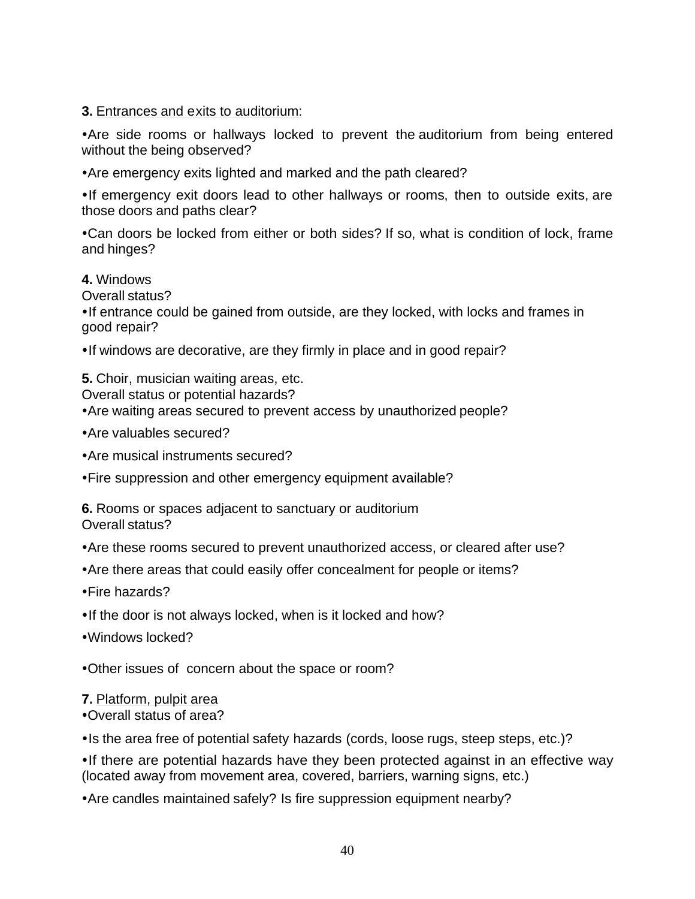**3.** Entrances and exits to auditorium:

- Are side rooms or hallways locked to prevent the auditorium from being entered without the being observed?
- Are emergency exits lighted and marked and the path cleared?
- If emergency exit doors lead to other hallways or rooms, then to outside exits, are those doors and paths clear?
- Can doors be locked from either or both sides? If so, what is condition of lock, frame and hinges?

**4.** Windows
Overall status?

- If entrance could be gained from outside, are they locked, with locks and frames in good repair?
- If windows are decorative, are they firmly in place and in good repair?

**5.** Choir, musician waiting areas, etc.
Overall status or potential hazards?

- Are waiting areas secured to prevent access by unauthorized people?
- Are valuables secured?
- Are musical instruments secured?
- Fire suppression and other emergency equipment available?

**6.** Rooms or spaces adjacent to sanctuary or auditorium
Overall status?

- Are these rooms secured to prevent unauthorized access, or cleared after use?
- Are there areas that could easily offer concealment for people or items?
- Fire hazards?
- If the door is not always locked, when is it locked and how?
- Windows locked?
- Other issues of concern about the space or room?

**7.** Platform, pulpit area

- Overall status of area?
- Is the area free of potential safety hazards (cords, loose rugs, steep steps, etc.)?
- If there are potential hazards have they been protected against in an effective way (located away from movement area, covered, barriers, warning signs, etc.)
- Are candles maintained safely? Is fire suppression equipment nearby?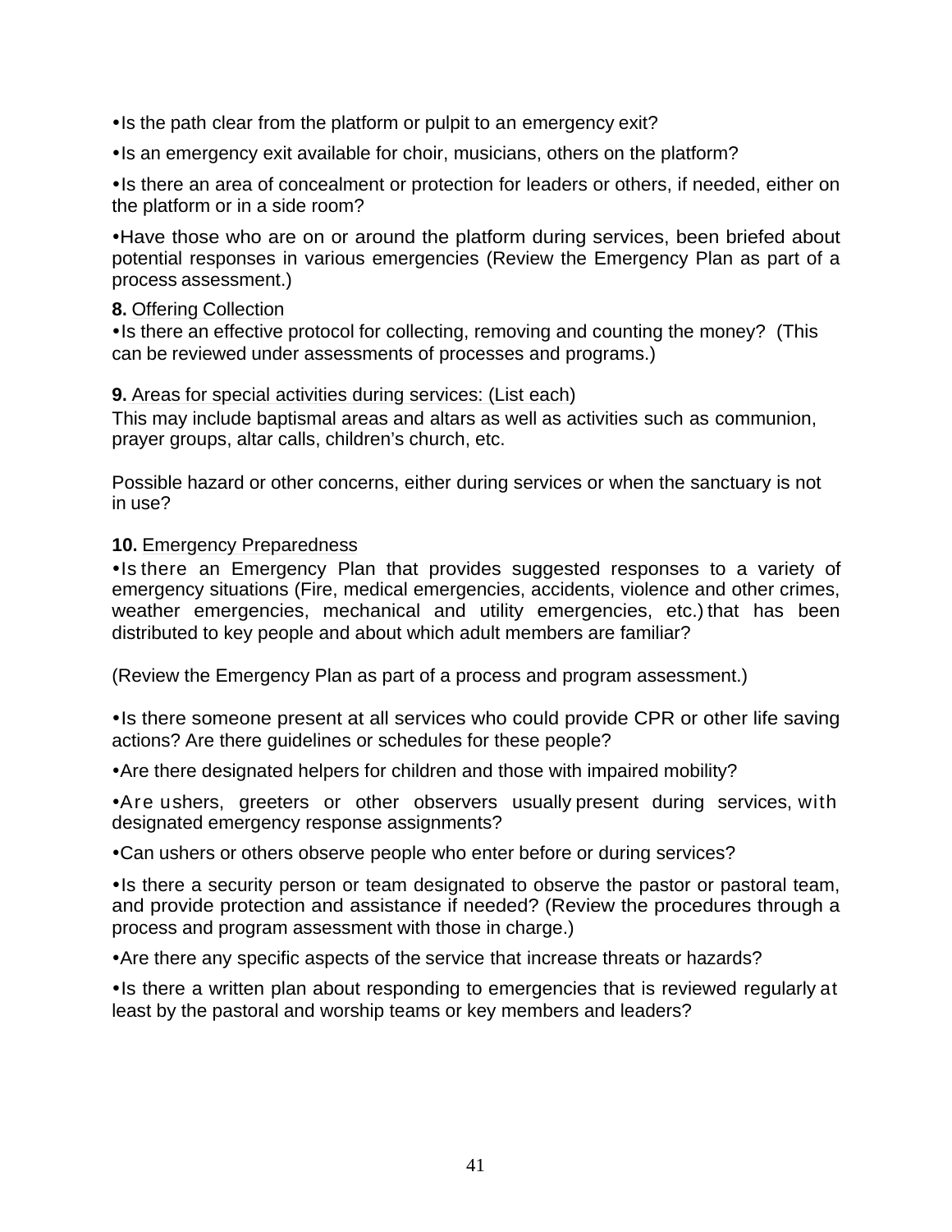- Is the path clear from the platform or pulpit to an emergency exit?

- Is an emergency exit available for choir, musicians, others on the platform?

- Is there an area of concealment or protection for leaders or others, if needed, either on the platform or in a side room?

- Have those who are on or around the platform during services, been briefed about potential responses in various emergencies (Review the Emergency Plan as part of a process assessment.)

**8.** Offering Collection

- Is there an effective protocol for collecting, removing and counting the money? (This can be reviewed under assessments of processes and programs.)

**9.** Areas for special activities during services: (List each)

This may include baptismal areas and altars as well as activities such as communion, prayer groups, altar calls, children's church, etc.

Possible hazard or other concerns, either during services or when the sanctuary is not in use?

**10.** Emergency Preparedness

- Is there an Emergency Plan that provides suggested responses to a variety of emergency situations (Fire, medical emergencies, accidents, violence and other crimes, weather emergencies, mechanical and utility emergencies, etc.) that has been distributed to key people and about which adult members are familiar?

(Review the Emergency Plan as part of a process and program assessment.)

- Is there someone present at all services who could provide CPR or other life saving actions? Are there guidelines or schedules for these people?

- Are there designated helpers for children and those with impaired mobility?

- Are ushers, greeters or other observers usually present during services, with designated emergency response assignments?

- Can ushers or others observe people who enter before or during services?

- Is there a security person or team designated to observe the pastor or pastoral team, and provide protection and assistance if needed? (Review the procedures through a process and program assessment with those in charge.)

- Are there any specific aspects of the service that increase threats or hazards?

- Is there a written plan about responding to emergencies that is reviewed regularly at least by the pastoral and worship teams or key members and leaders?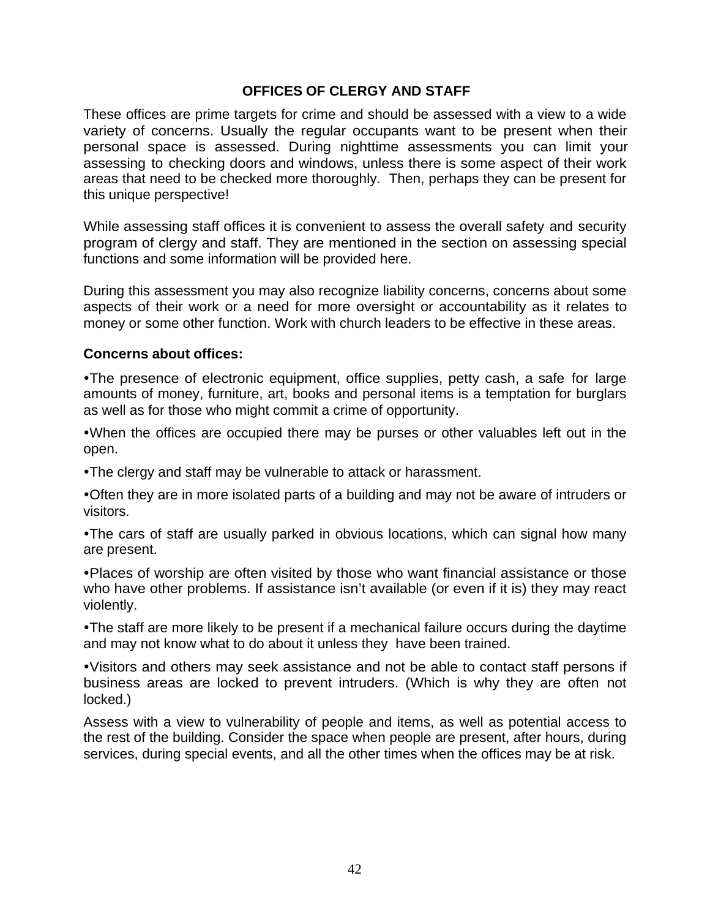## OFFICES OF CLERGY AND STAFF

These offices are prime targets for crime and should be assessed with a view to a wide variety of concerns. Usually the regular occupants want to be present when their personal space is assessed. During nighttime assessments you can limit your assessing to checking doors and windows, unless there is some aspect of their work areas that need to be checked more thoroughly. Then, perhaps they can be present for this unique perspective!

While assessing staff offices it is convenient to assess the overall safety and security program of clergy and staff. They are mentioned in the section on assessing special functions and some information will be provided here.

During this assessment you may also recognize liability concerns, concerns about some aspects of their work or a need for more oversight or accountability as it relates to money or some other function. Work with church leaders to be effective in these areas.

**Concerns about offices:**

- The presence of electronic equipment, office supplies, petty cash, a safe for large amounts of money, furniture, art, books and personal items is a temptation for burglars as well as for those who might commit a crime of opportunity.
- When the offices are occupied there may be purses or other valuables left out in the open.
- The clergy and staff may be vulnerable to attack or harassment.
- Often they are in more isolated parts of a building and may not be aware of intruders or visitors.
- The cars of staff are usually parked in obvious locations, which can signal how many are present.
- Places of worship are often visited by those who want financial assistance or those who have other problems. If assistance isn't available (or even if it is) they may react violently.
- The staff are more likely to be present if a mechanical failure occurs during the daytime and may not know what to do about it unless they have been trained.
- Visitors and others may seek assistance and not be able to contact staff persons if business areas are locked to prevent intruders. (Which is why they are often not locked.)

Assess with a view to vulnerability of people and items, as well as potential access to the rest of the building. Consider the space when people are present, after hours, during services, during special events, and all the other times when the offices may be at risk.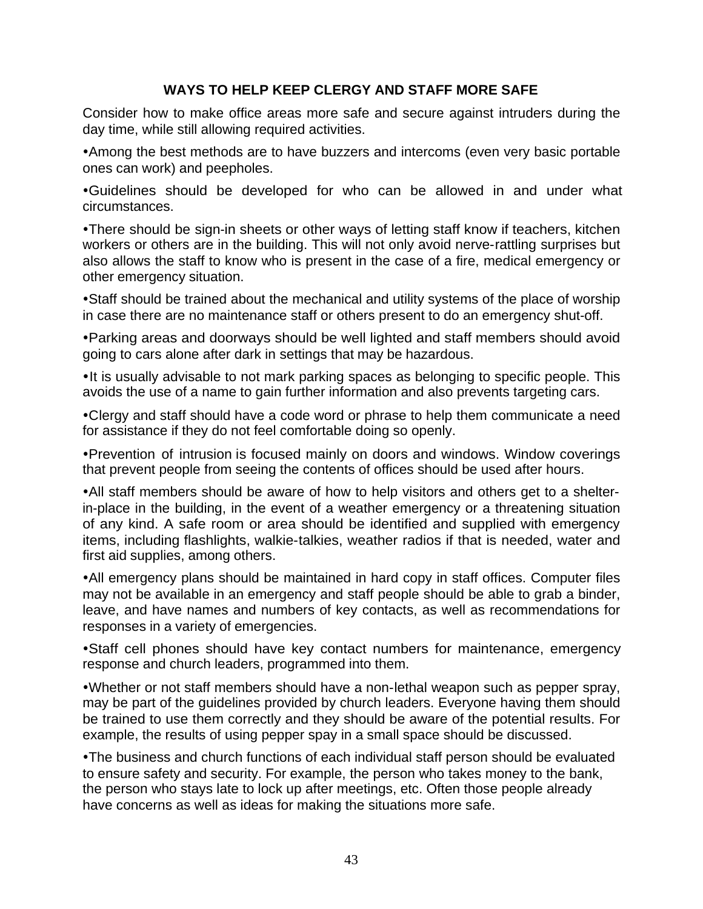## WAYS TO HELP KEEP CLERGY AND STAFF MORE SAFE

Consider how to make office areas more safe and secure against intruders during the day time, while still allowing required activities.

- Among the best methods are to have buzzers and intercoms (even very basic portable ones can work) and peepholes.
- Guidelines should be developed for who can be allowed in and under what circumstances.
- There should be sign-in sheets or other ways of letting staff know if teachers, kitchen workers or others are in the building. This will not only avoid nerve-rattling surprises but also allows the staff to know who is present in the case of a fire, medical emergency or other emergency situation.
- Staff should be trained about the mechanical and utility systems of the place of worship in case there are no maintenance staff or others present to do an emergency shut-off.
- Parking areas and doorways should be well lighted and staff members should avoid going to cars alone after dark in settings that may be hazardous.
- It is usually advisable to not mark parking spaces as belonging to specific people. This avoids the use of a name to gain further information and also prevents targeting cars.
- Clergy and staff should have a code word or phrase to help them communicate a need for assistance if they do not feel comfortable doing so openly.
- Prevention of intrusion is focused mainly on doors and windows. Window coverings that prevent people from seeing the contents of offices should be used after hours.
- All staff members should be aware of how to help visitors and others get to a shelter-in-place in the building, in the event of a weather emergency or a threatening situation of any kind. A safe room or area should be identified and supplied with emergency items, including flashlights, walkie-talkies, weather radios if that is needed, water and first aid supplies, among others.
- All emergency plans should be maintained in hard copy in staff offices. Computer files may not be available in an emergency and staff people should be able to grab a binder, leave, and have names and numbers of key contacts, as well as recommendations for responses in a variety of emergencies.
- Staff cell phones should have key contact numbers for maintenance, emergency response and church leaders, programmed into them.
- Whether or not staff members should have a non-lethal weapon such as pepper spray, may be part of the guidelines provided by church leaders. Everyone having them should be trained to use them correctly and they should be aware of the potential results. For example, the results of using pepper spay in a small space should be discussed.
- The business and church functions of each individual staff person should be evaluated to ensure safety and security. For example, the person who takes money to the bank, the person who stays late to lock up after meetings, etc. Often those people already have concerns as well as ideas for making the situations more safe.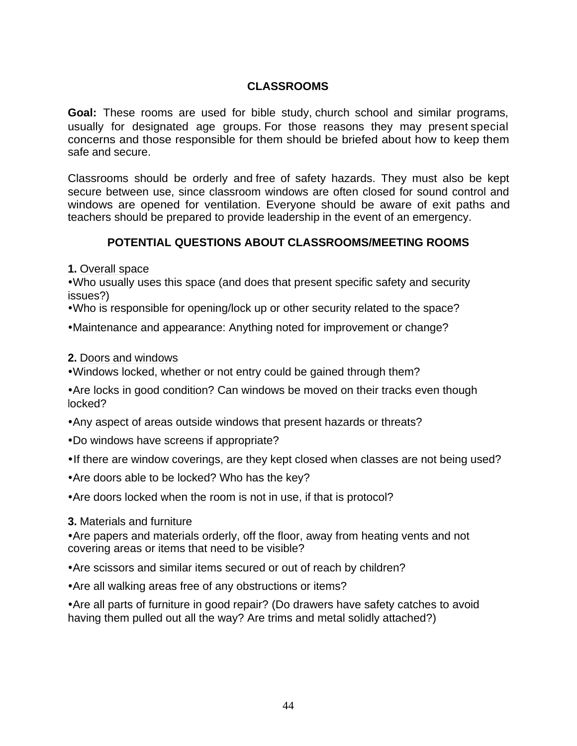## CLASSROOMS

**Goal:** These rooms are used for bible study, church school and similar programs, usually for designated age groups. For those reasons they may present special concerns and those responsible for them should be briefed about how to keep them safe and secure.

Classrooms should be orderly and free of safety hazards. They must also be kept secure between use, since classroom windows are often closed for sound control and windows are opened for ventilation. Everyone should be aware of exit paths and teachers should be prepared to provide leadership in the event of an emergency.

### POTENTIAL QUESTIONS ABOUT CLASSROOMS/MEETING ROOMS

**1.** Overall space

- Who usually uses this space (and does that present specific safety and security issues?)
- Who is responsible for opening/lock up or other security related to the space?
- Maintenance and appearance: Anything noted for improvement or change?

**2.** Doors and windows

- Windows locked, whether or not entry could be gained through them?
- Are locks in good condition? Can windows be moved on their tracks even though locked?
- Any aspect of areas outside windows that present hazards or threats?
- Do windows have screens if appropriate?
- If there are window coverings, are they kept closed when classes are not being used?
- Are doors able to be locked? Who has the key?
- Are doors locked when the room is not in use, if that is protocol?

**3.** Materials and furniture

- Are papers and materials orderly, off the floor, away from heating vents and not covering areas or items that need to be visible?
- Are scissors and similar items secured or out of reach by children?
- Are all walking areas free of any obstructions or items?
- Are all parts of furniture in good repair? (Do drawers have safety catches to avoid having them pulled out all the way? Are trims and metal solidly attached?)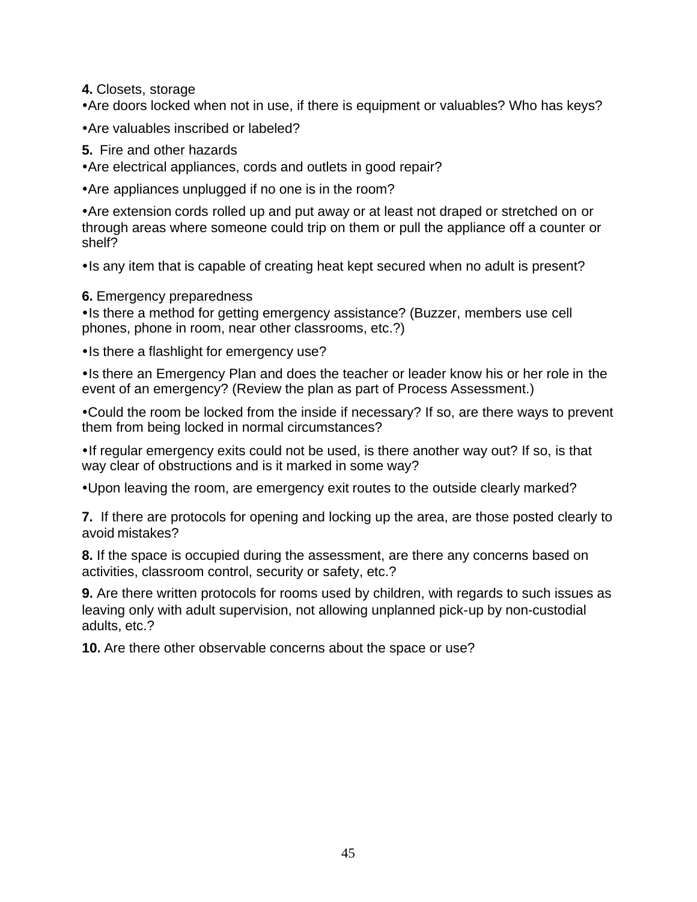**4.** Closets, storage

- Are doors locked when not in use, if there is equipment or valuables? Who has keys?
- Are valuables inscribed or labeled?

**5.** Fire and other hazards

- Are electrical appliances, cords and outlets in good repair?
- Are appliances unplugged if no one is in the room?
- Are extension cords rolled up and put away or at least not draped or stretched on or through areas where someone could trip on them or pull the appliance off a counter or shelf?
- Is any item that is capable of creating heat kept secured when no adult is present?

**6.** Emergency preparedness

- Is there a method for getting emergency assistance? (Buzzer, members use cell phones, phone in room, near other classrooms, etc.?)
- Is there a flashlight for emergency use?
- Is there an Emergency Plan and does the teacher or leader know his or her role in the event of an emergency? (Review the plan as part of Process Assessment.)
- Could the room be locked from the inside if necessary? If so, are there ways to prevent them from being locked in normal circumstances?
- If regular emergency exits could not be used, is there another way out? If so, is that way clear of obstructions and is it marked in some way?
- Upon leaving the room, are emergency exit routes to the outside clearly marked?

**7.** If there are protocols for opening and locking up the area, are those posted clearly to avoid mistakes?

**8.** If the space is occupied during the assessment, are there any concerns based on activities, classroom control, security or safety, etc.?

**9.** Are there written protocols for rooms used by children, with regards to such issues as leaving only with adult supervision, not allowing unplanned pick-up by non-custodial adults, etc.?

**10.** Are there other observable concerns about the space or use?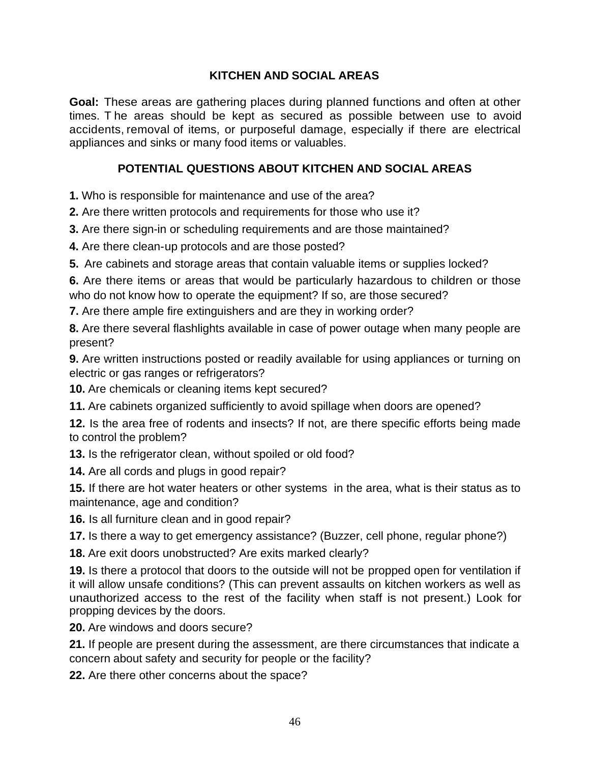## KITCHEN AND SOCIAL AREAS

**Goal:** These areas are gathering places during planned functions and often at other times. The areas should be kept as secured as possible between use to avoid accidents, removal of items, or purposeful damage, especially if there are electrical appliances and sinks or many food items or valuables.

## POTENTIAL QUESTIONS ABOUT KITCHEN AND SOCIAL AREAS

**1.** Who is responsible for maintenance and use of the area?

**2.** Are there written protocols and requirements for those who use it?

**3.** Are there sign-in or scheduling requirements and are those maintained?

**4.** Are there clean-up protocols and are those posted?

**5.** Are cabinets and storage areas that contain valuable items or supplies locked?

**6.** Are there items or areas that would be particularly hazardous to children or those who do not know how to operate the equipment? If so, are those secured?

**7.** Are there ample fire extinguishers and are they in working order?

**8.** Are there several flashlights available in case of power outage when many people are present?

**9.** Are written instructions posted or readily available for using appliances or turning on electric or gas ranges or refrigerators?

**10.** Are chemicals or cleaning items kept secured?

**11.** Are cabinets organized sufficiently to avoid spillage when doors are opened?

**12.** Is the area free of rodents and insects? If not, are there specific efforts being made to control the problem?

**13.** Is the refrigerator clean, without spoiled or old food?

**14.** Are all cords and plugs in good repair?

**15.** If there are hot water heaters or other systems in the area, what is their status as to maintenance, age and condition?

**16.** Is all furniture clean and in good repair?

**17.** Is there a way to get emergency assistance? (Buzzer, cell phone, regular phone?)

**18.** Are exit doors unobstructed? Are exits marked clearly?

**19.** Is there a protocol that doors to the outside will not be propped open for ventilation if it will allow unsafe conditions? (This can prevent assaults on kitchen workers as well as unauthorized access to the rest of the facility when staff is not present.) Look for propping devices by the doors.

**20.** Are windows and doors secure?

**21.** If people are present during the assessment, are there circumstances that indicate a concern about safety and security for people or the facility?

**22.** Are there other concerns about the space?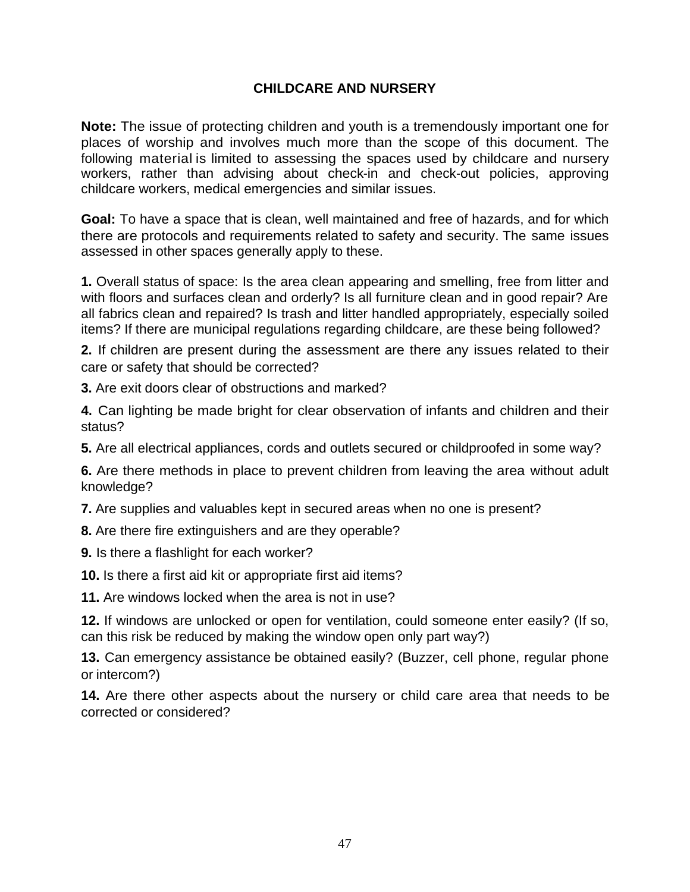## CHILDCARE AND NURSERY

**Note:** The issue of protecting children and youth is a tremendously important one for places of worship and involves much more than the scope of this document. The following material is limited to assessing the spaces used by childcare and nursery workers, rather than advising about check-in and check-out policies, approving childcare workers, medical emergencies and similar issues.

**Goal:** To have a space that is clean, well maintained and free of hazards, and for which there are protocols and requirements related to safety and security. The same issues assessed in other spaces generally apply to these.

**1.** Overall status of space: Is the area clean appearing and smelling, free from litter and with floors and surfaces clean and orderly? Is all furniture clean and in good repair? Are all fabrics clean and repaired? Is trash and litter handled appropriately, especially soiled items? If there are municipal regulations regarding childcare, are these being followed?

**2.** If children are present during the assessment are there any issues related to their care or safety that should be corrected?

**3.** Are exit doors clear of obstructions and marked?

**4.** Can lighting be made bright for clear observation of infants and children and their status?

**5.** Are all electrical appliances, cords and outlets secured or childproofed in some way?

**6.** Are there methods in place to prevent children from leaving the area without adult knowledge?

**7.** Are supplies and valuables kept in secured areas when no one is present?

**8.** Are there fire extinguishers and are they operable?

**9.** Is there a flashlight for each worker?

**10.** Is there a first aid kit or appropriate first aid items?

**11.** Are windows locked when the area is not in use?

**12.** If windows are unlocked or open for ventilation, could someone enter easily? (If so, can this risk be reduced by making the window open only part way?)

**13.** Can emergency assistance be obtained easily? (Buzzer, cell phone, regular phone or intercom?)

**14.** Are there other aspects about the nursery or child care area that needs to be corrected or considered?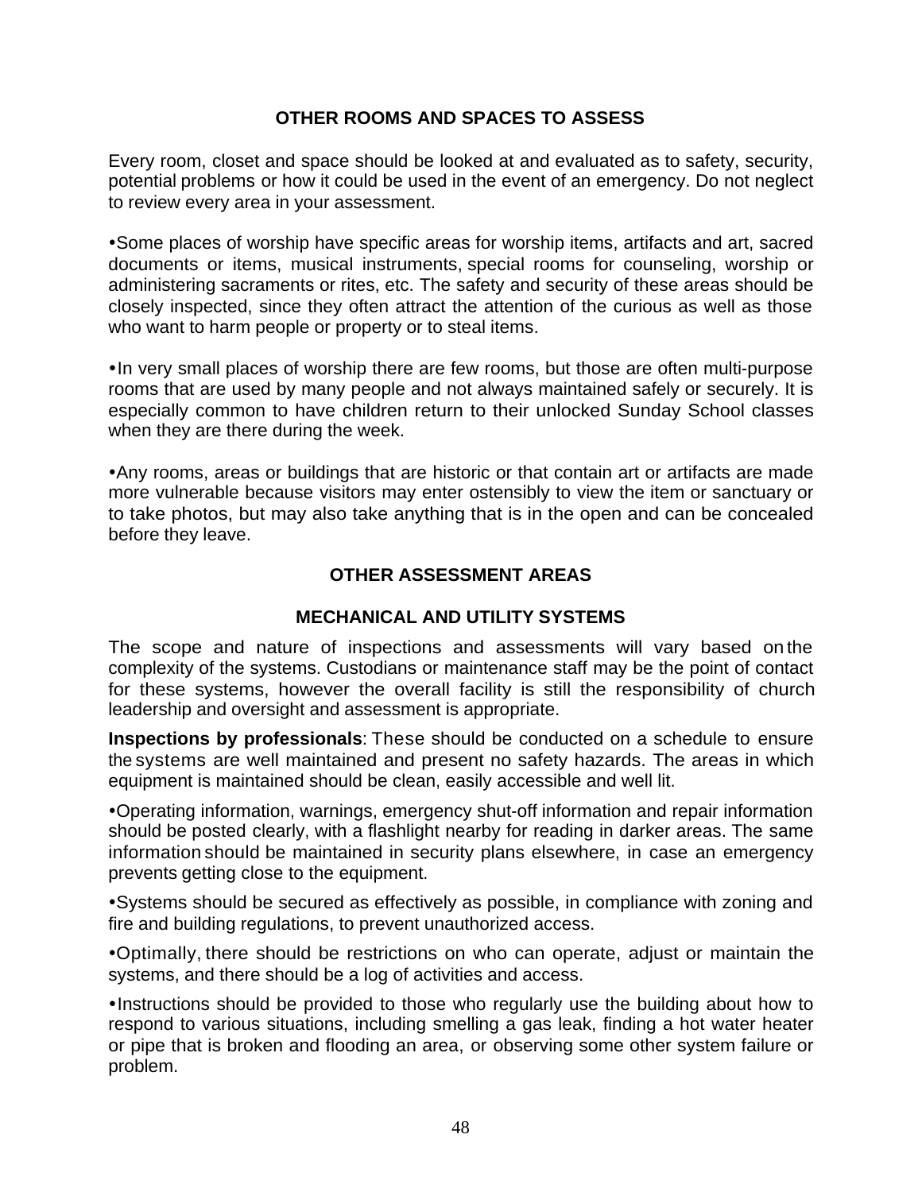## OTHER ROOMS AND SPACES TO ASSESS

Every room, closet and space should be looked at and evaluated as to safety, security, potential problems or how it could be used in the event of an emergency. Do not neglect to review every area in your assessment.

- Some places of worship have specific areas for worship items, artifacts and art, sacred documents or items, musical instruments, special rooms for counseling, worship or administering sacraments or rites, etc. The safety and security of these areas should be closely inspected, since they often attract the attention of the curious as well as those who want to harm people or property or to steal items.

- In very small places of worship there are few rooms, but those are often multi-purpose rooms that are used by many people and not always maintained safely or securely. It is especially common to have children return to their unlocked Sunday School classes when they are there during the week.

- Any rooms, areas or buildings that are historic or that contain art or artifacts are made more vulnerable because visitors may enter ostensibly to view the item or sanctuary or to take photos, but may also take anything that is in the open and can be concealed before they leave.

## OTHER ASSESSMENT AREAS

### MECHANICAL AND UTILITY SYSTEMS

The scope and nature of inspections and assessments will vary based on the complexity of the systems. Custodians or maintenance staff may be the point of contact for these systems, however the overall facility is still the responsibility of church leadership and oversight and assessment is appropriate.

**Inspections by professionals**: These should be conducted on a schedule to ensure the systems are well maintained and present no safety hazards. The areas in which equipment is maintained should be clean, easily accessible and well lit.

- Operating information, warnings, emergency shut-off information and repair information should be posted clearly, with a flashlight nearby for reading in darker areas. The same information should be maintained in security plans elsewhere, in case an emergency prevents getting close to the equipment.

- Systems should be secured as effectively as possible, in compliance with zoning and fire and building regulations, to prevent unauthorized access.

- Optimally, there should be restrictions on who can operate, adjust or maintain the systems, and there should be a log of activities and access.

- Instructions should be provided to those who regularly use the building about how to respond to various situations, including smelling a gas leak, finding a hot water heater or pipe that is broken and flooding an area, or observing some other system failure or problem.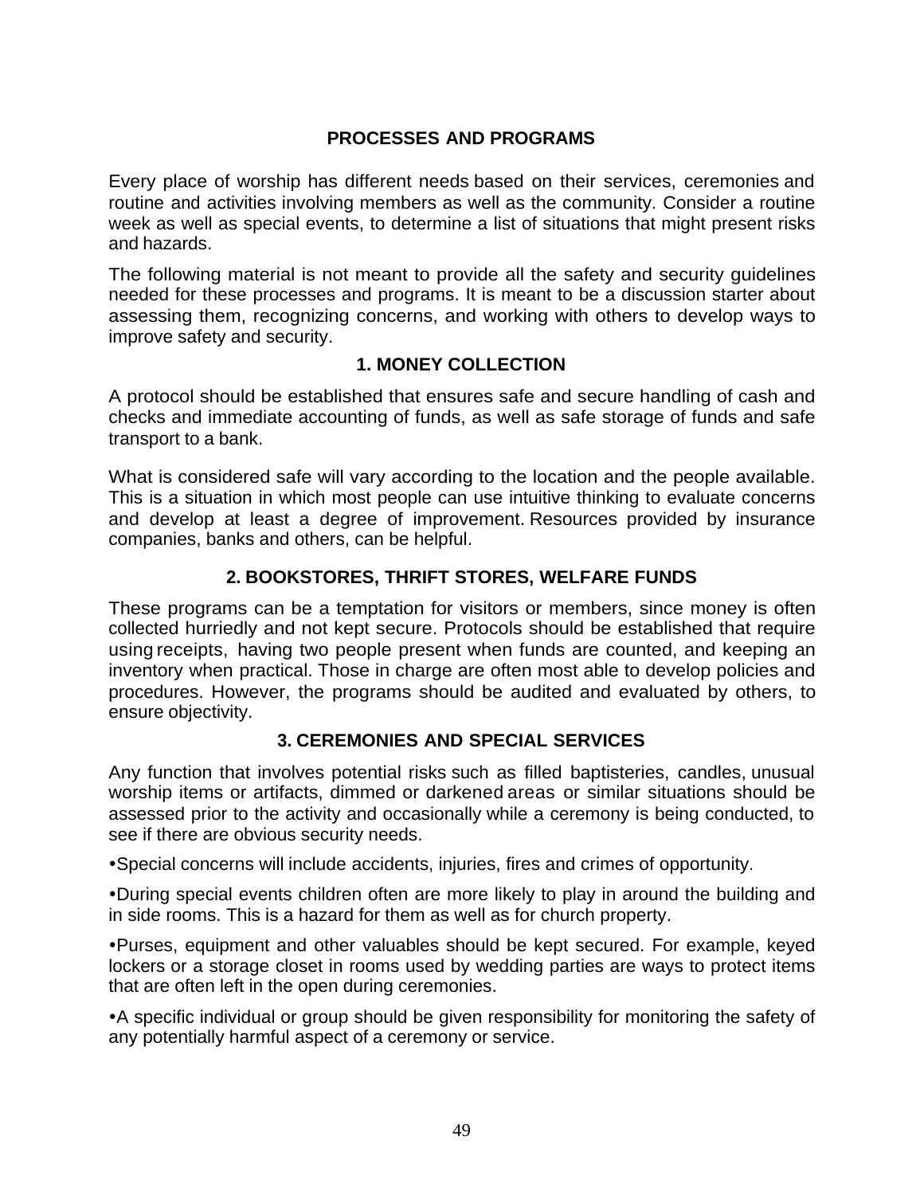## PROCESSES AND PROGRAMS

Every place of worship has different needs based on their services, ceremonies and routine and activities involving members as well as the community. Consider a routine week as well as special events, to determine a list of situations that might present risks and hazards.

The following material is not meant to provide all the safety and security guidelines needed for these processes and programs. It is meant to be a discussion starter about assessing them, recognizing concerns, and working with others to develop ways to improve safety and security.

### 1. MONEY COLLECTION

A protocol should be established that ensures safe and secure handling of cash and checks and immediate accounting of funds, as well as safe storage of funds and safe transport to a bank.

What is considered safe will vary according to the location and the people available. This is a situation in which most people can use intuitive thinking to evaluate concerns and develop at least a degree of improvement. Resources provided by insurance companies, banks and others, can be helpful.

### 2. BOOKSTORES, THRIFT STORES, WELFARE FUNDS

These programs can be a temptation for visitors or members, since money is often collected hurriedly and not kept secure. Protocols should be established that require using receipts, having two people present when funds are counted, and keeping an inventory when practical. Those in charge are often most able to develop policies and procedures. However, the programs should be audited and evaluated by others, to ensure objectivity.

### 3. CEREMONIES AND SPECIAL SERVICES

Any function that involves potential risks such as filled baptisteries, candles, unusual worship items or artifacts, dimmed or darkened areas or similar situations should be assessed prior to the activity and occasionally while a ceremony is being conducted, to see if there are obvious security needs.

- Special concerns will include accidents, injuries, fires and crimes of opportunity.
- During special events children often are more likely to play in around the building and in side rooms. This is a hazard for them as well as for church property.
- Purses, equipment and other valuables should be kept secured. For example, keyed lockers or a storage closet in rooms used by wedding parties are ways to protect items that are often left in the open during ceremonies.
- A specific individual or group should be given responsibility for monitoring the safety of any potentially harmful aspect of a ceremony or service.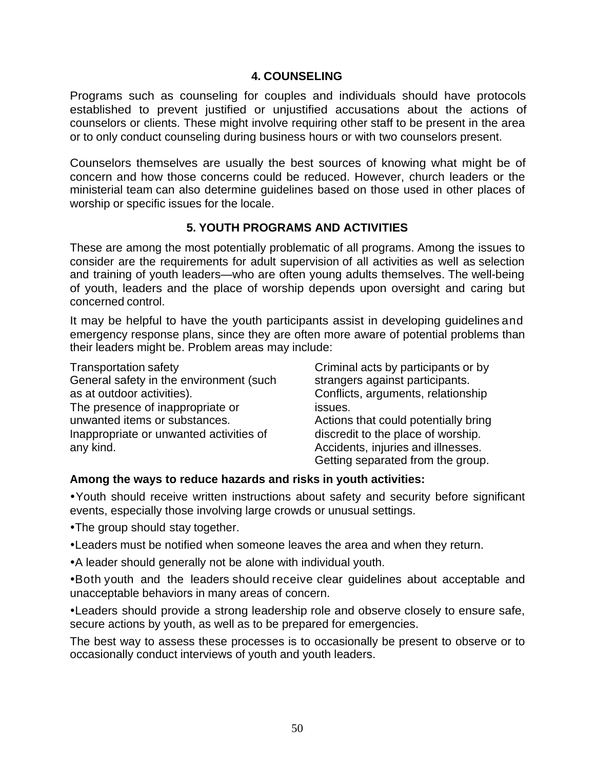## 4. COUNSELING

Programs such as counseling for couples and individuals should have protocols established to prevent justified or unjustified accusations about the actions of counselors or clients. These might involve requiring other staff to be present in the area or to only conduct counseling during business hours or with two counselors present.

Counselors themselves are usually the best sources of knowing what might be of concern and how those concerns could be reduced. However, church leaders or the ministerial team can also determine guidelines based on those used in other places of worship or specific issues for the locale.

## 5. YOUTH PROGRAMS AND ACTIVITIES

These are among the most potentially problematic of all programs. Among the issues to consider are the requirements for adult supervision of all activities as well as selection and training of youth leaders—who are often young adults themselves. The well-being of youth, leaders and the place of worship depends upon oversight and caring but concerned control.

It may be helpful to have the youth participants assist in developing guidelines and emergency response plans, since they are often more aware of potential problems than their leaders might be. Problem areas may include:

Transportation safety
General safety in the environment (such as at outdoor activities).
The presence of inappropriate or unwanted items or substances.
Inappropriate or unwanted activities of any kind.
Criminal acts by participants or by strangers against participants.
Conflicts, arguments, relationship issues.
Actions that could potentially bring discredit to the place of worship.
Accidents, injuries and illnesses.
Getting separated from the group.

**Among the ways to reduce hazards and risks in youth activities:**

- Youth should receive written instructions about safety and security before significant events, especially those involving large crowds or unusual settings.
- The group should stay together.
- Leaders must be notified when someone leaves the area and when they return.
- A leader should generally not be alone with individual youth.
- Both youth and the leaders should receive clear guidelines about acceptable and unacceptable behaviors in many areas of concern.
- Leaders should provide a strong leadership role and observe closely to ensure safe, secure actions by youth, as well as to be prepared for emergencies.

The best way to assess these processes is to occasionally be present to observe or to occasionally conduct interviews of youth and youth leaders.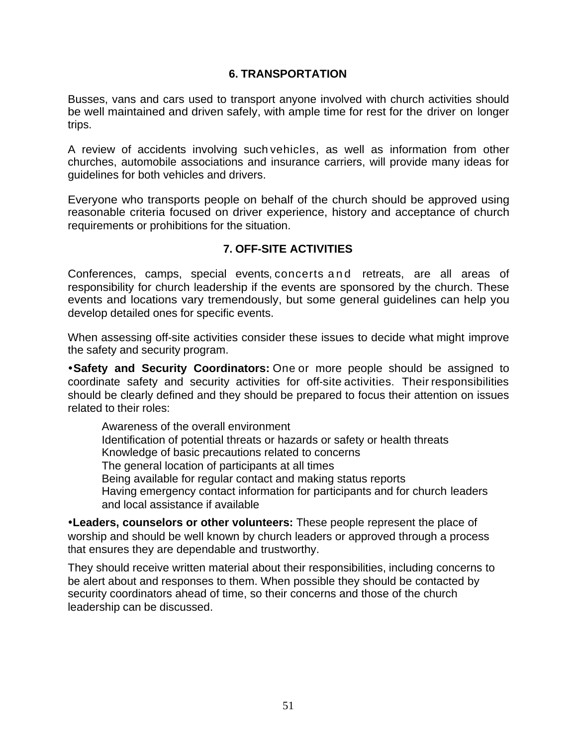## 6. TRANSPORTATION

Busses, vans and cars used to transport anyone involved with church activities should be well maintained and driven safely, with ample time for rest for the driver on longer trips.

A review of accidents involving such vehicles, as well as information from other churches, automobile associations and insurance carriers, will provide many ideas for guidelines for both vehicles and drivers.

Everyone who transports people on behalf of the church should be approved using reasonable criteria focused on driver experience, history and acceptance of church requirements or prohibitions for the situation.

## 7. OFF-SITE ACTIVITIES

Conferences, camps, special events, concerts and retreats, are all areas of responsibility for church leadership if the events are sponsored by the church. These events and locations vary tremendously, but some general guidelines can help you develop detailed ones for specific events.

When assessing off-site activities consider these issues to decide what might improve the safety and security program.

- **Safety and Security Coordinators:** One or more people should be assigned to coordinate safety and security activities for off-site activities. Their responsibilities should be clearly defined and they should be prepared to focus their attention on issues related to their roles:

  Awareness of the overall environment
  Identification of potential threats or hazards or safety or health threats
  Knowledge of basic precautions related to concerns
  The general location of participants at all times
  Being available for regular contact and making status reports
  Having emergency contact information for participants and for church leaders and local assistance if available

- **Leaders, counselors or other volunteers:** These people represent the place of worship and should be well known by church leaders or approved through a process that ensures they are dependable and trustworthy.

They should receive written material about their responsibilities, including concerns to be alert about and responses to them. When possible they should be contacted by security coordinators ahead of time, so their concerns and those of the church leadership can be discussed.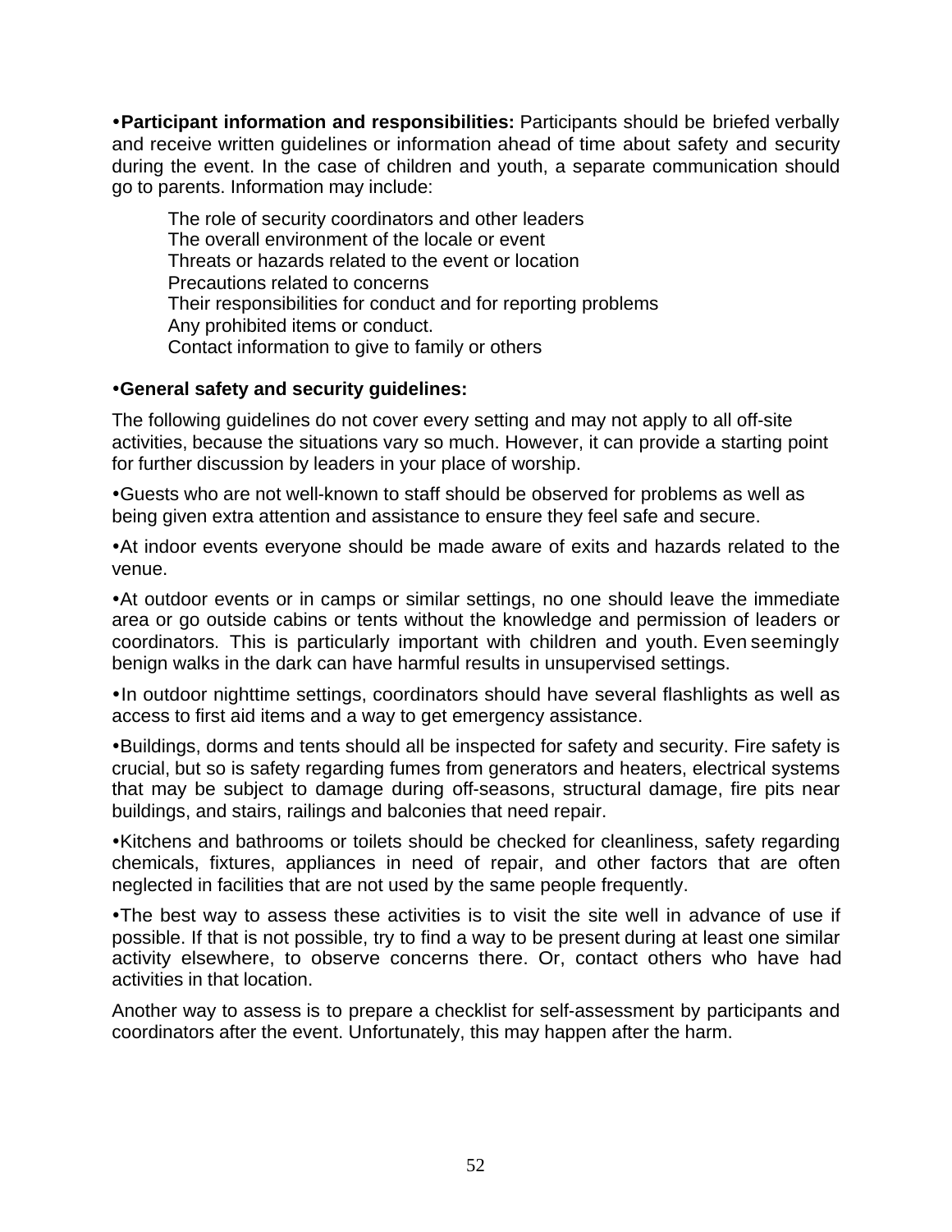- **Participant information and responsibilities:** Participants should be briefed verbally and receive written guidelines or information ahead of time about safety and security during the event. In the case of children and youth, a separate communication should go to parents. Information may include:

  The role of security coordinators and other leaders
  The overall environment of the locale or event
  Threats or hazards related to the event or location
  Precautions related to concerns
  Their responsibilities for conduct and for reporting problems
  Any prohibited items or conduct.
  Contact information to give to family or others

- **General safety and security guidelines:**

The following guidelines do not cover every setting and may not apply to all off-site activities, because the situations vary so much. However, it can provide a starting point for further discussion by leaders in your place of worship.

- Guests who are not well-known to staff should be observed for problems as well as being given extra attention and assistance to ensure they feel safe and secure.

- At indoor events everyone should be made aware of exits and hazards related to the venue.

- At outdoor events or in camps or similar settings, no one should leave the immediate area or go outside cabins or tents without the knowledge and permission of leaders or coordinators. This is particularly important with children and youth. Even seemingly benign walks in the dark can have harmful results in unsupervised settings.

- In outdoor nighttime settings, coordinators should have several flashlights as well as access to first aid items and a way to get emergency assistance.

- Buildings, dorms and tents should all be inspected for safety and security. Fire safety is crucial, but so is safety regarding fumes from generators and heaters, electrical systems that may be subject to damage during off-seasons, structural damage, fire pits near buildings, and stairs, railings and balconies that need repair.

- Kitchens and bathrooms or toilets should be checked for cleanliness, safety regarding chemicals, fixtures, appliances in need of repair, and other factors that are often neglected in facilities that are not used by the same people frequently.

- The best way to assess these activities is to visit the site well in advance of use if possible. If that is not possible, try to find a way to be present during at least one similar activity elsewhere, to observe concerns there. Or, contact others who have had activities in that location.

Another way to assess is to prepare a checklist for self-assessment by participants and coordinators after the event. Unfortunately, this may happen after the harm.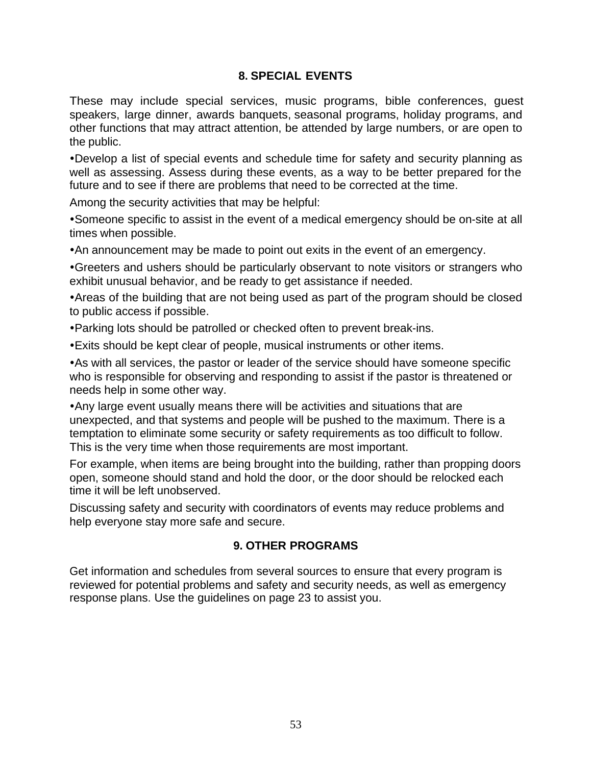## 8. SPECIAL EVENTS

These may include special services, music programs, bible conferences, guest speakers, large dinner, awards banquets, seasonal programs, holiday programs, and other functions that may attract attention, be attended by large numbers, or are open to the public.

- Develop a list of special events and schedule time for safety and security planning as well as assessing. Assess during these events, as a way to be better prepared for the future and to see if there are problems that need to be corrected at the time.

Among the security activities that may be helpful:

- Someone specific to assist in the event of a medical emergency should be on-site at all times when possible.
- An announcement may be made to point out exits in the event of an emergency.
- Greeters and ushers should be particularly observant to note visitors or strangers who exhibit unusual behavior, and be ready to get assistance if needed.
- Areas of the building that are not being used as part of the program should be closed to public access if possible.
- Parking lots should be patrolled or checked often to prevent break-ins.
- Exits should be kept clear of people, musical instruments or other items.
- As with all services, the pastor or leader of the service should have someone specific who is responsible for observing and responding to assist if the pastor is threatened or needs help in some other way.
- Any large event usually means there will be activities and situations that are unexpected, and that systems and people will be pushed to the maximum. There is a temptation to eliminate some security or safety requirements as too difficult to follow. This is the very time when those requirements are most important.

For example, when items are being brought into the building, rather than propping doors open, someone should stand and hold the door, or the door should be relocked each time it will be left unobserved.

Discussing safety and security with coordinators of events may reduce problems and help everyone stay more safe and secure.

## 9. OTHER PROGRAMS

Get information and schedules from several sources to ensure that every program is reviewed for potential problems and safety and security needs, as well as emergency response plans. Use the guidelines on page 23 to assist you.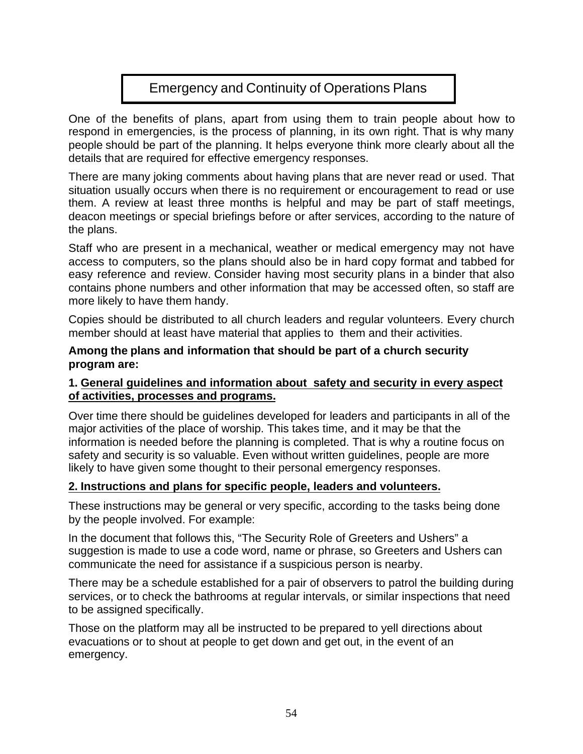# Emergency and Continuity of Operations Plans

One of the benefits of plans, apart from using them to train people about how to respond in emergencies, is the process of planning, in its own right. That is why many people should be part of the planning. It helps everyone think more clearly about all the details that are required for effective emergency responses.

There are many joking comments about having plans that are never read or used. That situation usually occurs when there is no requirement or encouragement to read or use them. A review at least three months is helpful and may be part of staff meetings, deacon meetings or special briefings before or after services, according to the nature of the plans.

Staff who are present in a mechanical, weather or medical emergency may not have access to computers, so the plans should also be in hard copy format and tabbed for easy reference and review. Consider having most security plans in a binder that also contains phone numbers and other information that may be accessed often, so staff are more likely to have them handy.

Copies should be distributed to all church leaders and regular volunteers. Every church member should at least have material that applies to them and their activities.

**Among the plans and information that should be part of a church security program are:**

**1. <u>General guidelines and information about safety and security in every aspect of activities, processes and programs.</u>**

Over time there should be guidelines developed for leaders and participants in all of the major activities of the place of worship. This takes time, and it may be that the information is needed before the planning is completed. That is why a routine focus on safety and security is so valuable. Even without written guidelines, people are more likely to have given some thought to their personal emergency responses.

**<u>2. Instructions and plans for specific people, leaders and volunteers.</u>**

These instructions may be general or very specific, according to the tasks being done by the people involved. For example:

In the document that follows this, “The Security Role of Greeters and Ushers” a suggestion is made to use a code word, name or phrase, so Greeters and Ushers can communicate the need for assistance if a suspicious person is nearby.

There may be a schedule established for a pair of observers to patrol the building during services, or to check the bathrooms at regular intervals, or similar inspections that need to be assigned specifically.

Those on the platform may all be instructed to be prepared to yell directions about evacuations or to shout at people to get down and get out, in the event of an emergency.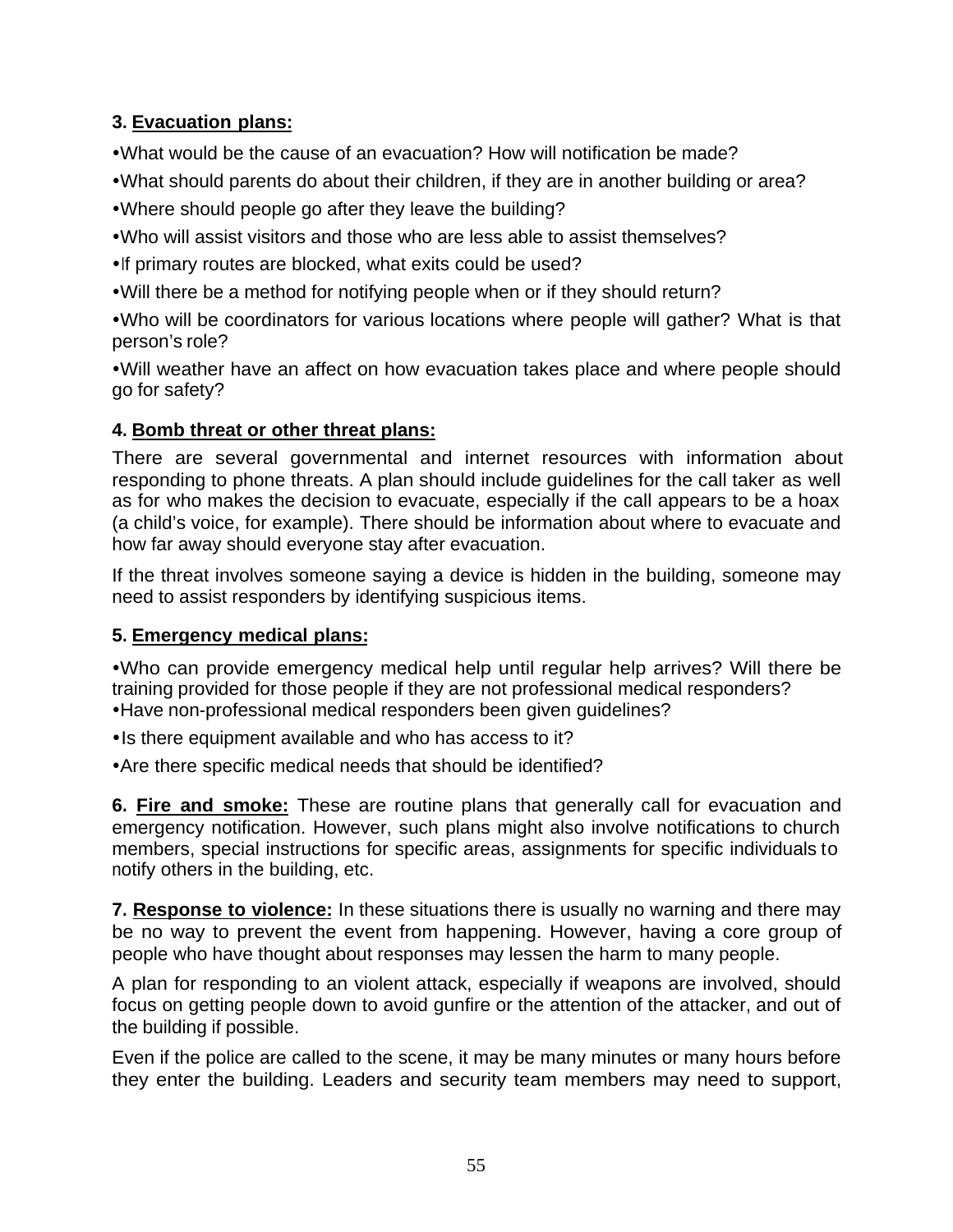**3. Evacuation plans:**

- What would be the cause of an evacuation? How will notification be made?
- What should parents do about their children, if they are in another building or area?
- Where should people go after they leave the building?
- Who will assist visitors and those who are less able to assist themselves?
- If primary routes are blocked, what exits could be used?
- Will there be a method for notifying people when or if they should return?
- Who will be coordinators for various locations where people will gather? What is that person's role?
- Will weather have an affect on how evacuation takes place and where people should go for safety?

**4. Bomb threat or other threat plans:**

There are several governmental and internet resources with information about responding to phone threats. A plan should include guidelines for the call taker as well as for who makes the decision to evacuate, especially if the call appears to be a hoax (a child's voice, for example). There should be information about where to evacuate and how far away should everyone stay after evacuation.

If the threat involves someone saying a device is hidden in the building, someone may need to assist responders by identifying suspicious items.

**5. Emergency medical plans:**

- Who can provide emergency medical help until regular help arrives? Will there be training provided for those people if they are not professional medical responders?
- Have non-professional medical responders been given guidelines?
- Is there equipment available and who has access to it?
- Are there specific medical needs that should be identified?

**6. Fire and smoke:** These are routine plans that generally call for evacuation and emergency notification. However, such plans might also involve notifications to church members, special instructions for specific areas, assignments for specific individuals to notify others in the building, etc.

**7. Response to violence:** In these situations there is usually no warning and there may be no way to prevent the event from happening. However, having a core group of people who have thought about responses may lessen the harm to many people.

A plan for responding to an violent attack, especially if weapons are involved, should focus on getting people down to avoid gunfire or the attention of the attacker, and out of the building if possible.

Even if the police are called to the scene, it may be many minutes or many hours before they enter the building. Leaders and security team members may need to support,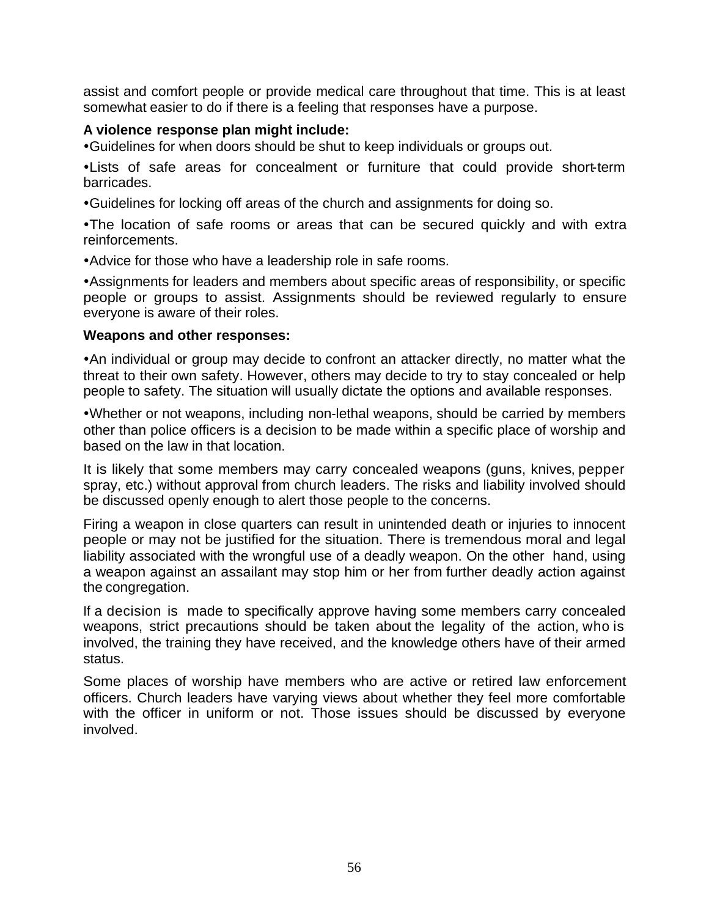assist and comfort people or provide medical care throughout that time. This is at least somewhat easier to do if there is a feeling that responses have a purpose.

**A violence response plan might include:**

- Guidelines for when doors should be shut to keep individuals or groups out.
- Lists of safe areas for concealment or furniture that could provide short-term barricades.
- Guidelines for locking off areas of the church and assignments for doing so.
- The location of safe rooms or areas that can be secured quickly and with extra reinforcements.
- Advice for those who have a leadership role in safe rooms.
- Assignments for leaders and members about specific areas of responsibility, or specific people or groups to assist. Assignments should be reviewed regularly to ensure everyone is aware of their roles.

**Weapons and other responses:**

- An individual or group may decide to confront an attacker directly, no matter what the threat to their own safety. However, others may decide to try to stay concealed or help people to safety. The situation will usually dictate the options and available responses.
- Whether or not weapons, including non-lethal weapons, should be carried by members other than police officers is a decision to be made within a specific place of worship and based on the law in that location.

It is likely that some members may carry concealed weapons (guns, knives, pepper spray, etc.) without approval from church leaders. The risks and liability involved should be discussed openly enough to alert those people to the concerns.

Firing a weapon in close quarters can result in unintended death or injuries to innocent people or may not be justified for the situation. There is tremendous moral and legal liability associated with the wrongful use of a deadly weapon. On the other hand, using a weapon against an assailant may stop him or her from further deadly action against the congregation.

If a decision is made to specifically approve having some members carry concealed weapons, strict precautions should be taken about the legality of the action, who is involved, the training they have received, and the knowledge others have of their armed status.

Some places of worship have members who are active or retired law enforcement officers. Church leaders have varying views about whether they feel more comfortable with the officer in uniform or not. Those issues should be discussed by everyone involved.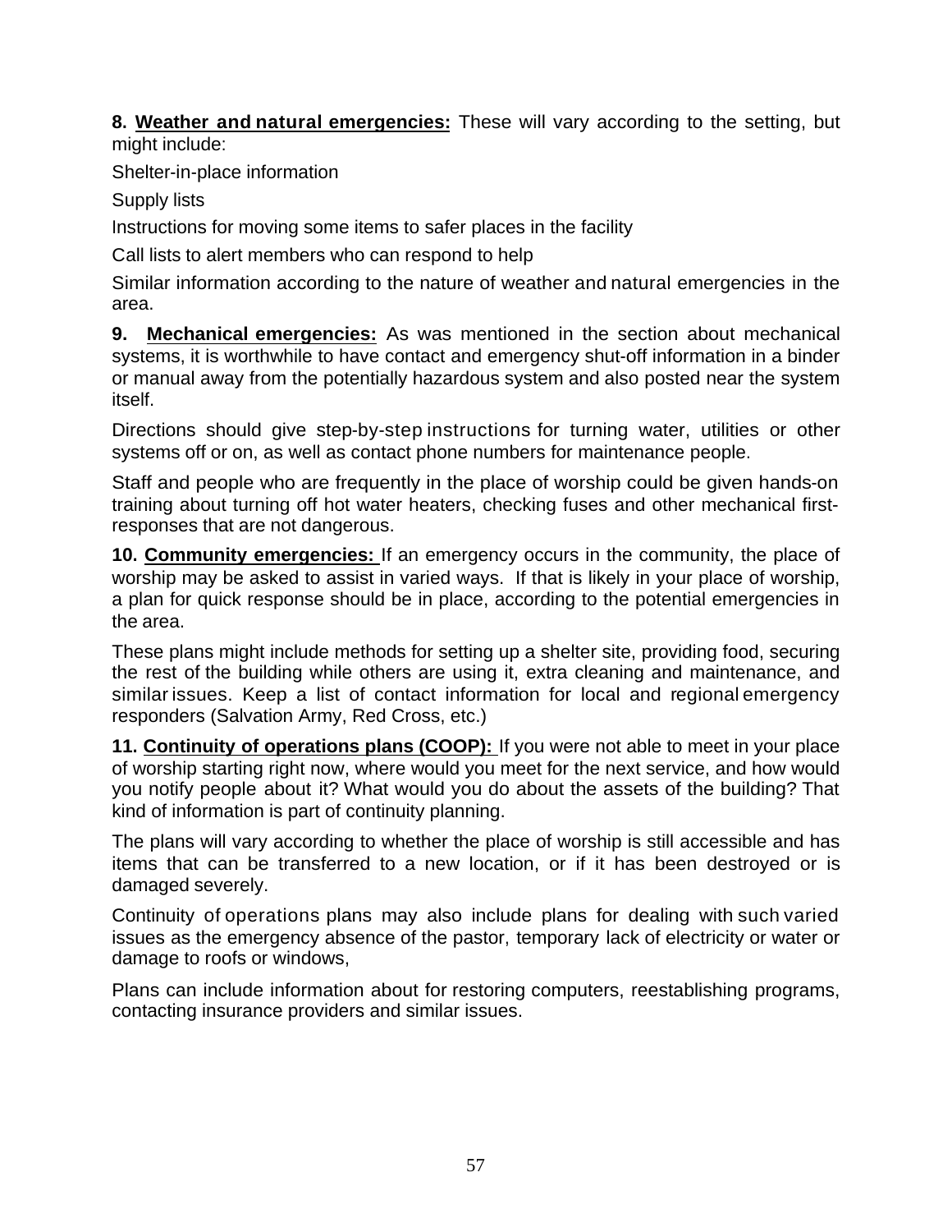**8. <u>Weather and natural emergencies:</u>** These will vary according to the setting, but might include:

Shelter-in-place information

Supply lists

Instructions for moving some items to safer places in the facility

Call lists to alert members who can respond to help

Similar information according to the nature of weather and natural emergencies in the area.

**9. <u>Mechanical emergencies:</u>** As was mentioned in the section about mechanical systems, it is worthwhile to have contact and emergency shut-off information in a binder or manual away from the potentially hazardous system and also posted near the system itself.

Directions should give step-by-step instructions for turning water, utilities or other systems off or on, as well as contact phone numbers for maintenance people.

Staff and people who are frequently in the place of worship could be given hands-on training about turning off hot water heaters, checking fuses and other mechanical first-responses that are not dangerous.

**10. <u>Community emergencies:</u>** If an emergency occurs in the community, the place of worship may be asked to assist in varied ways. If that is likely in your place of worship, a plan for quick response should be in place, according to the potential emergencies in the area.

These plans might include methods for setting up a shelter site, providing food, securing the rest of the building while others are using it, extra cleaning and maintenance, and similar issues. Keep a list of contact information for local and regional emergency responders (Salvation Army, Red Cross, etc.)

**11. <u>Continuity of operations plans (COOP):</u>** If you were not able to meet in your place of worship starting right now, where would you meet for the next service, and how would you notify people about it? What would you do about the assets of the building? That kind of information is part of continuity planning.

The plans will vary according to whether the place of worship is still accessible and has items that can be transferred to a new location, or if it has been destroyed or is damaged severely.

Continuity of operations plans may also include plans for dealing with such varied issues as the emergency absence of the pastor, temporary lack of electricity or water or damage to roofs or windows,

Plans can include information about for restoring computers, reestablishing programs, contacting insurance providers and similar issues.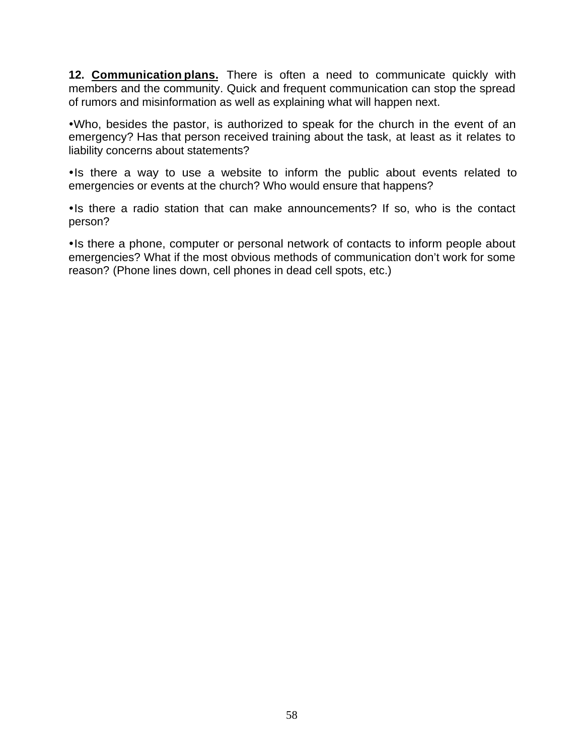**12. Communication plans.** There is often a need to communicate quickly with members and the community. Quick and frequent communication can stop the spread of rumors and misinformation as well as explaining what will happen next.

•Who, besides the pastor, is authorized to speak for the church in the event of an emergency? Has that person received training about the task, at least as it relates to liability concerns about statements?

•Is there a way to use a website to inform the public about events related to emergencies or events at the church? Who would ensure that happens?

•Is there a radio station that can make announcements? If so, who is the contact person?

•Is there a phone, computer or personal network of contacts to inform people about emergencies? What if the most obvious methods of communication don't work for some reason? (Phone lines down, cell phones in dead cell spots, etc.)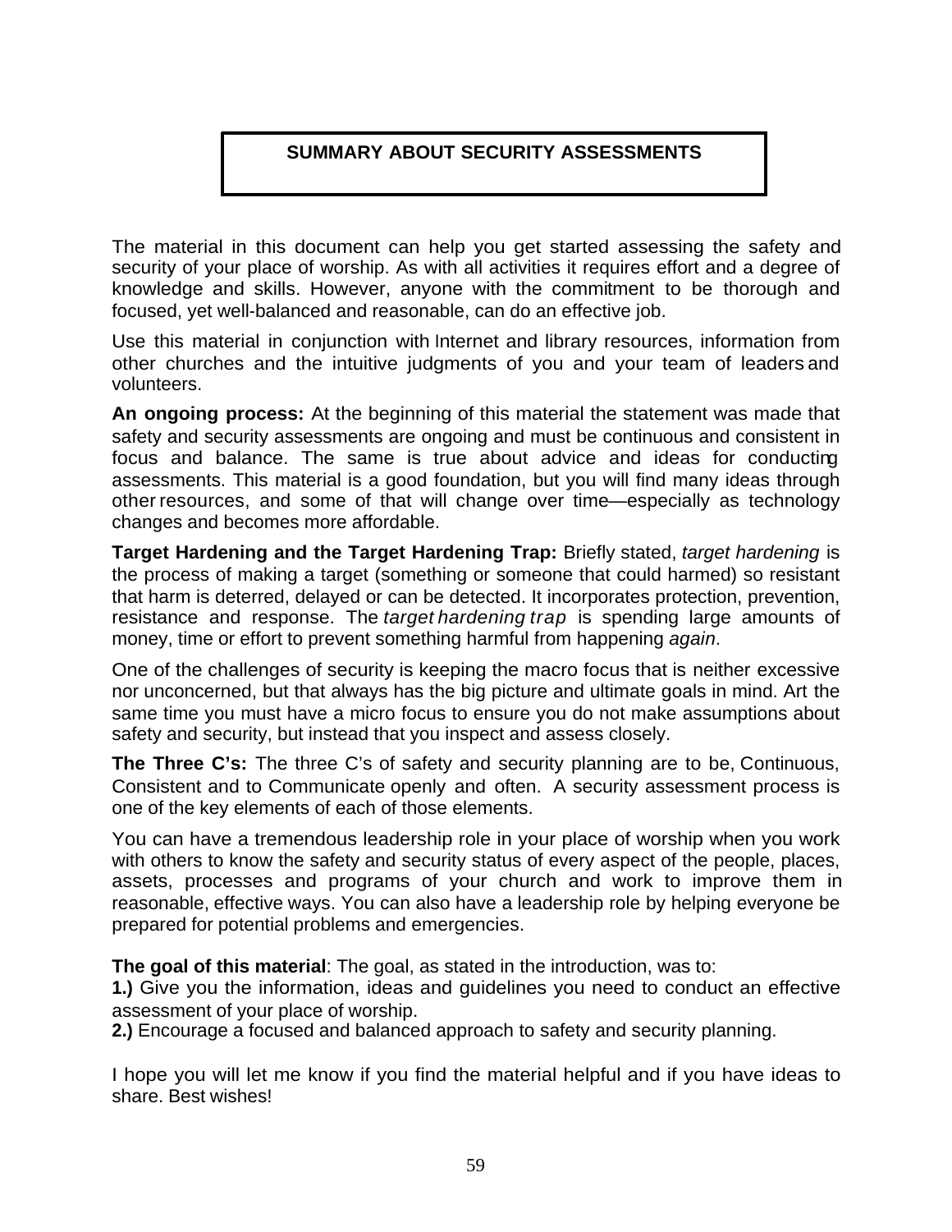# SUMMARY ABOUT SECURITY ASSESSMENTS

The material in this document can help you get started assessing the safety and security of your place of worship. As with all activities it requires effort and a degree of knowledge and skills. However, anyone with the commitment to be thorough and focused, yet well-balanced and reasonable, can do an effective job.

Use this material in conjunction with Internet and library resources, information from other churches and the intuitive judgments of you and your team of leaders and volunteers.

**An ongoing process:** At the beginning of this material the statement was made that safety and security assessments are ongoing and must be continuous and consistent in focus and balance. The same is true about advice and ideas for conducting assessments. This material is a good foundation, but you will find many ideas through other resources, and some of that will change over time—especially as technology changes and becomes more affordable.

**Target Hardening and the Target Hardening Trap:** Briefly stated, *target hardening* is the process of making a target (something or someone that could harmed) so resistant that harm is deterred, delayed or can be detected. It incorporates protection, prevention, resistance and response. The *target hardening trap* is spending large amounts of money, time or effort to prevent something harmful from happening *again*.

One of the challenges of security is keeping the macro focus that is neither excessive nor unconcerned, but that always has the big picture and ultimate goals in mind. Art the same time you must have a micro focus to ensure you do not make assumptions about safety and security, but instead that you inspect and assess closely.

**The Three C's:** The three C's of safety and security planning are to be, Continuous, Consistent and to Communicate openly and often. A security assessment process is one of the key elements of each of those elements.

You can have a tremendous leadership role in your place of worship when you work with others to know the safety and security status of every aspect of the people, places, assets, processes and programs of your church and work to improve them in reasonable, effective ways. You can also have a leadership role by helping everyone be prepared for potential problems and emergencies.

**The goal of this material**: The goal, as stated in the introduction, was to:
**1.)** Give you the information, ideas and guidelines you need to conduct an effective assessment of your place of worship.
**2.)** Encourage a focused and balanced approach to safety and security planning.

I hope you will let me know if you find the material helpful and if you have ideas to share. Best wishes!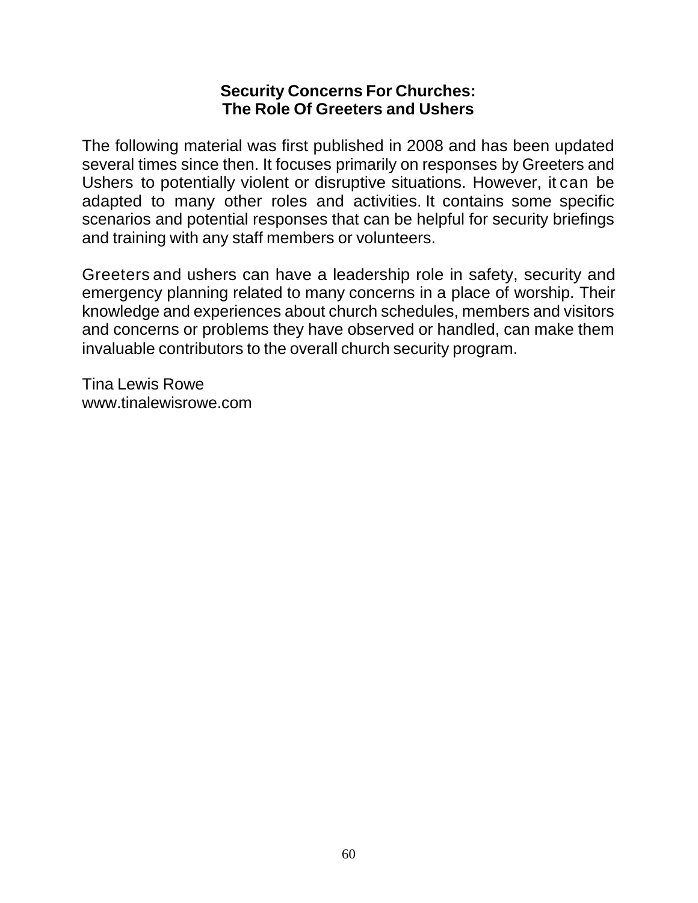## Security Concerns For Churches:
## The Role Of Greeters and Ushers

The following material was first published in 2008 and has been updated several times since then. It focuses primarily on responses by Greeters and Ushers to potentially violent or disruptive situations. However, it can be adapted to many other roles and activities. It contains some specific scenarios and potential responses that can be helpful for security briefings and training with any staff members or volunteers.

Greeters and ushers can have a leadership role in safety, security and emergency planning related to many concerns in a place of worship. Their knowledge and experiences about church schedules, members and visitors and concerns or problems they have observed or handled, can make them invaluable contributors to the overall church security program.

Tina Lewis Rowe
www.tinalewisrowe.com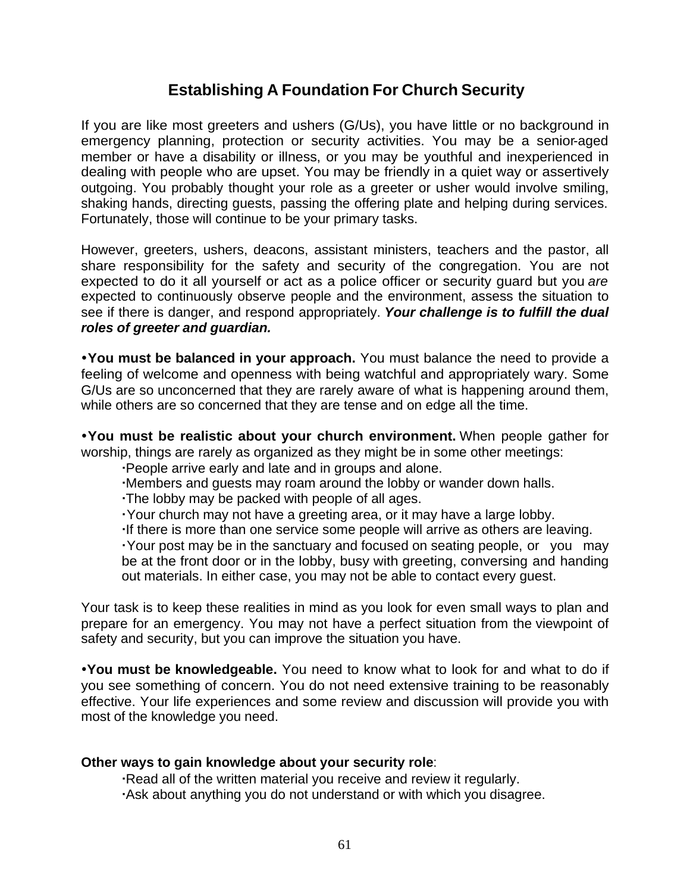# Establishing A Foundation For Church Security

If you are like most greeters and ushers (G/Us), you have little or no background in emergency planning, protection or security activities. You may be a senior-aged member or have a disability or illness, or you may be youthful and inexperienced in dealing with people who are upset. You may be friendly in a quiet way or assertively outgoing. You probably thought your role as a greeter or usher would involve smiling, shaking hands, directing guests, passing the offering plate and helping during services. Fortunately, those will continue to be your primary tasks.

However, greeters, ushers, deacons, assistant ministers, teachers and the pastor, all share responsibility for the safety and security of the congregation. You are not expected to do it all yourself or act as a police officer or security guard but you *are* expected to continuously observe people and the environment, assess the situation to see if there is danger, and respond appropriately. ***Your challenge is to fulfill the dual roles of greeter and guardian.***

• **You must be balanced in your approach.** You must balance the need to provide a feeling of welcome and openness with being watchful and appropriately wary. Some G/Us are so unconcerned that they are rarely aware of what is happening around them, while others are so concerned that they are tense and on edge all the time.

• **You must be realistic about your church environment.** When people gather for worship, things are rarely as organized as they might be in some other meetings:

- People arrive early and late and in groups and alone.
- Members and guests may roam around the lobby or wander down halls.
- The lobby may be packed with people of all ages.
- Your church may not have a greeting area, or it may have a large lobby.
- If there is more than one service some people will arrive as others are leaving.
- Your post may be in the sanctuary and focused on seating people, or you may be at the front door or in the lobby, busy with greeting, conversing and handing out materials. In either case, you may not be able to contact every guest.

Your task is to keep these realities in mind as you look for even small ways to plan and prepare for an emergency. You may not have a perfect situation from the viewpoint of safety and security, but you can improve the situation you have.

• **You must be knowledgeable.** You need to know what to look for and what to do if you see something of concern. You do not need extensive training to be reasonably effective. Your life experiences and some review and discussion will provide you with most of the knowledge you need.

**Other ways to gain knowledge about your security role**:

- Read all of the written material you receive and review it regularly.
- Ask about anything you do not understand or with which you disagree.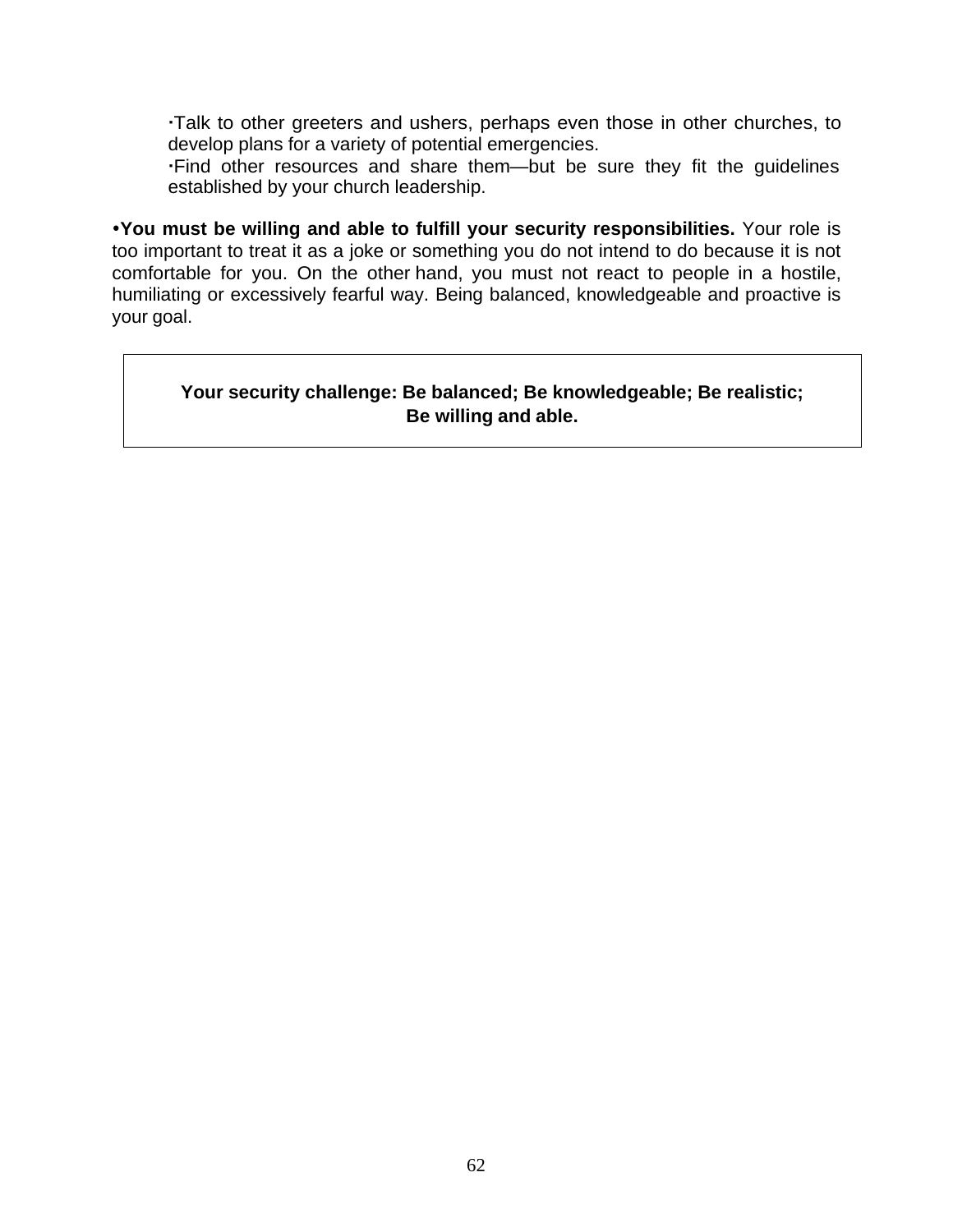- Talk to other greeters and ushers, perhaps even those in other churches, to develop plans for a variety of potential emergencies.
- Find other resources and share them—but be sure they fit the guidelines established by your church leadership.

- **You must be willing and able to fulfill your security responsibilities.** Your role is too important to treat it as a joke or something you do not intend to do because it is not comfortable for you. On the other hand, you must not react to people in a hostile, humiliating or excessively fearful way. Being balanced, knowledgeable and proactive is your goal.

**Your security challenge: Be balanced; Be knowledgeable; Be realistic; Be willing and able.**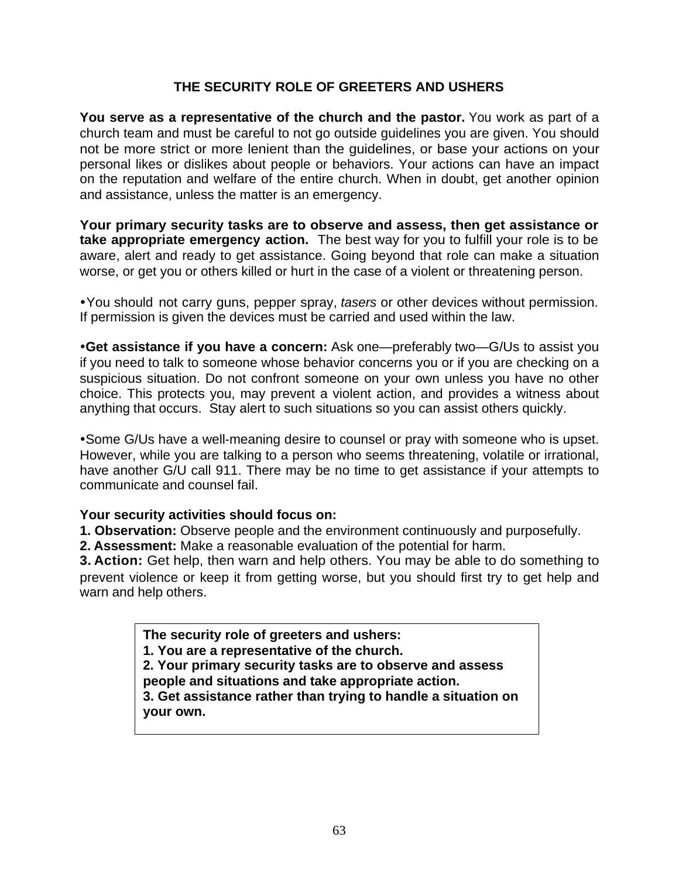## THE SECURITY ROLE OF GREETERS AND USHERS

**You serve as a representative of the church and the pastor.** You work as part of a church team and must be careful to not go outside guidelines you are given. You should not be more strict or more lenient than the guidelines, or base your actions on your personal likes or dislikes about people or behaviors. Your actions can have an impact on the reputation and welfare of the entire church. When in doubt, get another opinion and assistance, unless the matter is an emergency.

**Your primary security tasks are to observe and assess, then get assistance or take appropriate emergency action.** The best way for you to fulfill your role is to be aware, alert and ready to get assistance. Going beyond that role can make a situation worse, or get you or others killed or hurt in the case of a violent or threatening person.

- You should not carry guns, pepper spray, *tasers* or other devices without permission. If permission is given the devices must be carried and used within the law.

- **Get assistance if you have a concern:** Ask one—preferably two—G/Us to assist you if you need to talk to someone whose behavior concerns you or if you are checking on a suspicious situation. Do not confront someone on your own unless you have no other choice. This protects you, may prevent a violent action, and provides a witness about anything that occurs. Stay alert to such situations so you can assist others quickly.

- Some G/Us have a well-meaning desire to counsel or pray with someone who is upset. However, while you are talking to a person who seems threatening, volatile or irrational, have another G/U call 911. There may be no time to get assistance if your attempts to communicate and counsel fail.

**Your security activities should focus on:**
**1. Observation:** Observe people and the environment continuously and purposefully.
**2. Assessment:** Make a reasonable evaluation of the potential for harm.
**3. Action:** Get help, then warn and help others. You may be able to do something to prevent violence or keep it from getting worse, but you should first try to get help and warn and help others.

> **The security role of greeters and ushers:**
> **1. You are a representative of the church.**
> **2. Your primary security tasks are to observe and assess people and situations and take appropriate action.**
> **3. Get assistance rather than trying to handle a situation on your own.**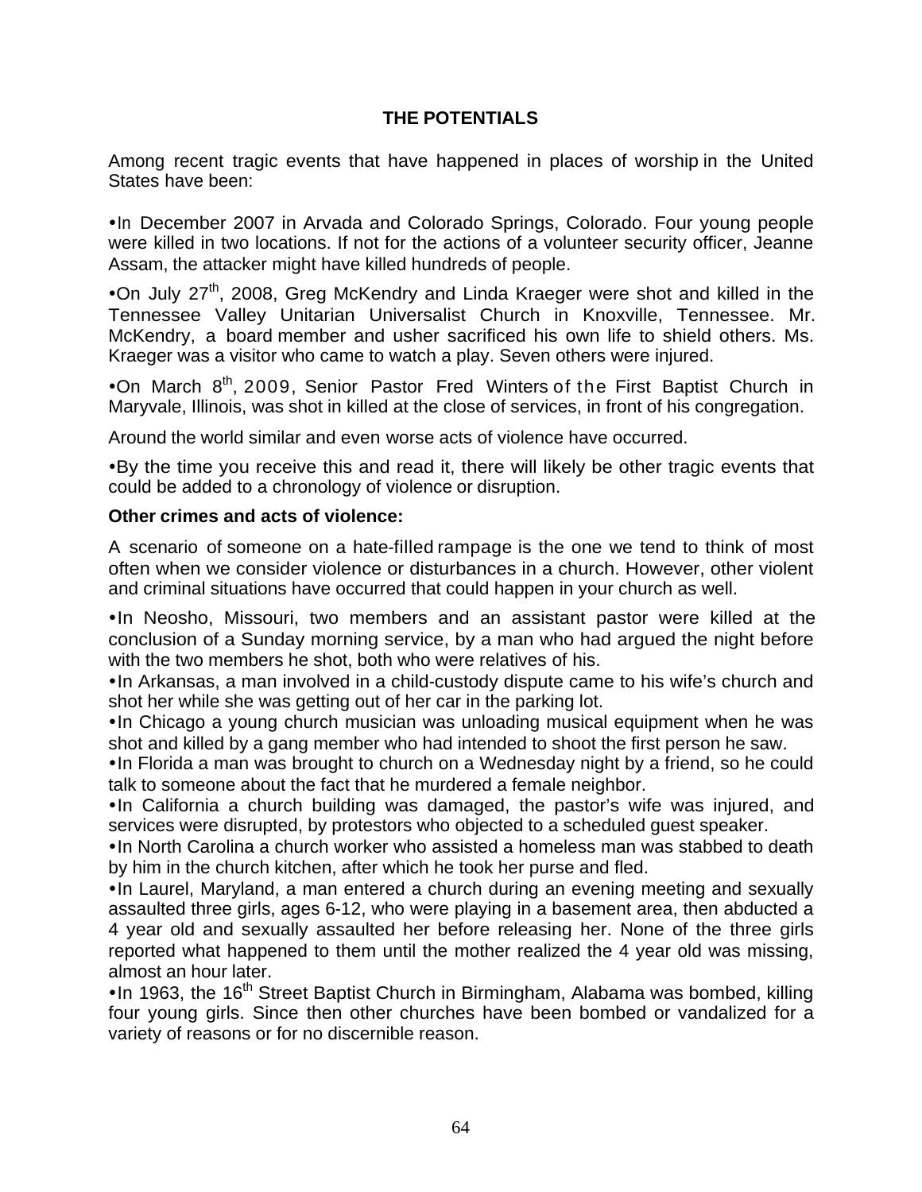## THE POTENTIALS

Among recent tragic events that have happened in places of worship in the United States have been:

- In December 2007 in Arvada and Colorado Springs, Colorado. Four young people were killed in two locations. If not for the actions of a volunteer security officer, Jeanne Assam, the attacker might have killed hundreds of people.
- On July 27th, 2008, Greg McKendry and Linda Kraeger were shot and killed in the Tennessee Valley Unitarian Universalist Church in Knoxville, Tennessee. Mr. McKendry, a board member and usher sacrificed his own life to shield others. Ms. Kraeger was a visitor who came to watch a play. Seven others were injured.
- On March 8th, 2009, Senior Pastor Fred Winters of the First Baptist Church in Maryvale, Illinois, was shot in killed at the close of services, in front of his congregation.

Around the world similar and even worse acts of violence have occurred.

- By the time you receive this and read it, there will likely be other tragic events that could be added to a chronology of violence or disruption.

**Other crimes and acts of violence:**

A scenario of someone on a hate-filled rampage is the one we tend to think of most often when we consider violence or disturbances in a church. However, other violent and criminal situations have occurred that could happen in your church as well.

- In Neosho, Missouri, two members and an assistant pastor were killed at the conclusion of a Sunday morning service, by a man who had argued the night before with the two members he shot, both who were relatives of his.
- In Arkansas, a man involved in a child-custody dispute came to his wife's church and shot her while she was getting out of her car in the parking lot.
- In Chicago a young church musician was unloading musical equipment when he was shot and killed by a gang member who had intended to shoot the first person he saw.
- In Florida a man was brought to church on a Wednesday night by a friend, so he could talk to someone about the fact that he murdered a female neighbor.
- In California a church building was damaged, the pastor's wife was injured, and services were disrupted, by protestors who objected to a scheduled guest speaker.
- In North Carolina a church worker who assisted a homeless man was stabbed to death by him in the church kitchen, after which he took her purse and fled.
- In Laurel, Maryland, a man entered a church during an evening meeting and sexually assaulted three girls, ages 6-12, who were playing in a basement area, then abducted a 4 year old and sexually assaulted her before releasing her. None of the three girls reported what happened to them until the mother realized the 4 year old was missing, almost an hour later.
- In 1963, the 16th Street Baptist Church in Birmingham, Alabama was bombed, killing four young girls. Since then other churches have been bombed or vandalized for a variety of reasons or for no discernible reason.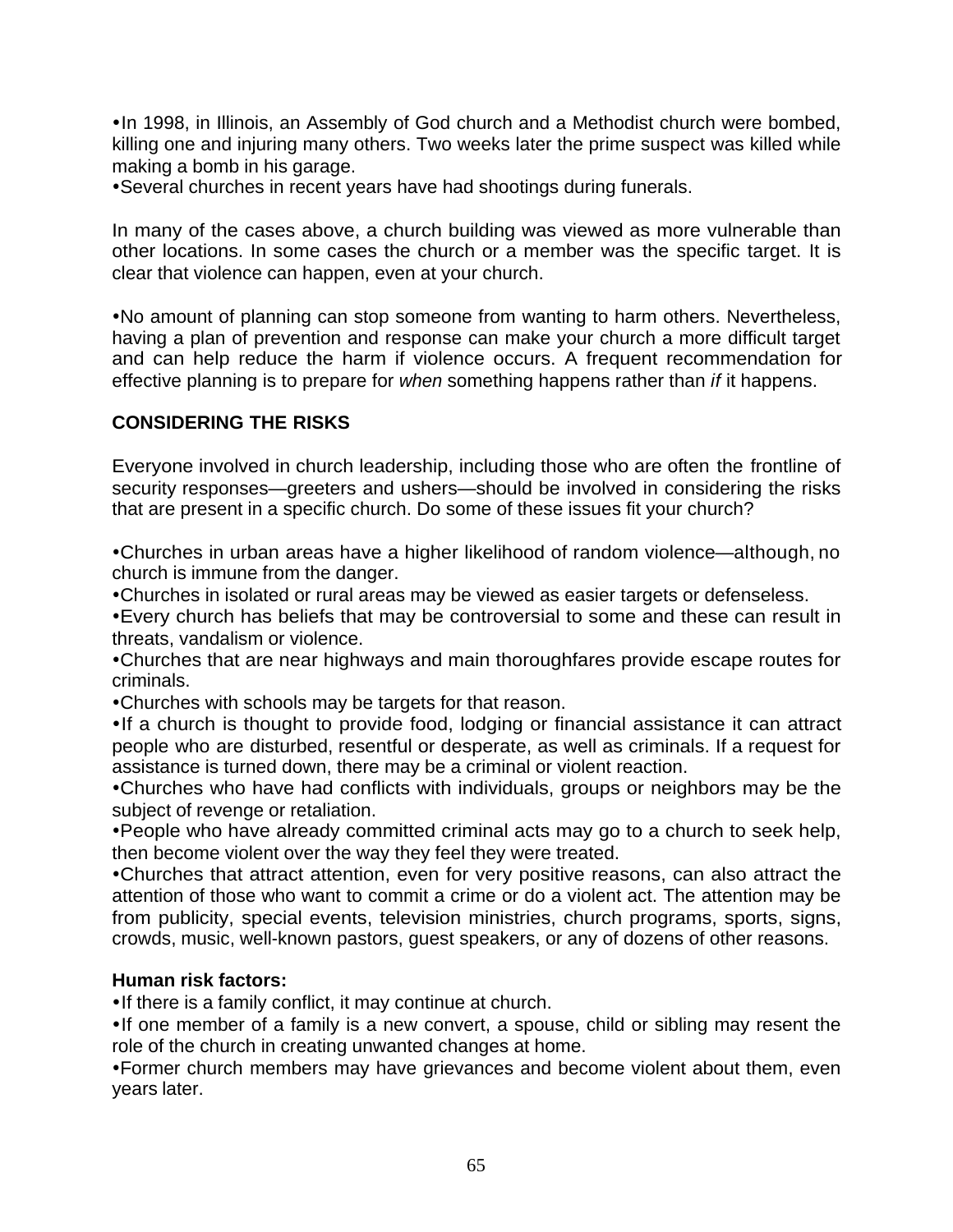- In 1998, in Illinois, an Assembly of God church and a Methodist church were bombed, killing one and injuring many others. Two weeks later the prime suspect was killed while making a bomb in his garage.
- Several churches in recent years have had shootings during funerals.

In many of the cases above, a church building was viewed as more vulnerable than other locations. In some cases the church or a member was the specific target. It is clear that violence can happen, even at your church.

- No amount of planning can stop someone from wanting to harm others. Nevertheless, having a plan of prevention and response can make your church a more difficult target and can help reduce the harm if violence occurs. A frequent recommendation for effective planning is to prepare for *when* something happens rather than *if* it happens.

## CONSIDERING THE RISKS

Everyone involved in church leadership, including those who are often the frontline of security responses—greeters and ushers—should be involved in considering the risks that are present in a specific church. Do some of these issues fit your church?

- Churches in urban areas have a higher likelihood of random violence—although, no church is immune from the danger.
- Churches in isolated or rural areas may be viewed as easier targets or defenseless.
- Every church has beliefs that may be controversial to some and these can result in threats, vandalism or violence.
- Churches that are near highways and main thoroughfares provide escape routes for criminals.
- Churches with schools may be targets for that reason.
- If a church is thought to provide food, lodging or financial assistance it can attract people who are disturbed, resentful or desperate, as well as criminals. If a request for assistance is turned down, there may be a criminal or violent reaction.
- Churches who have had conflicts with individuals, groups or neighbors may be the subject of revenge or retaliation.
- People who have already committed criminal acts may go to a church to seek help, then become violent over the way they feel they were treated.
- Churches that attract attention, even for very positive reasons, can also attract the attention of those who want to commit a crime or do a violent act. The attention may be from publicity, special events, television ministries, church programs, sports, signs, crowds, music, well-known pastors, guest speakers, or any of dozens of other reasons.

**Human risk factors:**

- If there is a family conflict, it may continue at church.
- If one member of a family is a new convert, a spouse, child or sibling may resent the role of the church in creating unwanted changes at home.
- Former church members may have grievances and become violent about them, even years later.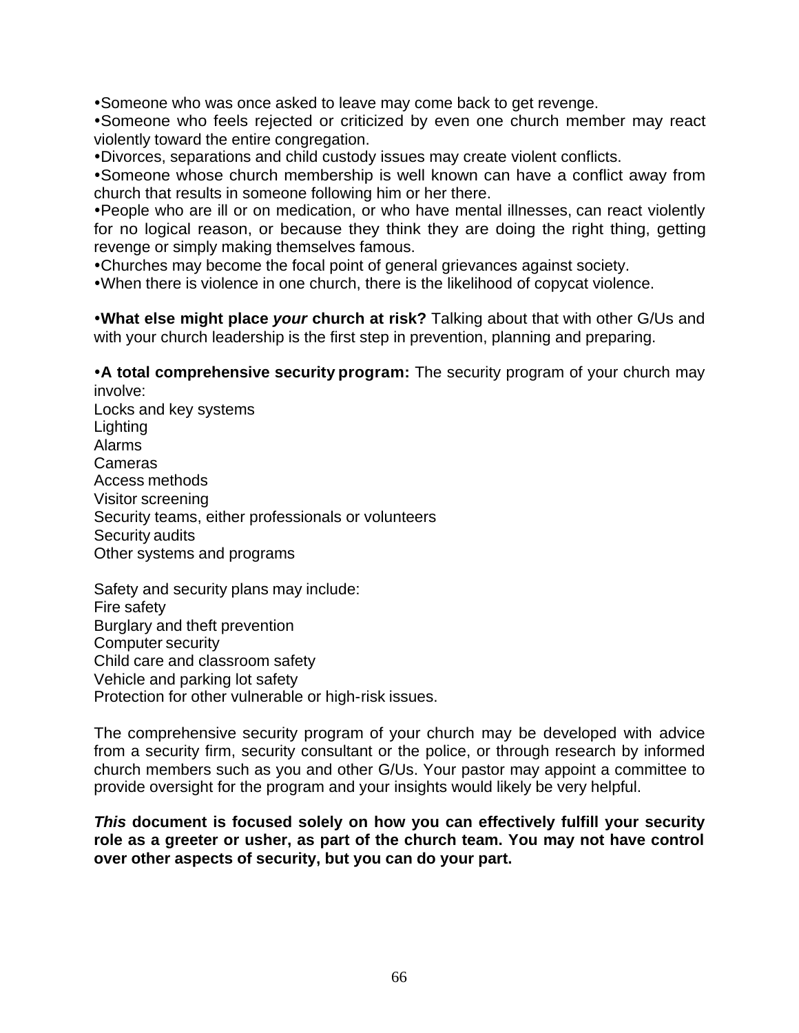- Someone who was once asked to leave may come back to get revenge.
- Someone who feels rejected or criticized by even one church member may react violently toward the entire congregation.
- Divorces, separations and child custody issues may create violent conflicts.
- Someone whose church membership is well known can have a conflict away from church that results in someone following him or her there.
- People who are ill or on medication, or who have mental illnesses, can react violently for no logical reason, or because they think they are doing the right thing, getting revenge or simply making themselves famous.
- Churches may become the focal point of general grievances against society.
- When there is violence in one church, there is the likelihood of copycat violence.

- **What else might place *your* church at risk?** Talking about that with other G/Us and with your church leadership is the first step in prevention, planning and preparing.

- **A total comprehensive security program:** The security program of your church may involve:

Locks and key systems
Lighting
Alarms
Cameras
Access methods
Visitor screening
Security teams, either professionals or volunteers
Security audits
Other systems and programs

Safety and security plans may include:
Fire safety
Burglary and theft prevention
Computer security
Child care and classroom safety
Vehicle and parking lot safety
Protection for other vulnerable or high-risk issues.

The comprehensive security program of your church may be developed with advice from a security firm, security consultant or the police, or through research by informed church members such as you and other G/Us. Your pastor may appoint a committee to provide oversight for the program and your insights would likely be very helpful.

***This* document is focused solely on how you can effectively fulfill your security role as a greeter or usher, as part of the church team. You may not have control over other aspects of security, but you can do your part.**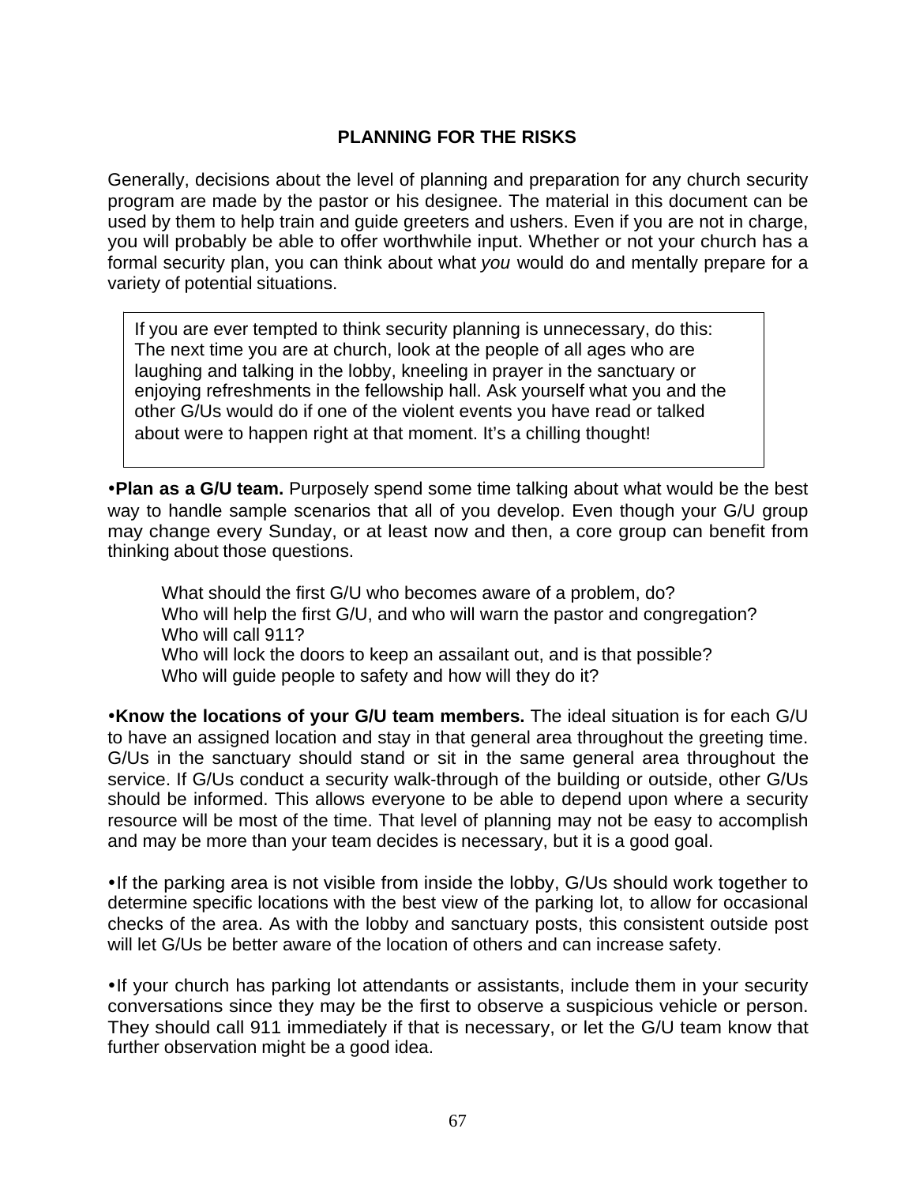## PLANNING FOR THE RISKS

Generally, decisions about the level of planning and preparation for any church security program are made by the pastor or his designee. The material in this document can be used by them to help train and guide greeters and ushers. Even if you are not in charge, you will probably be able to offer worthwhile input. Whether or not your church has a formal security plan, you can think about what *you* would do and mentally prepare for a variety of potential situations.

> If you are ever tempted to think security planning is unnecessary, do this: The next time you are at church, look at the people of all ages who are laughing and talking in the lobby, kneeling in prayer in the sanctuary or enjoying refreshments in the fellowship hall. Ask yourself what you and the other G/Us would do if one of the violent events you have read or talked about were to happen right at that moment. It's a chilling thought!

•**Plan as a G/U team.** Purposely spend some time talking about what would be the best way to handle sample scenarios that all of you develop. Even though your G/U group may change every Sunday, or at least now and then, a core group can benefit from thinking about those questions.

> What should the first G/U who becomes aware of a problem, do?
> Who will help the first G/U, and who will warn the pastor and congregation?
> Who will call 911?
> Who will lock the doors to keep an assailant out, and is that possible?
> Who will guide people to safety and how will they do it?

•**Know the locations of your G/U team members.** The ideal situation is for each G/U to have an assigned location and stay in that general area throughout the greeting time. G/Us in the sanctuary should stand or sit in the same general area throughout the service. If G/Us conduct a security walk-through of the building or outside, other G/Us should be informed. This allows everyone to be able to depend upon where a security resource will be most of the time. That level of planning may not be easy to accomplish and may be more than your team decides is necessary, but it is a good goal.

•If the parking area is not visible from inside the lobby, G/Us should work together to determine specific locations with the best view of the parking lot, to allow for occasional checks of the area. As with the lobby and sanctuary posts, this consistent outside post will let G/Us be better aware of the location of others and can increase safety.

•If your church has parking lot attendants or assistants, include them in your security conversations since they may be the first to observe a suspicious vehicle or person. They should call 911 immediately if that is necessary, or let the G/U team know that further observation might be a good idea.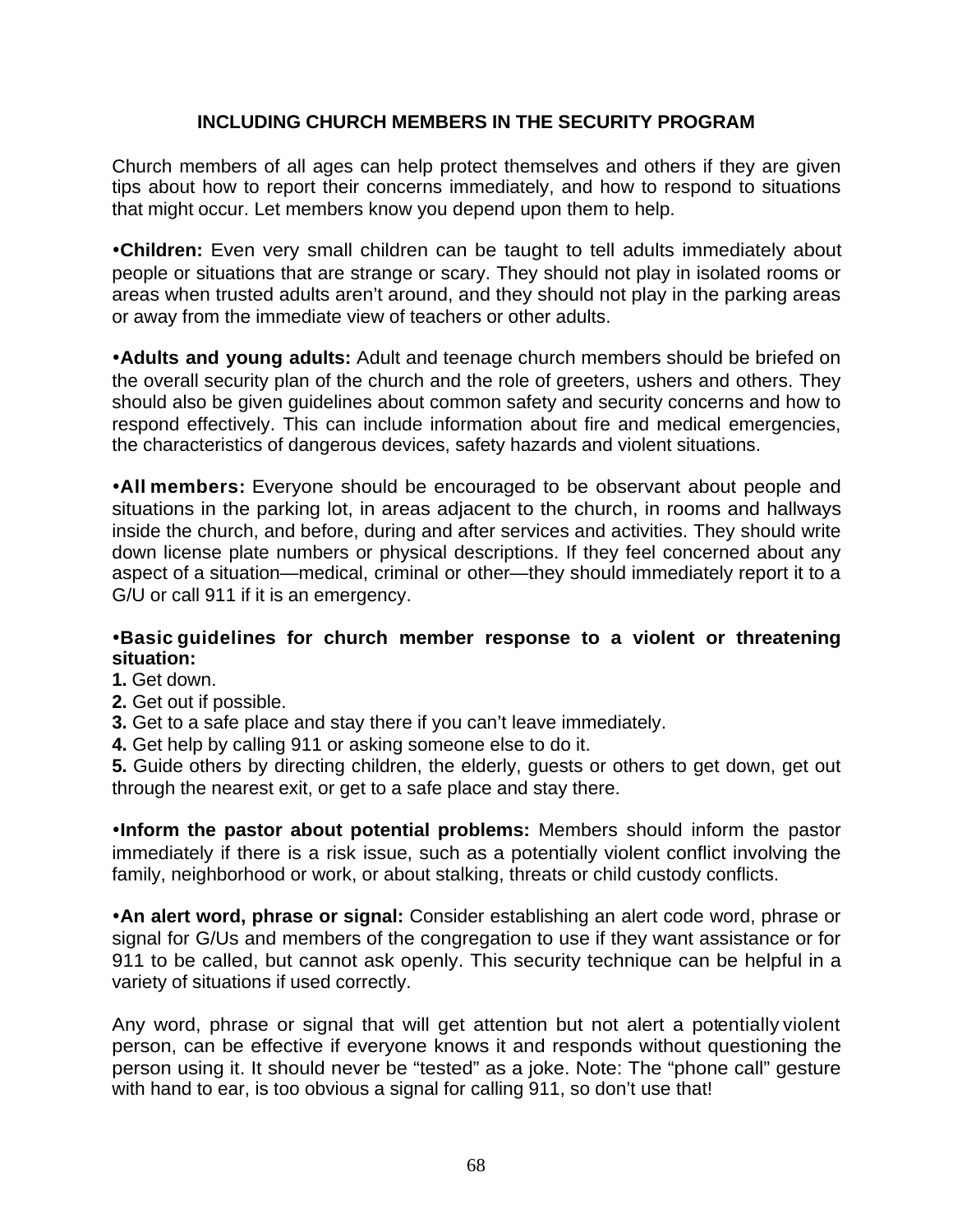## INCLUDING CHURCH MEMBERS IN THE SECURITY PROGRAM

Church members of all ages can help protect themselves and others if they are given tips about how to report their concerns immediately, and how to respond to situations that might occur. Let members know you depend upon them to help.

•**Children:** Even very small children can be taught to tell adults immediately about people or situations that are strange or scary. They should not play in isolated rooms or areas when trusted adults aren't around, and they should not play in the parking areas or away from the immediate view of teachers or other adults.

•**Adults and young adults:** Adult and teenage church members should be briefed on the overall security plan of the church and the role of greeters, ushers and others. They should also be given guidelines about common safety and security concerns and how to respond effectively. This can include information about fire and medical emergencies, the characteristics of dangerous devices, safety hazards and violent situations.

•**All members:** Everyone should be encouraged to be observant about people and situations in the parking lot, in areas adjacent to the church, in rooms and hallways inside the church, and before, during and after services and activities. They should write down license plate numbers or physical descriptions. If they feel concerned about any aspect of a situation—medical, criminal or other—they should immediately report it to a G/U or call 911 if it is an emergency.

•**Basic guidelines for church member response to a violent or threatening situation:**

**1.** Get down.
**2.** Get out if possible.
**3.** Get to a safe place and stay there if you can't leave immediately.
**4.** Get help by calling 911 or asking someone else to do it.
**5.** Guide others by directing children, the elderly, guests or others to get down, get out through the nearest exit, or get to a safe place and stay there.

•**Inform the pastor about potential problems:** Members should inform the pastor immediately if there is a risk issue, such as a potentially violent conflict involving the family, neighborhood or work, or about stalking, threats or child custody conflicts.

•**An alert word, phrase or signal:** Consider establishing an alert code word, phrase or signal for G/Us and members of the congregation to use if they want assistance or for 911 to be called, but cannot ask openly. This security technique can be helpful in a variety of situations if used correctly.

Any word, phrase or signal that will get attention but not alert a potentially violent person, can be effective if everyone knows it and responds without questioning the person using it. It should never be "tested" as a joke. Note: The "phone call" gesture with hand to ear, is too obvious a signal for calling 911, so don't use that!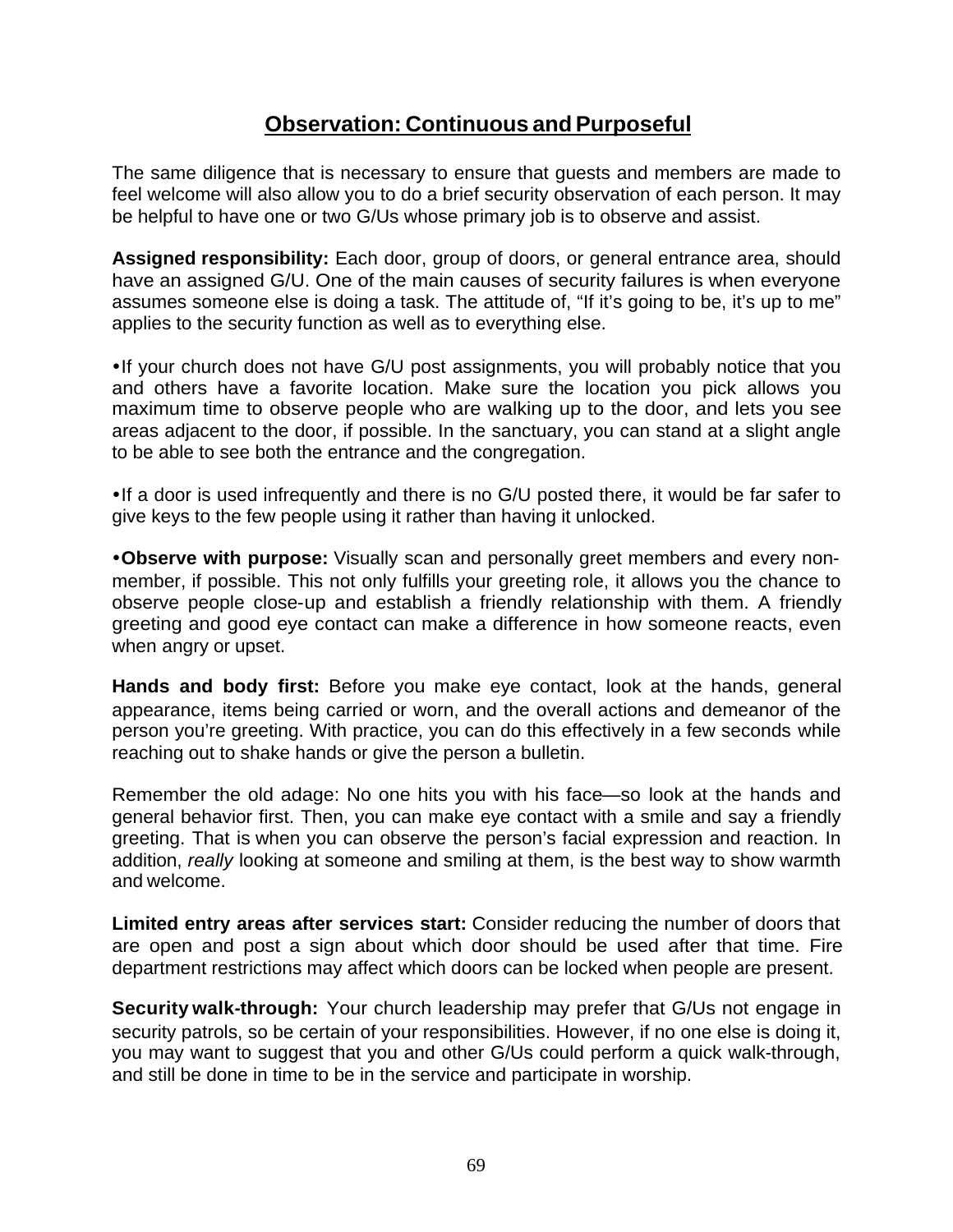## Observation: Continuous and Purposeful

The same diligence that is necessary to ensure that guests and members are made to feel welcome will also allow you to do a brief security observation of each person. It may be helpful to have one or two G/Us whose primary job is to observe and assist.

**Assigned responsibility:** Each door, group of doors, or general entrance area, should have an assigned G/U. One of the main causes of security failures is when everyone assumes someone else is doing a task. The attitude of, "If it's going to be, it's up to me" applies to the security function as well as to everything else.

- If your church does not have G/U post assignments, you will probably notice that you and others have a favorite location. Make sure the location you pick allows you maximum time to observe people who are walking up to the door, and lets you see areas adjacent to the door, if possible. In the sanctuary, you can stand at a slight angle to be able to see both the entrance and the congregation.

- If a door is used infrequently and there is no G/U posted there, it would be far safer to give keys to the few people using it rather than having it unlocked.

- **Observe with purpose:** Visually scan and personally greet members and every non-member, if possible. This not only fulfills your greeting role, it allows you the chance to observe people close-up and establish a friendly relationship with them. A friendly greeting and good eye contact can make a difference in how someone reacts, even when angry or upset.

**Hands and body first:** Before you make eye contact, look at the hands, general appearance, items being carried or worn, and the overall actions and demeanor of the person you're greeting. With practice, you can do this effectively in a few seconds while reaching out to shake hands or give the person a bulletin.

Remember the old adage: No one hits you with his face—so look at the hands and general behavior first. Then, you can make eye contact with a smile and say a friendly greeting. That is when you can observe the person's facial expression and reaction. In addition, *really* looking at someone and smiling at them, is the best way to show warmth and welcome.

**Limited entry areas after services start:** Consider reducing the number of doors that are open and post a sign about which door should be used after that time. Fire department restrictions may affect which doors can be locked when people are present.

**Security walk-through:** Your church leadership may prefer that G/Us not engage in security patrols, so be certain of your responsibilities. However, if no one else is doing it, you may want to suggest that you and other G/Us could perform a quick walk-through, and still be done in time to be in the service and participate in worship.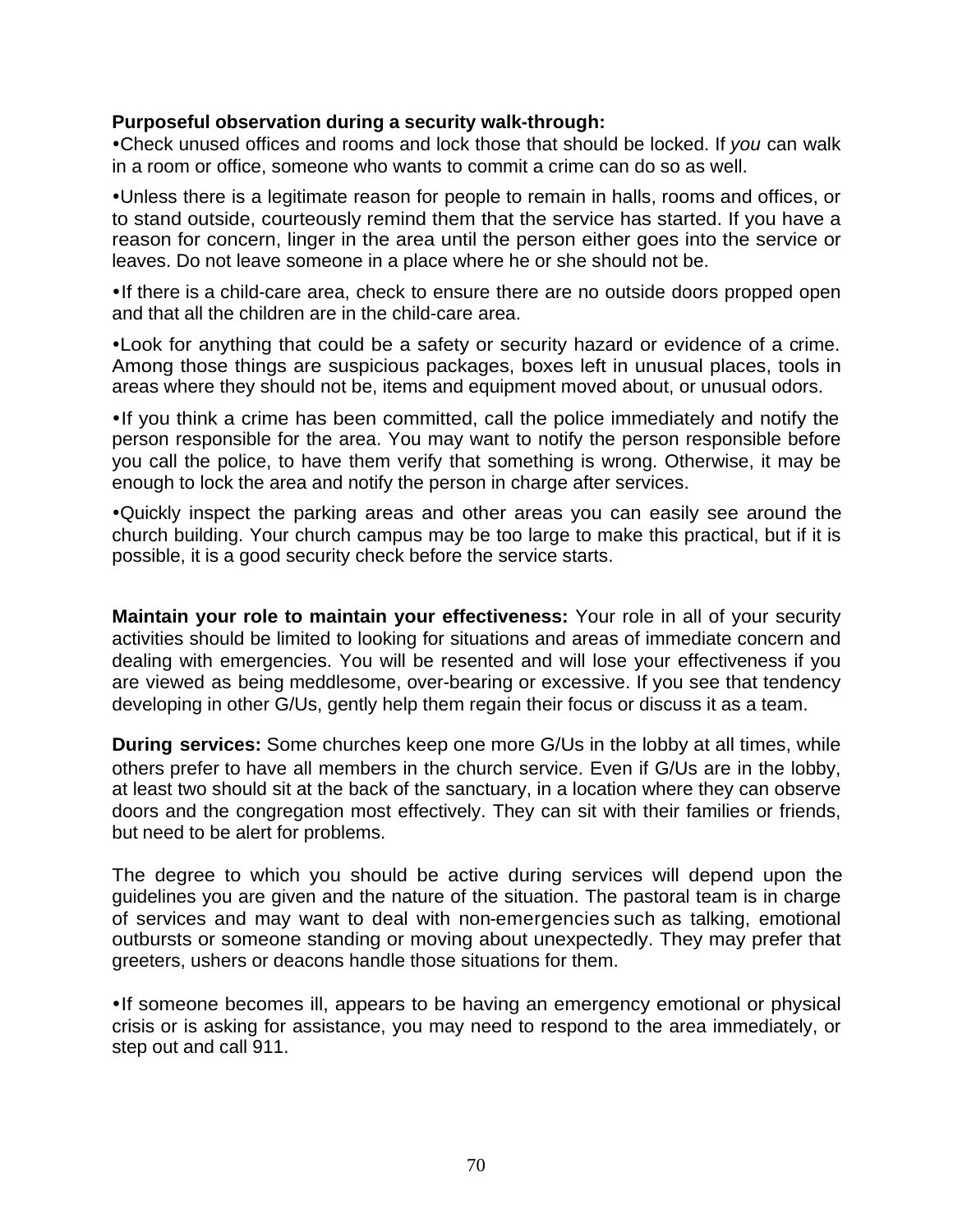**Purposeful observation during a security walk-through:**

- Check unused offices and rooms and lock those that should be locked. If *you* can walk in a room or office, someone who wants to commit a crime can do so as well.
- Unless there is a legitimate reason for people to remain in halls, rooms and offices, or to stand outside, courteously remind them that the service has started. If you have a reason for concern, linger in the area until the person either goes into the service or leaves. Do not leave someone in a place where he or she should not be.
- If there is a child-care area, check to ensure there are no outside doors propped open and that all the children are in the child-care area.
- Look for anything that could be a safety or security hazard or evidence of a crime. Among those things are suspicious packages, boxes left in unusual places, tools in areas where they should not be, items and equipment moved about, or unusual odors.
- If you think a crime has been committed, call the police immediately and notify the person responsible for the area. You may want to notify the person responsible before you call the police, to have them verify that something is wrong. Otherwise, it may be enough to lock the area and notify the person in charge after services.
- Quickly inspect the parking areas and other areas you can easily see around the church building. Your church campus may be too large to make this practical, but if it is possible, it is a good security check before the service starts.

**Maintain your role to maintain your effectiveness:** Your role in all of your security activities should be limited to looking for situations and areas of immediate concern and dealing with emergencies. You will be resented and will lose your effectiveness if you are viewed as being meddlesome, over-bearing or excessive. If you see that tendency developing in other G/Us, gently help them regain their focus or discuss it as a team.

**During services:** Some churches keep one more G/Us in the lobby at all times, while others prefer to have all members in the church service. Even if G/Us are in the lobby, at least two should sit at the back of the sanctuary, in a location where they can observe doors and the congregation most effectively. They can sit with their families or friends, but need to be alert for problems.

The degree to which you should be active during services will depend upon the guidelines you are given and the nature of the situation. The pastoral team is in charge of services and may want to deal with non-emergencies such as talking, emotional outbursts or someone standing or moving about unexpectedly. They may prefer that greeters, ushers or deacons handle those situations for them.

- If someone becomes ill, appears to be having an emergency emotional or physical crisis or is asking for assistance, you may need to respond to the area immediately, or step out and call 911.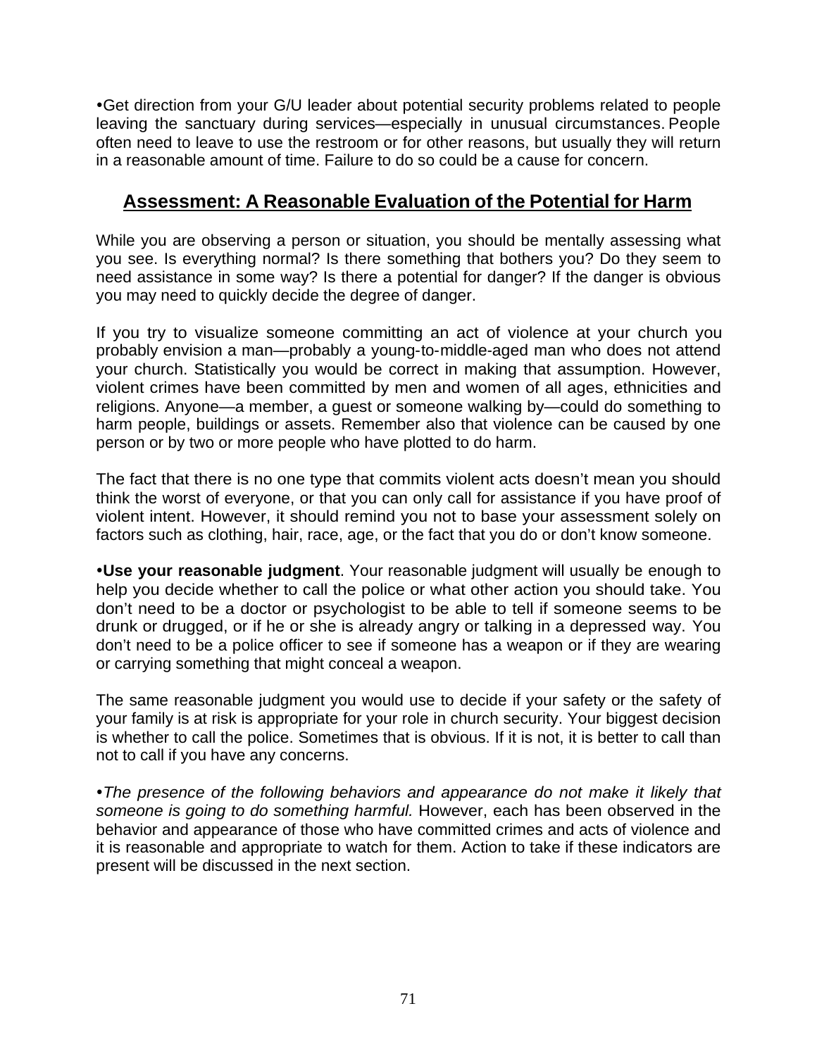•Get direction from your G/U leader about potential security problems related to people leaving the sanctuary during services—especially in unusual circumstances. People often need to leave to use the restroom or for other reasons, but usually they will return in a reasonable amount of time. Failure to do so could be a cause for concern.

## Assessment: A Reasonable Evaluation of the Potential for Harm

While you are observing a person or situation, you should be mentally assessing what you see. Is everything normal? Is there something that bothers you? Do they seem to need assistance in some way? Is there a potential for danger? If the danger is obvious you may need to quickly decide the degree of danger.

If you try to visualize someone committing an act of violence at your church you probably envision a man—probably a young-to-middle-aged man who does not attend your church. Statistically you would be correct in making that assumption. However, violent crimes have been committed by men and women of all ages, ethnicities and religions. Anyone—a member, a guest or someone walking by—could do something to harm people, buildings or assets. Remember also that violence can be caused by one person or by two or more people who have plotted to do harm.

The fact that there is no one type that commits violent acts doesn't mean you should think the worst of everyone, or that you can only call for assistance if you have proof of violent intent. However, it should remind you not to base your assessment solely on factors such as clothing, hair, race, age, or the fact that you do or don't know someone.

•**Use your reasonable judgment**. Your reasonable judgment will usually be enough to help you decide whether to call the police or what other action you should take. You don't need to be a doctor or psychologist to be able to tell if someone seems to be drunk or drugged, or if he or she is already angry or talking in a depressed way. You don't need to be a police officer to see if someone has a weapon or if they are wearing or carrying something that might conceal a weapon.

The same reasonable judgment you would use to decide if your safety or the safety of your family is at risk is appropriate for your role in church security. Your biggest decision is whether to call the police. Sometimes that is obvious. If it is not, it is better to call than not to call if you have any concerns.

•*The presence of the following behaviors and appearance do not make it likely that someone is going to do something harmful.* However, each has been observed in the behavior and appearance of those who have committed crimes and acts of violence and it is reasonable and appropriate to watch for them. Action to take if these indicators are present will be discussed in the next section.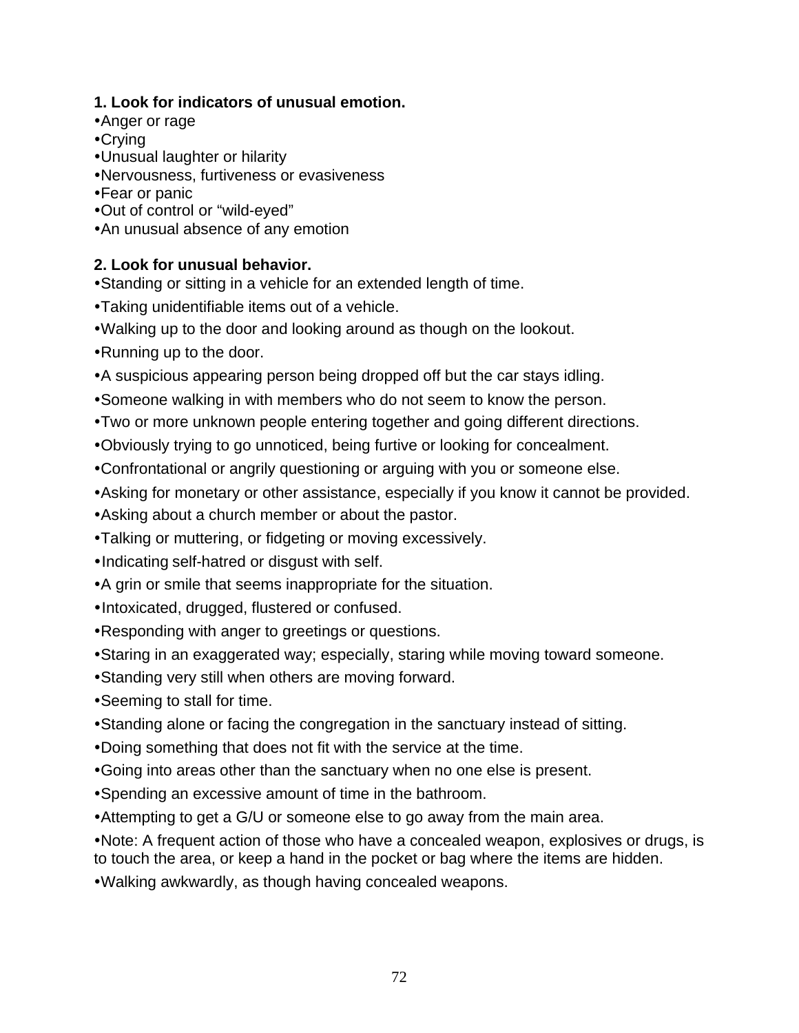**1. Look for indicators of unusual emotion.**

- Anger or rage
- Crying
- Unusual laughter or hilarity
- Nervousness, furtiveness or evasiveness
- Fear or panic
- Out of control or "wild-eyed"
- An unusual absence of any emotion

**2. Look for unusual behavior.**

- Standing or sitting in a vehicle for an extended length of time.
- Taking unidentifiable items out of a vehicle.
- Walking up to the door and looking around as though on the lookout.
- Running up to the door.
- A suspicious appearing person being dropped off but the car stays idling.
- Someone walking in with members who do not seem to know the person.
- Two or more unknown people entering together and going different directions.
- Obviously trying to go unnoticed, being furtive or looking for concealment.
- Confrontational or angrily questioning or arguing with you or someone else.
- Asking for monetary or other assistance, especially if you know it cannot be provided.
- Asking about a church member or about the pastor.
- Talking or muttering, or fidgeting or moving excessively.
- Indicating self-hatred or disgust with self.
- A grin or smile that seems inappropriate for the situation.
- Intoxicated, drugged, flustered or confused.
- Responding with anger to greetings or questions.
- Staring in an exaggerated way; especially, staring while moving toward someone.
- Standing very still when others are moving forward.
- Seeming to stall for time.
- Standing alone or facing the congregation in the sanctuary instead of sitting.
- Doing something that does not fit with the service at the time.
- Going into areas other than the sanctuary when no one else is present.
- Spending an excessive amount of time in the bathroom.
- Attempting to get a G/U or someone else to go away from the main area.
- Note: A frequent action of those who have a concealed weapon, explosives or drugs, is to touch the area, or keep a hand in the pocket or bag where the items are hidden.
- Walking awkwardly, as though having concealed weapons.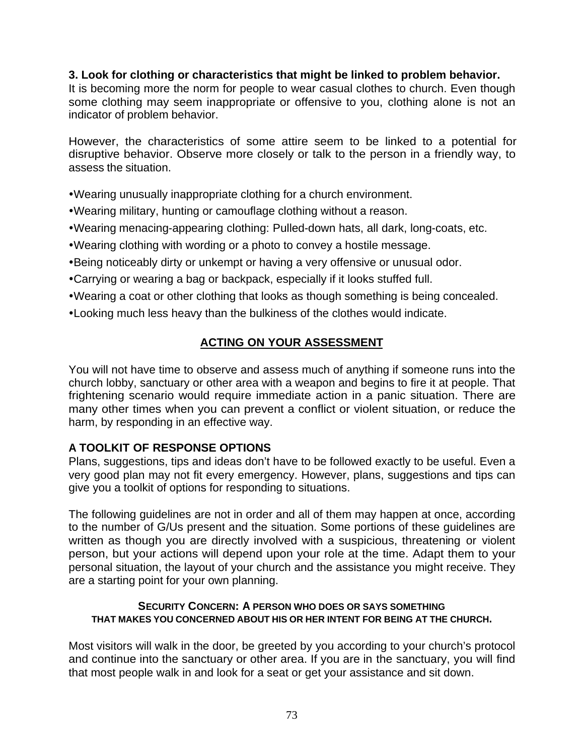**3. Look for clothing or characteristics that might be linked to problem behavior.**
It is becoming more the norm for people to wear casual clothes to church. Even though some clothing may seem inappropriate or offensive to you, clothing alone is not an indicator of problem behavior.

However, the characteristics of some attire seem to be linked to a potential for disruptive behavior. Observe more closely or talk to the person in a friendly way, to assess the situation.

- Wearing unusually inappropriate clothing for a church environment.
- Wearing military, hunting or camouflage clothing without a reason.
- Wearing menacing-appearing clothing: Pulled-down hats, all dark, long-coats, etc.
- Wearing clothing with wording or a photo to convey a hostile message.
- Being noticeably dirty or unkempt or having a very offensive or unusual odor.
- Carrying or wearing a bag or backpack, especially if it looks stuffed full.
- Wearing a coat or other clothing that looks as though something is being concealed.
- Looking much less heavy than the bulkiness of the clothes would indicate.

## ACTING ON YOUR ASSESSMENT

You will not have time to observe and assess much of anything if someone runs into the church lobby, sanctuary or other area with a weapon and begins to fire it at people. That frightening scenario would require immediate action in a panic situation. There are many other times when you can prevent a conflict or violent situation, or reduce the harm, by responding in an effective way.

### A TOOLKIT OF RESPONSE OPTIONS

Plans, suggestions, tips and ideas don't have to be followed exactly to be useful. Even a very good plan may not fit every emergency. However, plans, suggestions and tips can give you a toolkit of options for responding to situations.

The following guidelines are not in order and all of them may happen at once, according to the number of G/Us present and the situation. Some portions of these guidelines are written as though you are directly involved with a suspicious, threatening or violent person, but your actions will depend upon your role at the time. Adapt them to your personal situation, the layout of your church and the assistance you might receive. They are a starting point for your own planning.

#### SECURITY CONCERN: A PERSON WHO DOES OR SAYS SOMETHING THAT MAKES YOU CONCERNED ABOUT HIS OR HER INTENT FOR BEING AT THE CHURCH.

Most visitors will walk in the door, be greeted by you according to your church's protocol and continue into the sanctuary or other area. If you are in the sanctuary, you will find that most people walk in and look for a seat or get your assistance and sit down.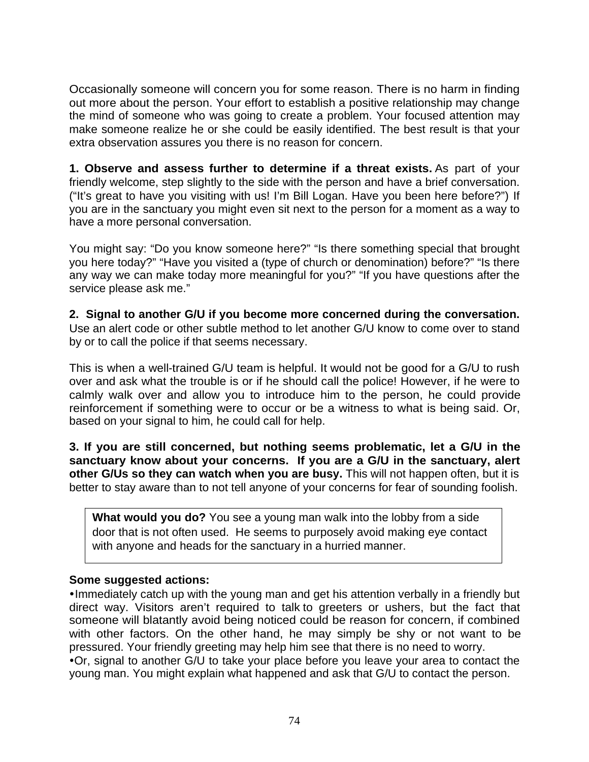Occasionally someone will concern you for some reason. There is no harm in finding out more about the person. Your effort to establish a positive relationship may change the mind of someone who was going to create a problem. Your focused attention may make someone realize he or she could be easily identified. The best result is that your extra observation assures you there is no reason for concern.

**1. Observe and assess further to determine if a threat exists.** As part of your friendly welcome, step slightly to the side with the person and have a brief conversation. ("It's great to have you visiting with us! I'm Bill Logan. Have you been here before?") If you are in the sanctuary you might even sit next to the person for a moment as a way to have a more personal conversation.

You might say: "Do you know someone here?" "Is there something special that brought you here today?" "Have you visited a (type of church or denomination) before?" "Is there any way we can make today more meaningful for you?" "If you have questions after the service please ask me."

**2. Signal to another G/U if you become more concerned during the conversation.** Use an alert code or other subtle method to let another G/U know to come over to stand by or to call the police if that seems necessary.

This is when a well-trained G/U team is helpful. It would not be good for a G/U to rush over and ask what the trouble is or if he should call the police! However, if he were to calmly walk over and allow you to introduce him to the person, he could provide reinforcement if something were to occur or be a witness to what is being said. Or, based on your signal to him, he could call for help.

**3. If you are still concerned, but nothing seems problematic, let a G/U in the sanctuary know about your concerns. If you are a G/U in the sanctuary, alert other G/Us so they can watch when you are busy.** This will not happen often, but it is better to stay aware than to not tell anyone of your concerns for fear of sounding foolish.

> **What would you do?** You see a young man walk into the lobby from a side door that is not often used. He seems to purposely avoid making eye contact with anyone and heads for the sanctuary in a hurried manner.

**Some suggested actions:**

- Immediately catch up with the young man and get his attention verbally in a friendly but direct way. Visitors aren't required to talk to greeters or ushers, but the fact that someone will blatantly avoid being noticed could be reason for concern, if combined with other factors. On the other hand, he may simply be shy or not want to be pressured. Your friendly greeting may help him see that there is no need to worry.
- Or, signal to another G/U to take your place before you leave your area to contact the young man. You might explain what happened and ask that G/U to contact the person.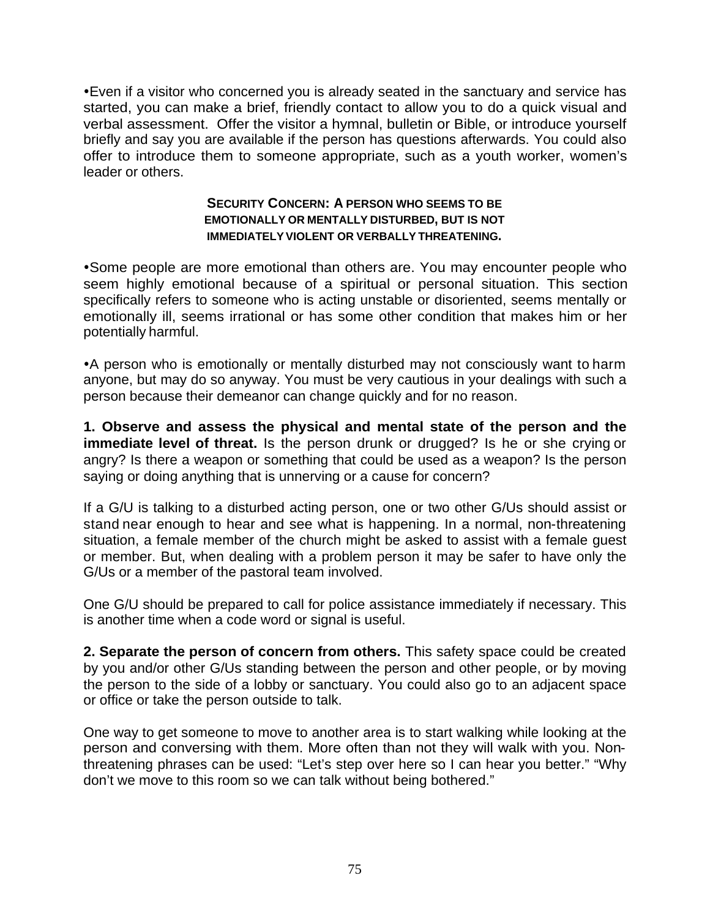•Even if a visitor who concerned you is already seated in the sanctuary and service has started, you can make a brief, friendly contact to allow you to do a quick visual and verbal assessment. Offer the visitor a hymnal, bulletin or Bible, or introduce yourself briefly and say you are available if the person has questions afterwards. You could also offer to introduce them to someone appropriate, such as a youth worker, women's leader or others.

### SECURITY CONCERN: A PERSON WHO SEEMS TO BE EMOTIONALLY OR MENTALLY DISTURBED, BUT IS NOT IMMEDIATELY VIOLENT OR VERBALLY THREATENING.

•Some people are more emotional than others are. You may encounter people who seem highly emotional because of a spiritual or personal situation. This section specifically refers to someone who is acting unstable or disoriented, seems mentally or emotionally ill, seems irrational or has some other condition that makes him or her potentially harmful.

•A person who is emotionally or mentally disturbed may not consciously want to harm anyone, but may do so anyway. You must be very cautious in your dealings with such a person because their demeanor can change quickly and for no reason.

**1. Observe and assess the physical and mental state of the person and the immediate level of threat.** Is the person drunk or drugged? Is he or she crying or angry? Is there a weapon or something that could be used as a weapon? Is the person saying or doing anything that is unnerving or a cause for concern?

If a G/U is talking to a disturbed acting person, one or two other G/Us should assist or stand near enough to hear and see what is happening. In a normal, non-threatening situation, a female member of the church might be asked to assist with a female guest or member. But, when dealing with a problem person it may be safer to have only the G/Us or a member of the pastoral team involved.

One G/U should be prepared to call for police assistance immediately if necessary. This is another time when a code word or signal is useful.

**2. Separate the person of concern from others.** This safety space could be created by you and/or other G/Us standing between the person and other people, or by moving the person to the side of a lobby or sanctuary. You could also go to an adjacent space or office or take the person outside to talk.

One way to get someone to move to another area is to start walking while looking at the person and conversing with them. More often than not they will walk with you. Non-threatening phrases can be used: "Let's step over here so I can hear you better." "Why don't we move to this room so we can talk without being bothered."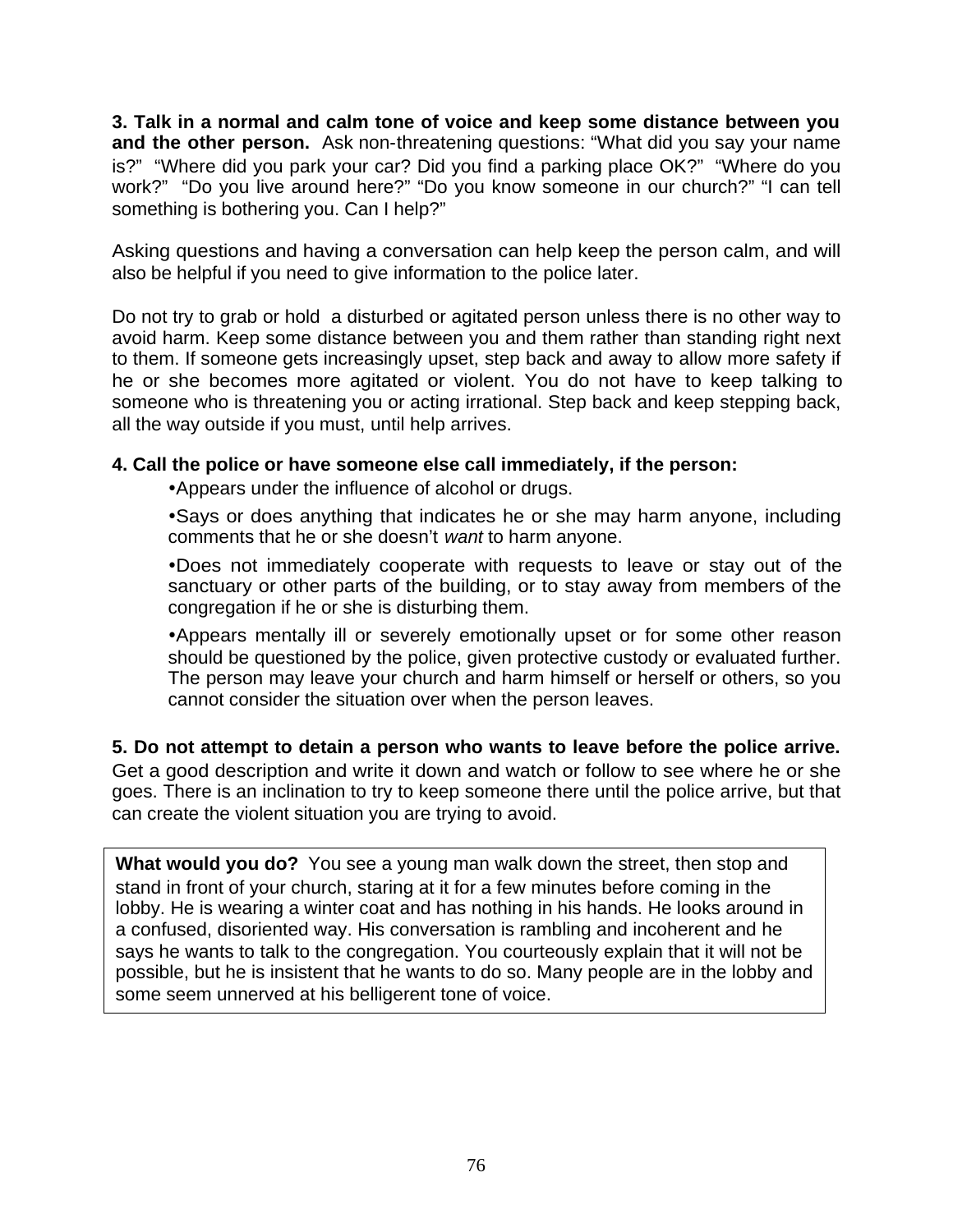**3. Talk in a normal and calm tone of voice and keep some distance between you and the other person.** Ask non-threatening questions: "What did you say your name is?" "Where did you park your car? Did you find a parking place OK?" "Where do you work?" "Do you live around here?" "Do you know someone in our church?" "I can tell something is bothering you. Can I help?"

Asking questions and having a conversation can help keep the person calm, and will also be helpful if you need to give information to the police later.

Do not try to grab or hold a disturbed or agitated person unless there is no other way to avoid harm. Keep some distance between you and them rather than standing right next to them. If someone gets increasingly upset, step back and away to allow more safety if he or she becomes more agitated or violent. You do not have to keep talking to someone who is threatening you or acting irrational. Step back and keep stepping back, all the way outside if you must, until help arrives.

**4. Call the police or have someone else call immediately, if the person:**

- Appears under the influence of alcohol or drugs.
- Says or does anything that indicates he or she may harm anyone, including comments that he or she doesn't *want* to harm anyone.
- Does not immediately cooperate with requests to leave or stay out of the sanctuary or other parts of the building, or to stay away from members of the congregation if he or she is disturbing them.
- Appears mentally ill or severely emotionally upset or for some other reason should be questioned by the police, given protective custody or evaluated further. The person may leave your church and harm himself or herself or others, so you cannot consider the situation over when the person leaves.

**5. Do not attempt to detain a person who wants to leave before the police arrive.** Get a good description and write it down and watch or follow to see where he or she goes. There is an inclination to try to keep someone there until the police arrive, but that can create the violent situation you are trying to avoid.

> **What would you do?** You see a young man walk down the street, then stop and stand in front of your church, staring at it for a few minutes before coming in the lobby. He is wearing a winter coat and has nothing in his hands. He looks around in a confused, disoriented way. His conversation is rambling and incoherent and he says he wants to talk to the congregation. You courteously explain that it will not be possible, but he is insistent that he wants to do so. Many people are in the lobby and some seem unnerved at his belligerent tone of voice.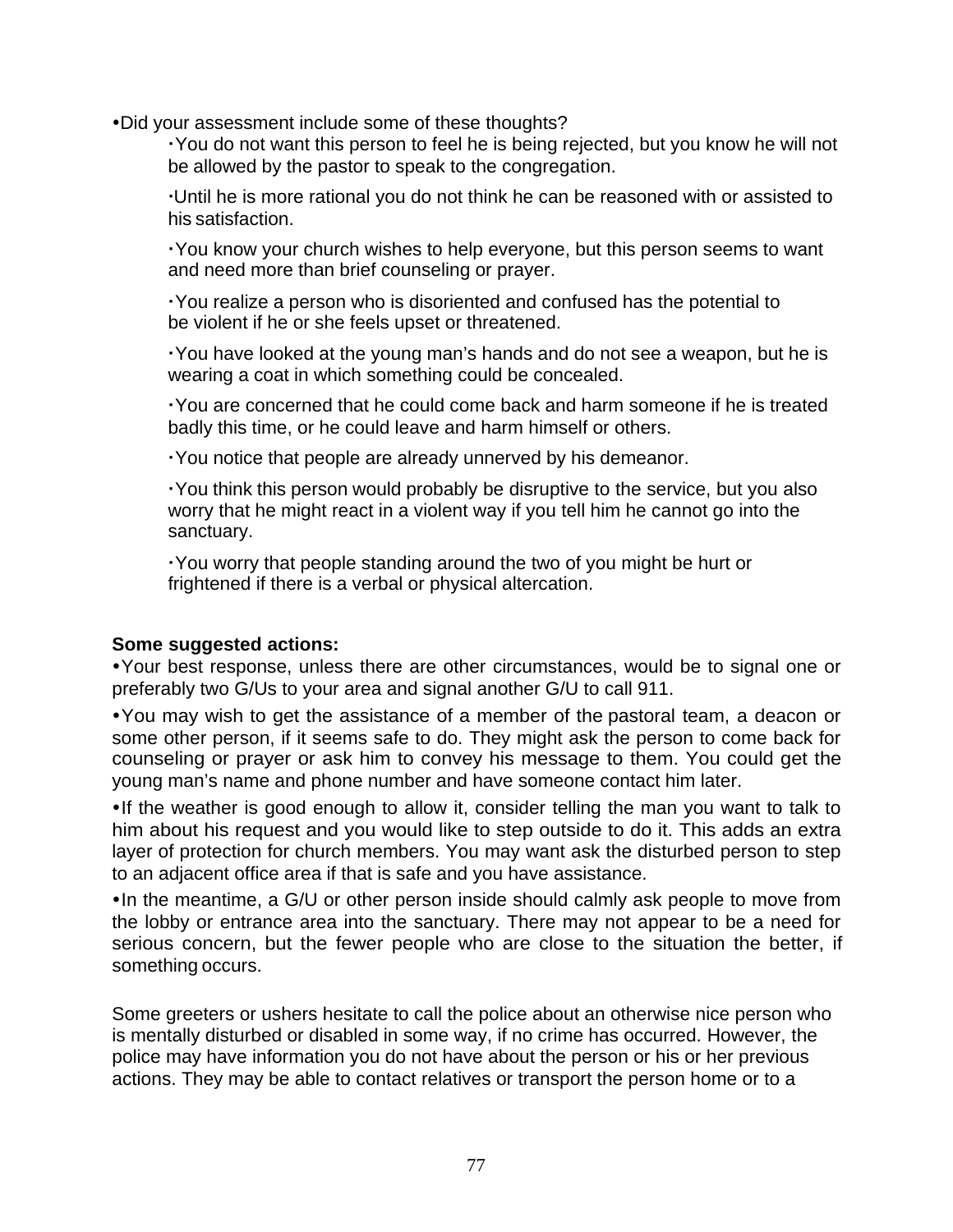- Did your assessment include some of these thoughts?
    - You do not want this person to feel he is being rejected, but you know he will not be allowed by the pastor to speak to the congregation.
    - Until he is more rational you do not think he can be reasoned with or assisted to his satisfaction.
    - You know your church wishes to help everyone, but this person seems to want and need more than brief counseling or prayer.
    - You realize a person who is disoriented and confused has the potential to be violent if he or she feels upset or threatened.
    - You have looked at the young man's hands and do not see a weapon, but he is wearing a coat in which something could be concealed.
    - You are concerned that he could come back and harm someone if he is treated badly this time, or he could leave and harm himself or others.
    - You notice that people are already unnerved by his demeanor.
    - You think this person would probably be disruptive to the service, but you also worry that he might react in a violent way if you tell him he cannot go into the sanctuary.
    - You worry that people standing around the two of you might be hurt or frightened if there is a verbal or physical altercation.

**Some suggested actions:**

- Your best response, unless there are other circumstances, would be to signal one or preferably two G/Us to your area and signal another G/U to call 911.
- You may wish to get the assistance of a member of the pastoral team, a deacon or some other person, if it seems safe to do. They might ask the person to come back for counseling or prayer or ask him to convey his message to them. You could get the young man's name and phone number and have someone contact him later.
- If the weather is good enough to allow it, consider telling the man you want to talk to him about his request and you would like to step outside to do it. This adds an extra layer of protection for church members. You may want ask the disturbed person to step to an adjacent office area if that is safe and you have assistance.
- In the meantime, a G/U or other person inside should calmly ask people to move from the lobby or entrance area into the sanctuary. There may not appear to be a need for serious concern, but the fewer people who are close to the situation the better, if something occurs.

Some greeters or ushers hesitate to call the police about an otherwise nice person who is mentally disturbed or disabled in some way, if no crime has occurred. However, the police may have information you do not have about the person or his or her previous actions. They may be able to contact relatives or transport the person home or to a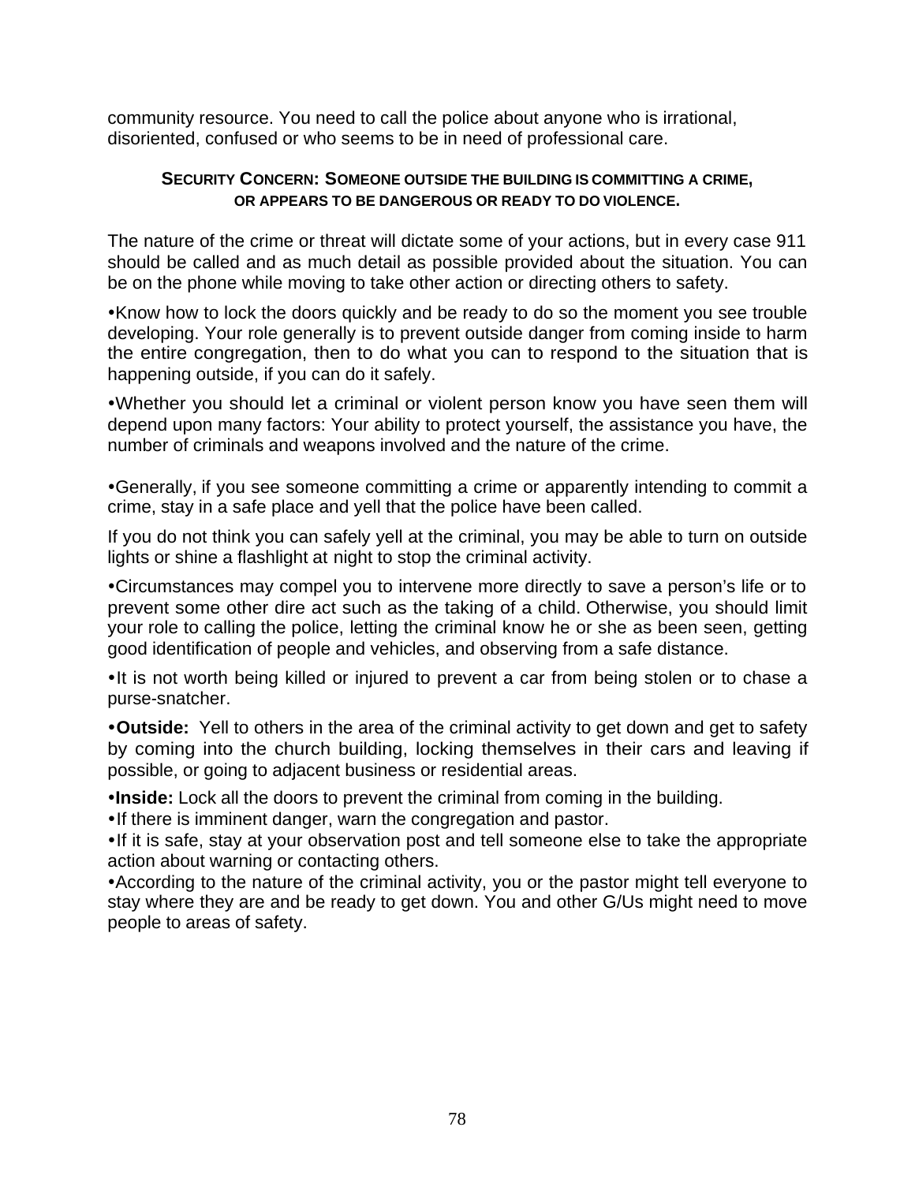community resource. You need to call the police about anyone who is irrational, disoriented, confused or who seems to be in need of professional care.

### SECURITY CONCERN: SOMEONE OUTSIDE THE BUILDING IS COMMITTING A CRIME, OR APPEARS TO BE DANGEROUS OR READY TO DO VIOLENCE.

The nature of the crime or threat will dictate some of your actions, but in every case 911 should be called and as much detail as possible provided about the situation. You can be on the phone while moving to take other action or directing others to safety.

•Know how to lock the doors quickly and be ready to do so the moment you see trouble developing. Your role generally is to prevent outside danger from coming inside to harm the entire congregation, then to do what you can to respond to the situation that is happening outside, if you can do it safely.

•Whether you should let a criminal or violent person know you have seen them will depend upon many factors: Your ability to protect yourself, the assistance you have, the number of criminals and weapons involved and the nature of the crime.

•Generally, if you see someone committing a crime or apparently intending to commit a crime, stay in a safe place and yell that the police have been called.

If you do not think you can safely yell at the criminal, you may be able to turn on outside lights or shine a flashlight at night to stop the criminal activity.

•Circumstances may compel you to intervene more directly to save a person's life or to prevent some other dire act such as the taking of a child. Otherwise, you should limit your role to calling the police, letting the criminal know he or she as been seen, getting good identification of people and vehicles, and observing from a safe distance.

•It is not worth being killed or injured to prevent a car from being stolen or to chase a purse-snatcher.

•**Outside:** Yell to others in the area of the criminal activity to get down and get to safety by coming into the church building, locking themselves in their cars and leaving if possible, or going to adjacent business or residential areas.

•**Inside:** Lock all the doors to prevent the criminal from coming in the building.
•If there is imminent danger, warn the congregation and pastor.
•If it is safe, stay at your observation post and tell someone else to take the appropriate action about warning or contacting others.
•According to the nature of the criminal activity, you or the pastor might tell everyone to stay where they are and be ready to get down. You and other G/Us might need to move people to areas of safety.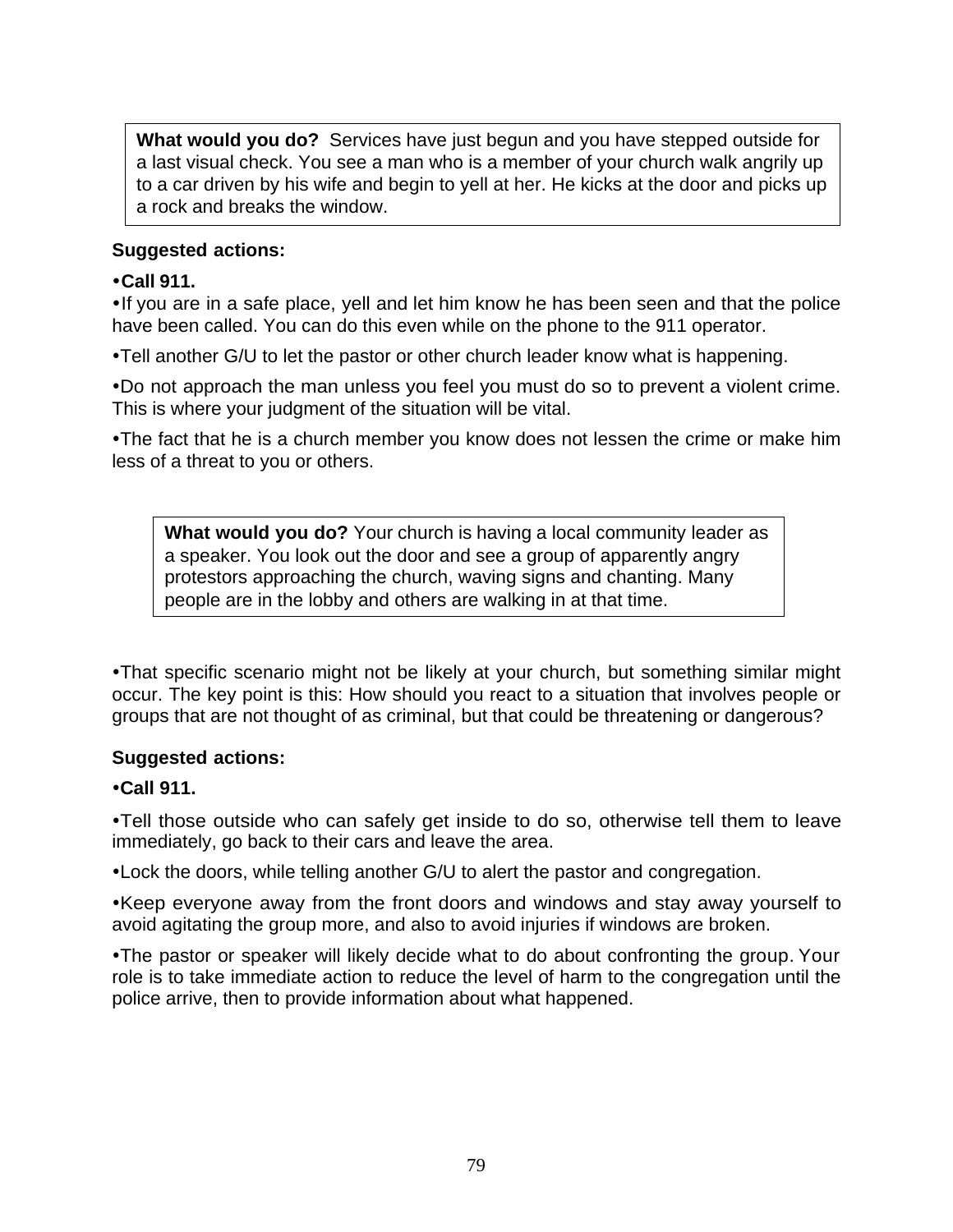**What would you do?** Services have just begun and you have stepped outside for a last visual check. You see a man who is a member of your church walk angrily up to a car driven by his wife and begin to yell at her. He kicks at the door and picks up a rock and breaks the window.

**Suggested actions:**

- **Call 911.**
- If you are in a safe place, yell and let him know he has been seen and that the police have been called. You can do this even while on the phone to the 911 operator.
- Tell another G/U to let the pastor or other church leader know what is happening.
- Do not approach the man unless you feel you must do so to prevent a violent crime. This is where your judgment of the situation will be vital.
- The fact that he is a church member you know does not lessen the crime or make him less of a threat to you or others.

**What would you do?** Your church is having a local community leader as a speaker. You look out the door and see a group of apparently angry protestors approaching the church, waving signs and chanting. Many people are in the lobby and others are walking in at that time.

- That specific scenario might not be likely at your church, but something similar might occur. The key point is this: How should you react to a situation that involves people or groups that are not thought of as criminal, but that could be threatening or dangerous?

**Suggested actions:**

- **Call 911.**
- Tell those outside who can safely get inside to do so, otherwise tell them to leave immediately, go back to their cars and leave the area.
- Lock the doors, while telling another G/U to alert the pastor and congregation.
- Keep everyone away from the front doors and windows and stay away yourself to avoid agitating the group more, and also to avoid injuries if windows are broken.
- The pastor or speaker will likely decide what to do about confronting the group. Your role is to take immediate action to reduce the level of harm to the congregation until the police arrive, then to provide information about what happened.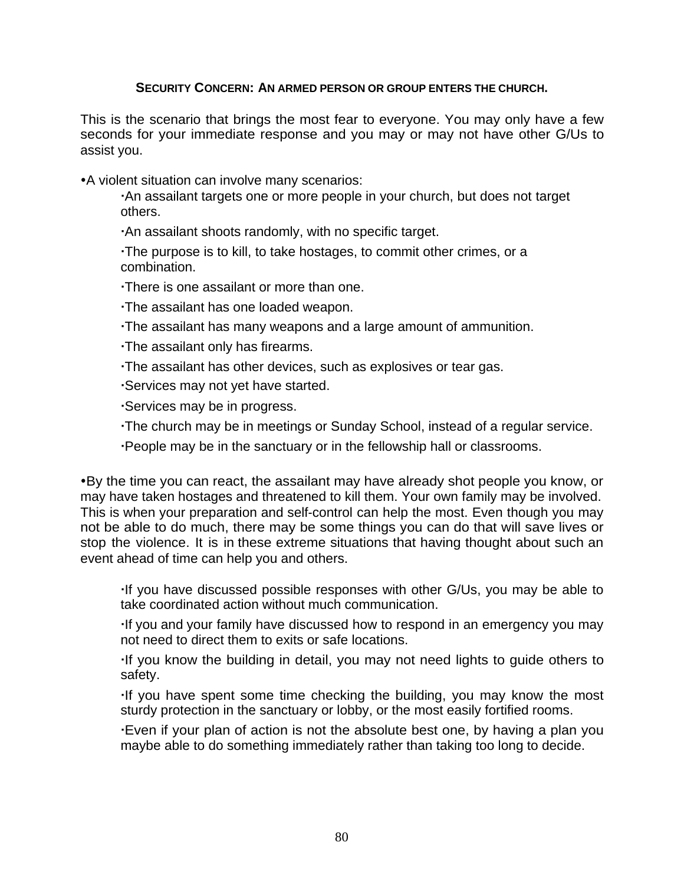### SECURITY CONCERN: AN ARMED PERSON OR GROUP ENTERS THE CHURCH.

This is the scenario that brings the most fear to everyone. You may only have a few seconds for your immediate response and you may or may not have other G/Us to assist you.

- A violent situation can involve many scenarios:
  - An assailant targets one or more people in your church, but does not target others.
  - An assailant shoots randomly, with no specific target.
  - The purpose is to kill, to take hostages, to commit other crimes, or a combination.
  - There is one assailant or more than one.
  - The assailant has one loaded weapon.
  - The assailant has many weapons and a large amount of ammunition.
  - The assailant only has firearms.
  - The assailant has other devices, such as explosives or tear gas.
  - Services may not yet have started.
  - Services may be in progress.
  - The church may be in meetings or Sunday School, instead of a regular service.
  - People may be in the sanctuary or in the fellowship hall or classrooms.

- By the time you can react, the assailant may have already shot people you know, or may have taken hostages and threatened to kill them. Your own family may be involved. This is when your preparation and self-control can help the most. Even though you may not be able to do much, there may be some things you can do that will save lives or stop the violence. It is in these extreme situations that having thought about such an event ahead of time can help you and others.

  - If you have discussed possible responses with other G/Us, you may be able to take coordinated action without much communication.
  - If you and your family have discussed how to respond in an emergency you may not need to direct them to exits or safe locations.
  - If you know the building in detail, you may not need lights to guide others to safety.
  - If you have spent some time checking the building, you may know the most sturdy protection in the sanctuary or lobby, or the most easily fortified rooms.
  - Even if your plan of action is not the absolute best one, by having a plan you maybe able to do something immediately rather than taking too long to decide.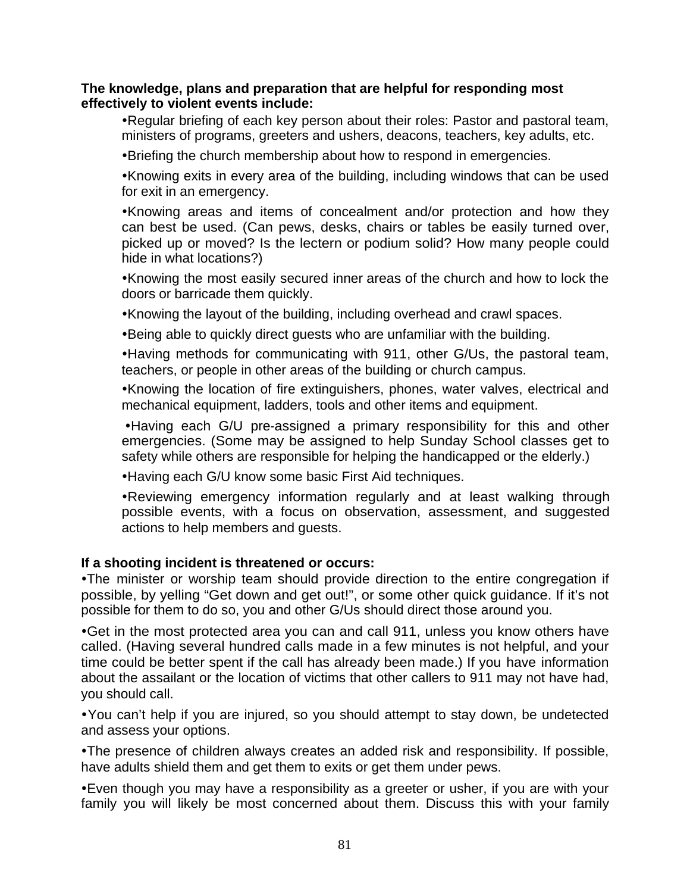**The knowledge, plans and preparation that are helpful for responding most effectively to violent events include:**

- Regular briefing of each key person about their roles: Pastor and pastoral team, ministers of programs, greeters and ushers, deacons, teachers, key adults, etc.
- Briefing the church membership about how to respond in emergencies.
- Knowing exits in every area of the building, including windows that can be used for exit in an emergency.
- Knowing areas and items of concealment and/or protection and how they can best be used. (Can pews, desks, chairs or tables be easily turned over, picked up or moved? Is the lectern or podium solid? How many people could hide in what locations?)
- Knowing the most easily secured inner areas of the church and how to lock the doors or barricade them quickly.
- Knowing the layout of the building, including overhead and crawl spaces.
- Being able to quickly direct guests who are unfamiliar with the building.
- Having methods for communicating with 911, other G/Us, the pastoral team, teachers, or people in other areas of the building or church campus.
- Knowing the location of fire extinguishers, phones, water valves, electrical and mechanical equipment, ladders, tools and other items and equipment.
- Having each G/U pre-assigned a primary responsibility for this and other emergencies. (Some may be assigned to help Sunday School classes get to safety while others are responsible for helping the handicapped or the elderly.)
- Having each G/U know some basic First Aid techniques.
- Reviewing emergency information regularly and at least walking through possible events, with a focus on observation, assessment, and suggested actions to help members and guests.

**If a shooting incident is threatened or occurs:**

- The minister or worship team should provide direction to the entire congregation if possible, by yelling "Get down and get out!", or some other quick guidance. If it's not possible for them to do so, you and other G/Us should direct those around you.
- Get in the most protected area you can and call 911, unless you know others have called. (Having several hundred calls made in a few minutes is not helpful, and your time could be better spent if the call has already been made.) If you have information about the assailant or the location of victims that other callers to 911 may not have had, you should call.
- You can't help if you are injured, so you should attempt to stay down, be undetected and assess your options.
- The presence of children always creates an added risk and responsibility. If possible, have adults shield them and get them to exits or get them under pews.
- Even though you may have a responsibility as a greeter or usher, if you are with your family you will likely be most concerned about them. Discuss this with your family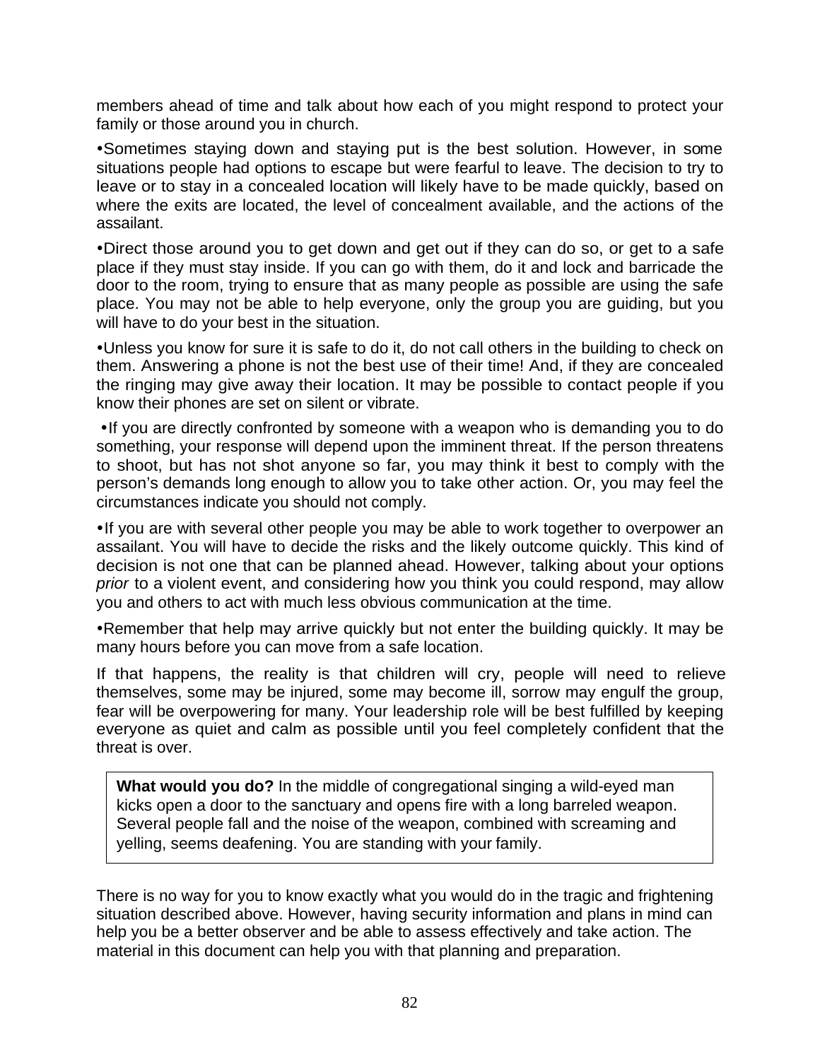members ahead of time and talk about how each of you might respond to protect your family or those around you in church.

- Sometimes staying down and staying put is the best solution. However, in some situations people had options to escape but were fearful to leave. The decision to try to leave or to stay in a concealed location will likely have to be made quickly, based on where the exits are located, the level of concealment available, and the actions of the assailant.

- Direct those around you to get down and get out if they can do so, or get to a safe place if they must stay inside. If you can go with them, do it and lock and barricade the door to the room, trying to ensure that as many people as possible are using the safe place. You may not be able to help everyone, only the group you are guiding, but you will have to do your best in the situation.

- Unless you know for sure it is safe to do it, do not call others in the building to check on them. Answering a phone is not the best use of their time! And, if they are concealed the ringing may give away their location. It may be possible to contact people if you know their phones are set on silent or vibrate.

- If you are directly confronted by someone with a weapon who is demanding you to do something, your response will depend upon the imminent threat. If the person threatens to shoot, but has not shot anyone so far, you may think it best to comply with the person's demands long enough to allow you to take other action. Or, you may feel the circumstances indicate you should not comply.

- If you are with several other people you may be able to work together to overpower an assailant. You will have to decide the risks and the likely outcome quickly. This kind of decision is not one that can be planned ahead. However, talking about your options *prior* to a violent event, and considering how you think you could respond, may allow you and others to act with much less obvious communication at the time.

- Remember that help may arrive quickly but not enter the building quickly. It may be many hours before you can move from a safe location.

If that happens, the reality is that children will cry, people will need to relieve themselves, some may be injured, some may become ill, sorrow may engulf the group, fear will be overpowering for many. Your leadership role will be best fulfilled by keeping everyone as quiet and calm as possible until you feel completely confident that the threat is over.

> **What would you do?** In the middle of congregational singing a wild-eyed man kicks open a door to the sanctuary and opens fire with a long barreled weapon. Several people fall and the noise of the weapon, combined with screaming and yelling, seems deafening. You are standing with your family.

There is no way for you to know exactly what you would do in the tragic and frightening situation described above. However, having security information and plans in mind can help you be a better observer and be able to assess effectively and take action. The material in this document can help you with that planning and preparation.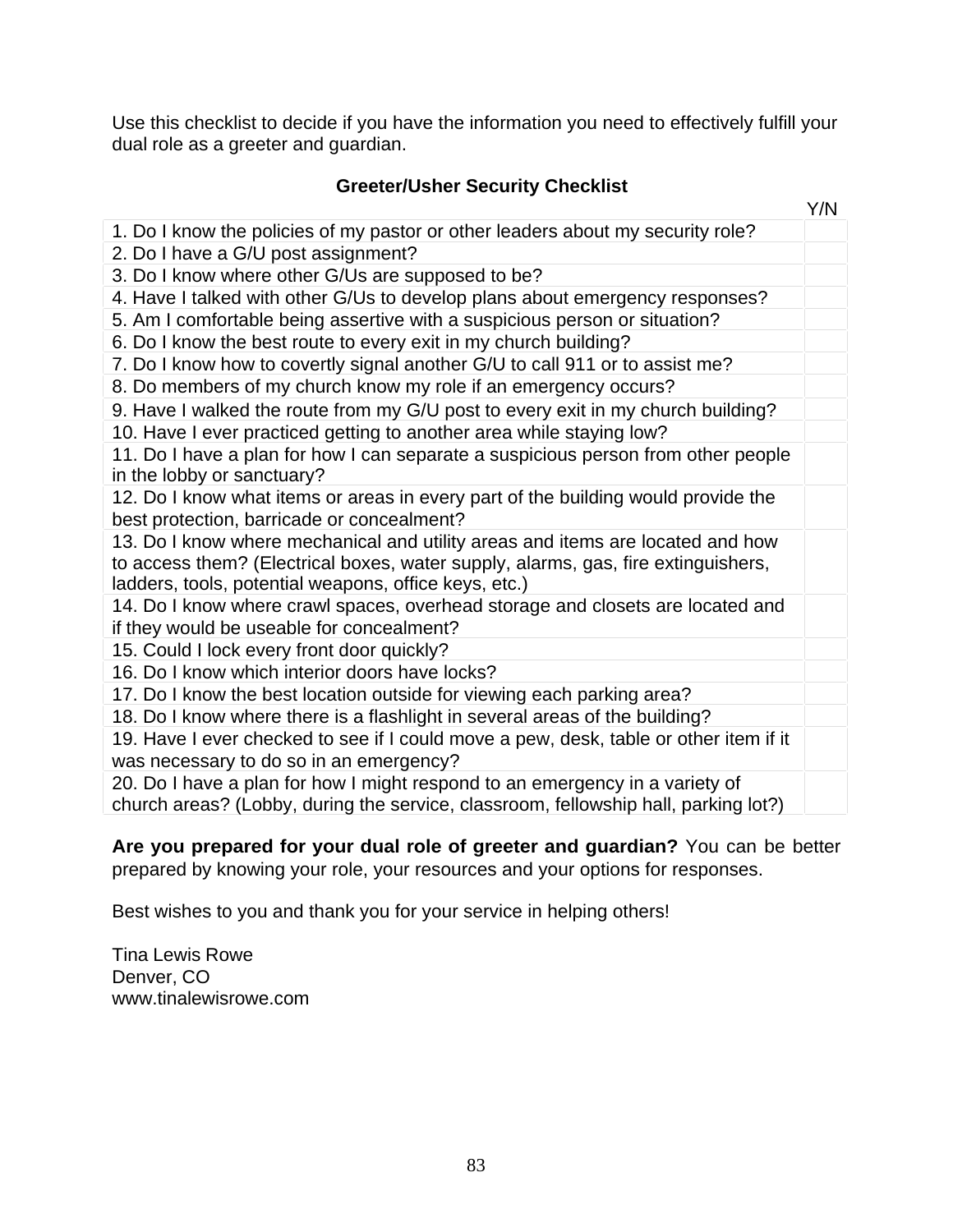Use this checklist to decide if you have the information you need to effectively fulfill your dual role as a greeter and guardian.

**Greeter/Usher Security Checklist**

| | Y/N |
|---|---|
| 1. Do I know the policies of my pastor or other leaders about my security role? | |
| 2. Do I have a G/U post assignment? | |
| 3. Do I know where other G/Us are supposed to be? | |
| 4. Have I talked with other G/Us to develop plans about emergency responses? | |
| 5. Am I comfortable being assertive with a suspicious person or situation? | |
| 6. Do I know the best route to every exit in my church building? | |
| 7. Do I know how to covertly signal another G/U to call 911 or to assist me? | |
| 8. Do members of my church know my role if an emergency occurs? | |
| 9. Have I walked the route from my G/U post to every exit in my church building? | |
| 10. Have I ever practiced getting to another area while staying low? | |
| 11. Do I have a plan for how I can separate a suspicious person from other people in the lobby or sanctuary? | |
| 12. Do I know what items or areas in every part of the building would provide the best protection, barricade or concealment? | |
| 13. Do I know where mechanical and utility areas and items are located and how to access them? (Electrical boxes, water supply, alarms, gas, fire extinguishers, ladders, tools, potential weapons, office keys, etc.) | |
| 14. Do I know where crawl spaces, overhead storage and closets are located and if they would be useable for concealment? | |
| 15. Could I lock every front door quickly? | |
| 16. Do I know which interior doors have locks? | |
| 17. Do I know the best location outside for viewing each parking area? | |
| 18. Do I know where there is a flashlight in several areas of the building? | |
| 19. Have I ever checked to see if I could move a pew, desk, table or other item if it was necessary to do so in an emergency? | |
| 20. Do I have a plan for how I might respond to an emergency in a variety of church areas? (Lobby, during the service, classroom, fellowship hall, parking lot?) | |

**Are you prepared for your dual role of greeter and guardian?** You can be better prepared by knowing your role, your resources and your options for responses.

Best wishes to you and thank you for your service in helping others!

Tina Lewis Rowe  
Denver, CO  
www.tinalewisrowe.com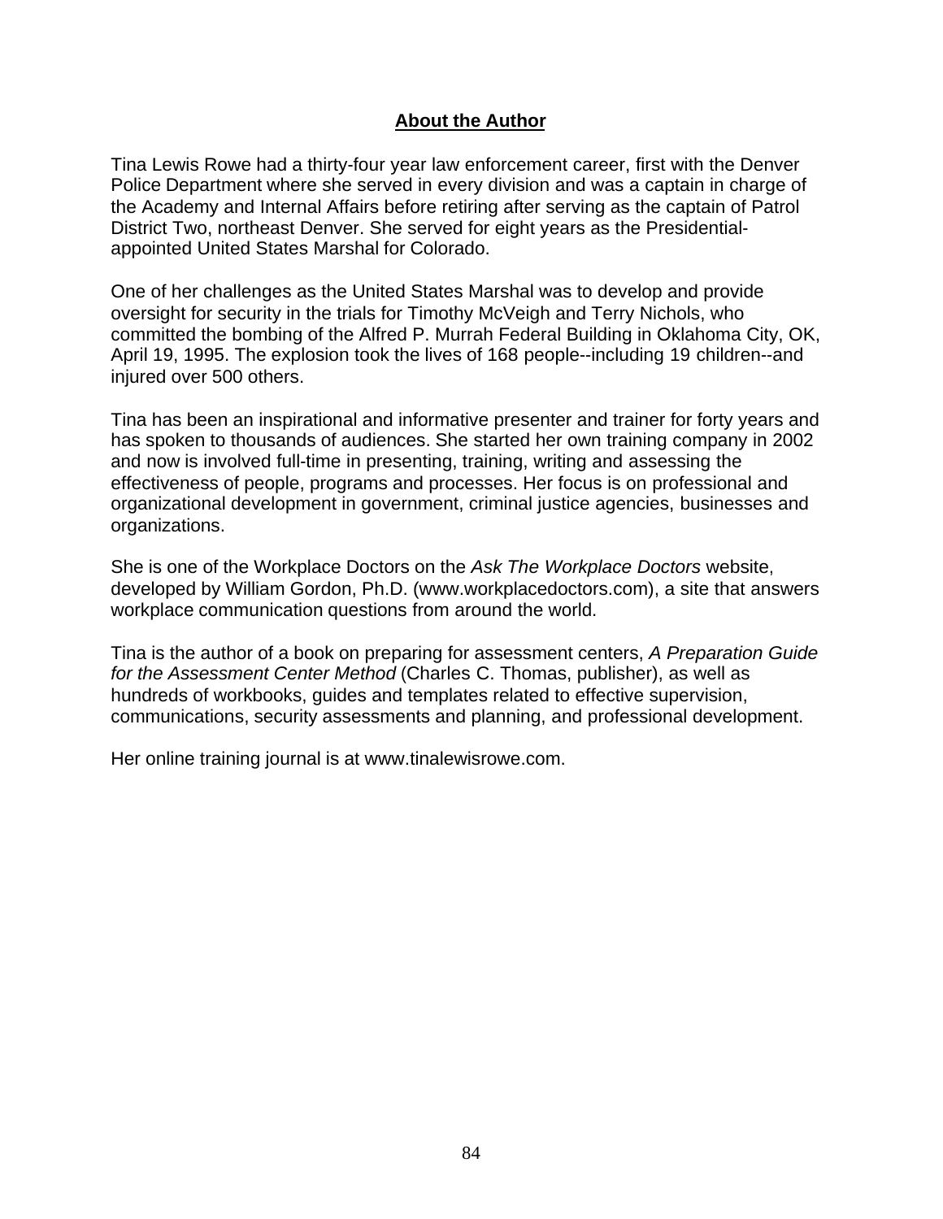## About the Author

Tina Lewis Rowe had a thirty-four year law enforcement career, first with the Denver Police Department where she served in every division and was a captain in charge of the Academy and Internal Affairs before retiring after serving as the captain of Patrol District Two, northeast Denver. She served for eight years as the Presidential-appointed United States Marshal for Colorado.

One of her challenges as the United States Marshal was to develop and provide oversight for security in the trials for Timothy McVeigh and Terry Nichols, who committed the bombing of the Alfred P. Murrah Federal Building in Oklahoma City, OK, April 19, 1995. The explosion took the lives of 168 people--including 19 children--and injured over 500 others.

Tina has been an inspirational and informative presenter and trainer for forty years and has spoken to thousands of audiences. She started her own training company in 2002 and now is involved full-time in presenting, training, writing and assessing the effectiveness of people, programs and processes. Her focus is on professional and organizational development in government, criminal justice agencies, businesses and organizations.

She is one of the Workplace Doctors on the *Ask The Workplace Doctors* website, developed by William Gordon, Ph.D. (www.workplacedoctors.com), a site that answers workplace communication questions from around the world.

Tina is the author of a book on preparing for assessment centers, *A Preparation Guide for the Assessment Center Method* (Charles C. Thomas, publisher), as well as hundreds of workbooks, guides and templates related to effective supervision, communications, security assessments and planning, and professional development.

Her online training journal is at www.tinalewisrowe.com.